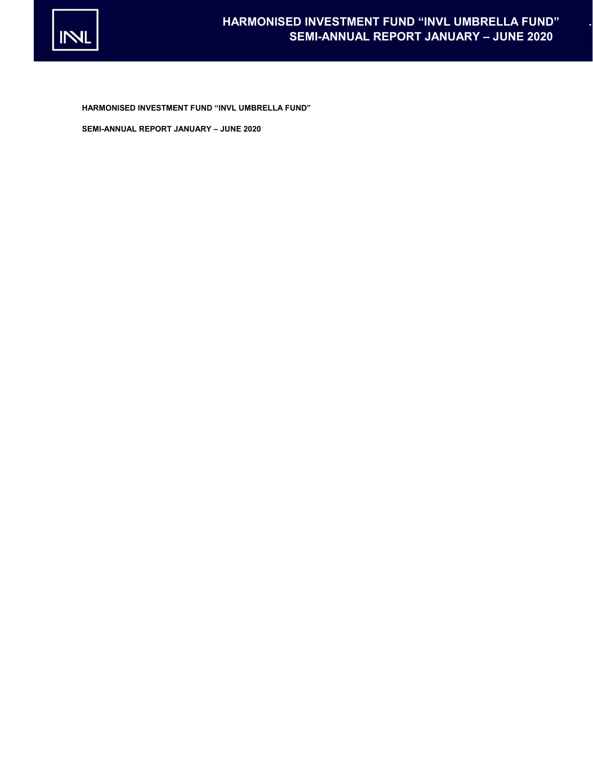**HARMONISED INVESTMENT FUND "INVL UMBRELLA FUND"**

**SEMI-ANNUAL REPORT JANUARY – JUNE 2020**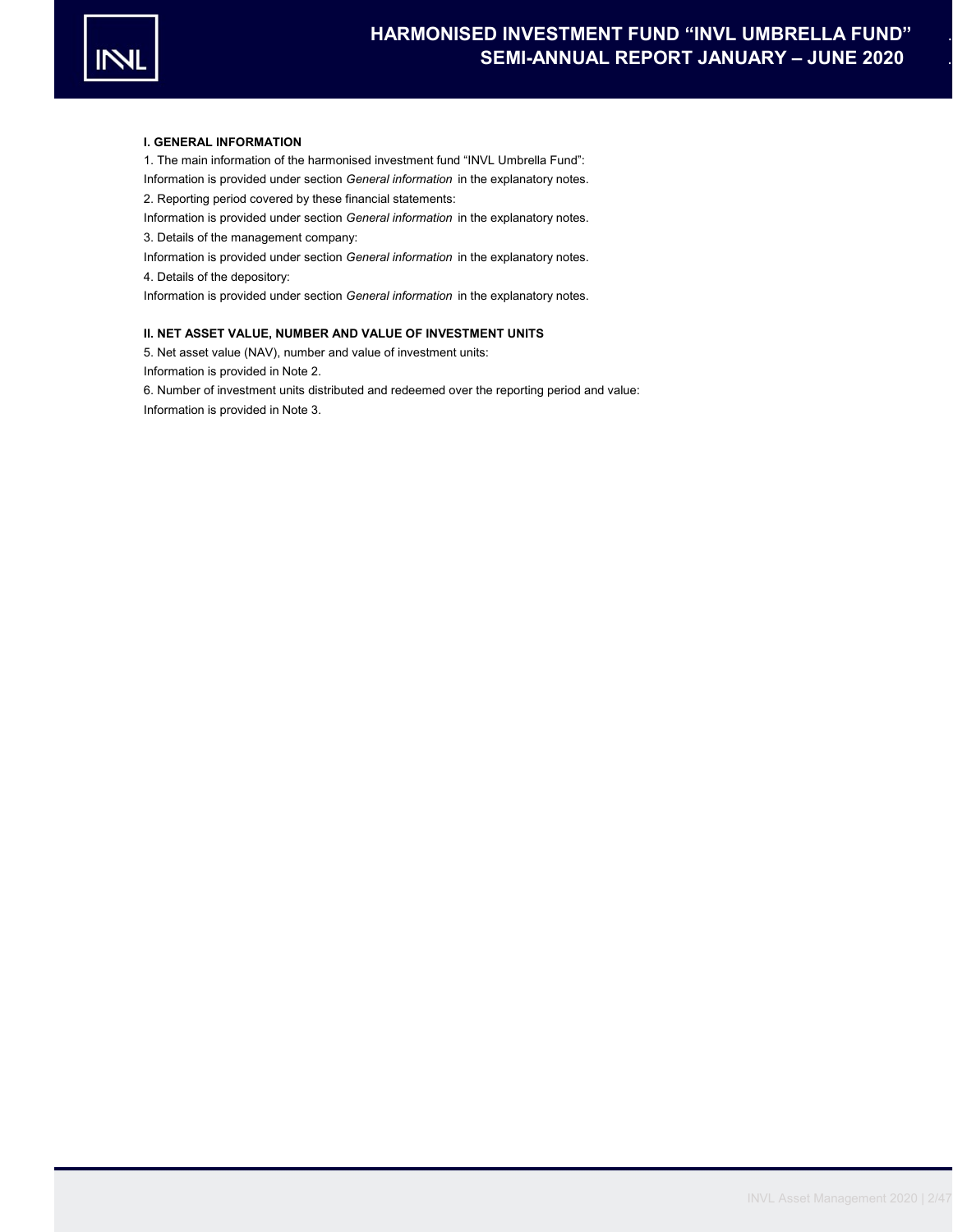## I. GENERAL INFORMATION

1. The main information of the harmonised investment fund “INVL Umbrella Fund”:

Information is provided under section *General information* in the explanatory notes.

2. Reporting period covered by these financial statements:

Information is provided under section *General information* in the explanatory notes.

3. Details of the management company:

Information is provided under section *General information* in the explanatory notes.

4. Details of the depository:

Information is provided under section *General information* in the explanatory notes.

## II. NET ASSET VALUE, NUMBER AND VALUE OF INVESTMENT UNITS

5. Net asset value (NAV), number and value of investment units:

Information is provided in Note 2.

6. Number of investment units distributed and redeemed over the reporting period and value:

Information is provided in Note 3.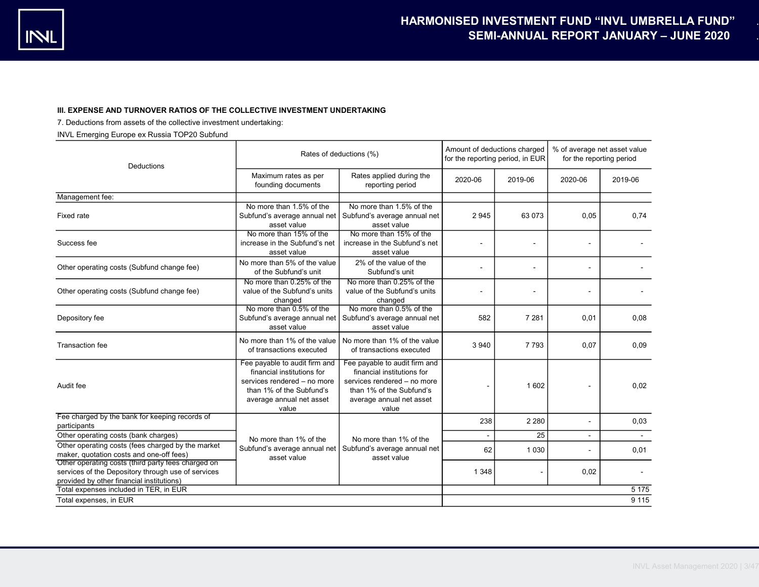### III. EXPENSE AND TURNOVER RATIOS OF THE COLLECTIVE INVESTMENT UNDERTAKING

7. Deductions from assets of the collective investment undertaking:

INVL Emerging Europe ex Russia TOP20 Subfund

| Deductions | Rates of deductions (%) | | Amount of deductions charged for the reporting period, in EUR | | % of average net asset value for the reporting period | |
|---|---|---|---|---|---|---|
| | Maximum rates as per founding documents | Rates applied during the reporting period | 2020-06 | 2019-06 | 2020-06 | 2019-06 |
| Management fee: | | | | | | |
| Fixed rate | No more than 1.5% of the Subfund's average annual net asset value | No more than 1.5% of the Subfund's average annual net asset value | 2 945 | 63 073 | 0,05 | 0,74 |
| Success fee | No more than 15% of the increase in the Subfund's net asset value | No more than 15% of the increase in the Subfund's net asset value | - | - | - | - |
| Other operating costs (Subfund change fee) | No more than 5% of the value of the Subfund's unit | 2% of the value of the Subfund's unit | - | - | - | - |
| Other operating costs (Subfund change fee) | No more than 0.25% of the value of the Subfund's units changed | No more than 0.25% of the value of the Subfund's units changed | - | - | - | - |
| Depository fee | No more than 0.5% of the Subfund's average annual net asset value | No more than 0.5% of the Subfund's average annual net asset value | 582 | 7 281 | 0,01 | 0,08 |
| Transaction fee | No more than 1% of the value of transactions executed | No more than 1% of the value of transactions executed | 3 940 | 7 793 | 0,07 | 0,09 |
| Audit fee | Fee payable to audit firm and financial institutions for services rendered – no more than 1% of the Subfund's average annual net asset value | Fee payable to audit firm and financial institutions for services rendered – no more than 1% of the Subfund's average annual net asset value | - | 1 602 | - | 0,02 |
| Fee charged by the bank for keeping records of participants | No more than 1% of the Subfund's average annual net asset value | No more than 1% of the Subfund's average annual net asset value | 238 | 2 280 | - | 0,03 |
| Other operating costs (bank charges) | | | - | 25 | - | - |
| Other operating costs (fees charged by the market maker, quotation costs and one-off fees) | | | 62 | 1 030 | - | 0,01 |
| Other operating costs (third party fees charged on services of the Depository through use of services provided by other financial institutions) | | | 1 348 | - | 0,02 | - |
| Total expenses included in TER, in EUR | | | | | | 5 175 |
| Total expenses, in EUR | | | | | | 9 115 |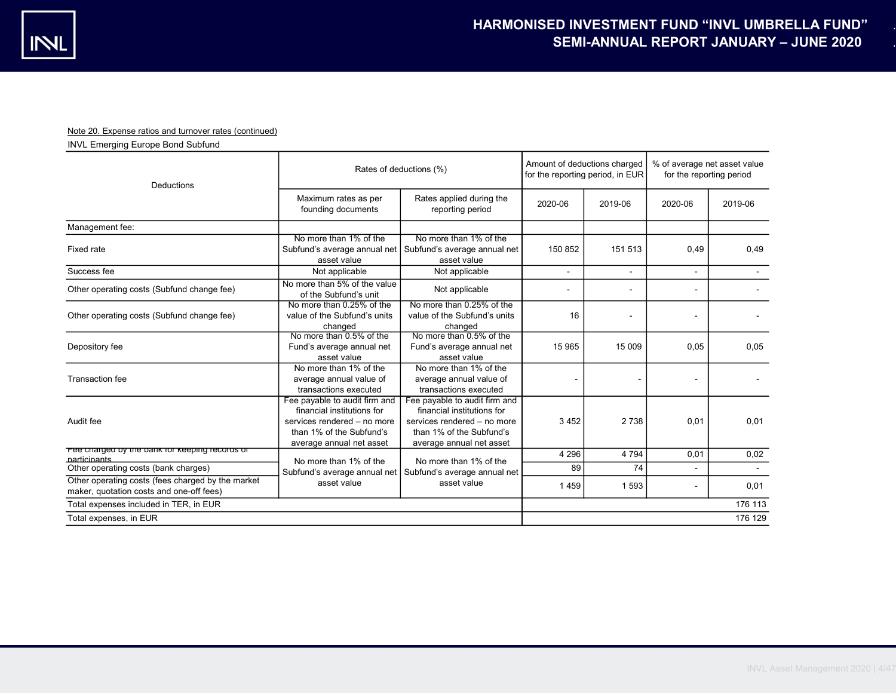Note 20. Expense ratios and turnover rates (continued)

INVL Emerging Europe Bond Subfund

| Deductions | Rates of deductions (%) | | Amount of deductions charged for the reporting period, in EUR | | % of average net asset value for the reporting period | |
|---|---|---|---|---|---|---|
| | Maximum rates as per founding documents | Rates applied during the reporting period | 2020-06 | 2019-06 | 2020-06 | 2019-06 |
| Management fee: | | | | | | |
| Fixed rate | No more than 1% of the Subfund's average annual net asset value | No more than 1% of the Subfund's average annual net asset value | 150 852 | 151 513 | 0,49 | 0,49 |
| Success fee | Not applicable | Not applicable | - | - | - | - |
| Other operating costs (Subfund change fee) | No more than 5% of the value of the Subfund's unit | Not applicable | - | - | - | - |
| Other operating costs (Subfund change fee) | No more than 0.25% of the value of the Subfund's units changed | No more than 0.25% of the value of the Subfund's units changed | 16 | - | - | - |
| Depository fee | No more than 0.5% of the Fund's average annual net asset value | No more than 0.5% of the Fund's average annual net asset value | 15 965 | 15 009 | 0,05 | 0,05 |
| Transaction fee | No more than 1% of the average annual value of transactions executed | No more than 1% of the average annual value of transactions executed | - | - | - | - |
| Audit fee | Fee payable to audit firm and financial institutions for services rendered – no more than 1% of the Subfund's average annual net asset | Fee payable to audit firm and financial institutions for services rendered – no more than 1% of the Subfund's average annual net asset | 3 452 | 2 738 | 0,01 | 0,01 |
| Fee charged by the bank for keeping records of participants | No more than 1% of the Subfund's average annual net asset value | No more than 1% of the Subfund's average annual net asset value | 4 296 | 4 794 | 0,01 | 0,02 |
| Other operating costs (bank charges) | | | 89 | 74 | - | - |
| Other operating costs (fees charged by the market maker, quotation costs and one-off fees) | | | 1 459 | 1 593 | - | 0,01 |
| Total expenses included in TER, in EUR | | | | | | 176 113 |
| Total expenses, in EUR | | | | | | 176 129 |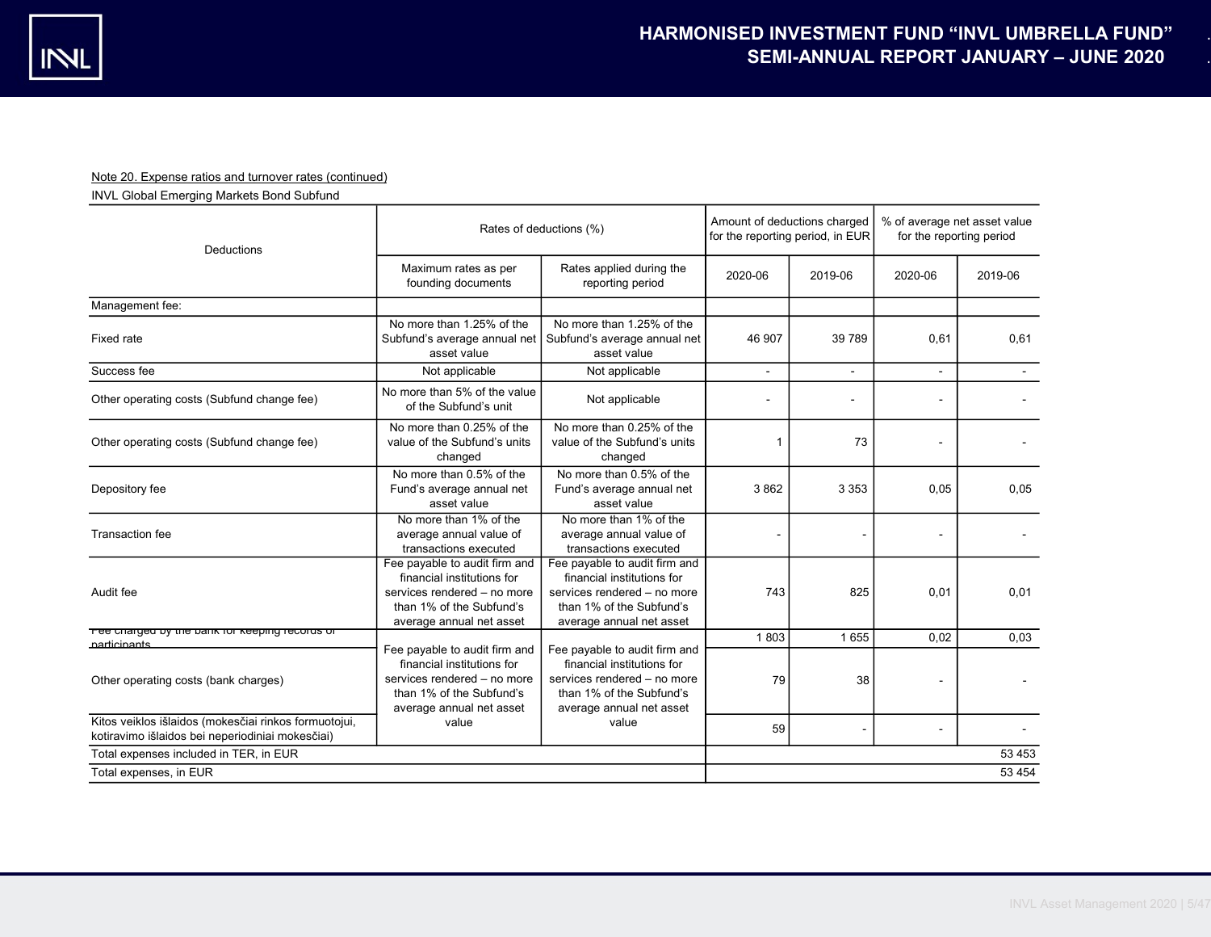Note 20. Expense ratios and turnover rates (continued)

INVL Global Emerging Markets Bond Subfund

| Deductions | Rates of deductions (%) | | Amount of deductions charged for the reporting period, in EUR | | % of average net asset value for the reporting period | |
|---|---|---|---|---|---|---|
| | Maximum rates as per founding documents | Rates applied during the reporting period | 2020-06 | 2019-06 | 2020-06 | 2019-06 |
| Management fee: | | | | | | |
| Fixed rate | No more than 1.25% of the Subfund's average annual net asset value | No more than 1.25% of the Subfund's average annual net asset value | 46 907 | 39 789 | 0,61 | 0,61 |
| Success fee | Not applicable | Not applicable | - | - | - | - |
| Other operating costs (Subfund change fee) | No more than 5% of the value of the Subfund's unit | Not applicable | - | - | - | - |
| Other operating costs (Subfund change fee) | No more than 0.25% of the value of the Subfund's units changed | No more than 0.25% of the value of the Subfund's units changed | 1 | 73 | - | - |
| Depository fee | No more than 0.5% of the Fund's average annual net asset value | No more than 0.5% of the Fund's average annual net asset value | 3 862 | 3 353 | 0,05 | 0,05 |
| Transaction fee | No more than 1% of the average annual value of transactions executed | No more than 1% of the average annual value of transactions executed | - | - | - | - |
| Audit fee | Fee payable to audit firm and financial institutions for services rendered – no more than 1% of the Subfund's average annual net asset | Fee payable to audit firm and financial institutions for services rendered – no more than 1% of the Subfund's average annual net asset | 743 | 825 | 0,01 | 0,01 |
| Fee charged by the bank for keeping records of participants | Fee payable to audit firm and financial institutions for services rendered – no more than 1% of the Subfund's average annual net asset value | Fee payable to audit firm and financial institutions for services rendered – no more than 1% of the Subfund's average annual net asset value | 1 803 | 1 655 | 0,02 | 0,03 |
| Other operating costs (bank charges) | | | 79 | 38 | - | - |
| Kitos veiklos išlaidos (mokesčiai rinkos formuotojui, kotiravimo išlaidos bei neperiodiniai mokesčiai) | | | 59 | - | - | - |
| Total expenses included in TER, in EUR | | | | | | 53 453 |
| Total expenses, in EUR | | | | | | 53 454 |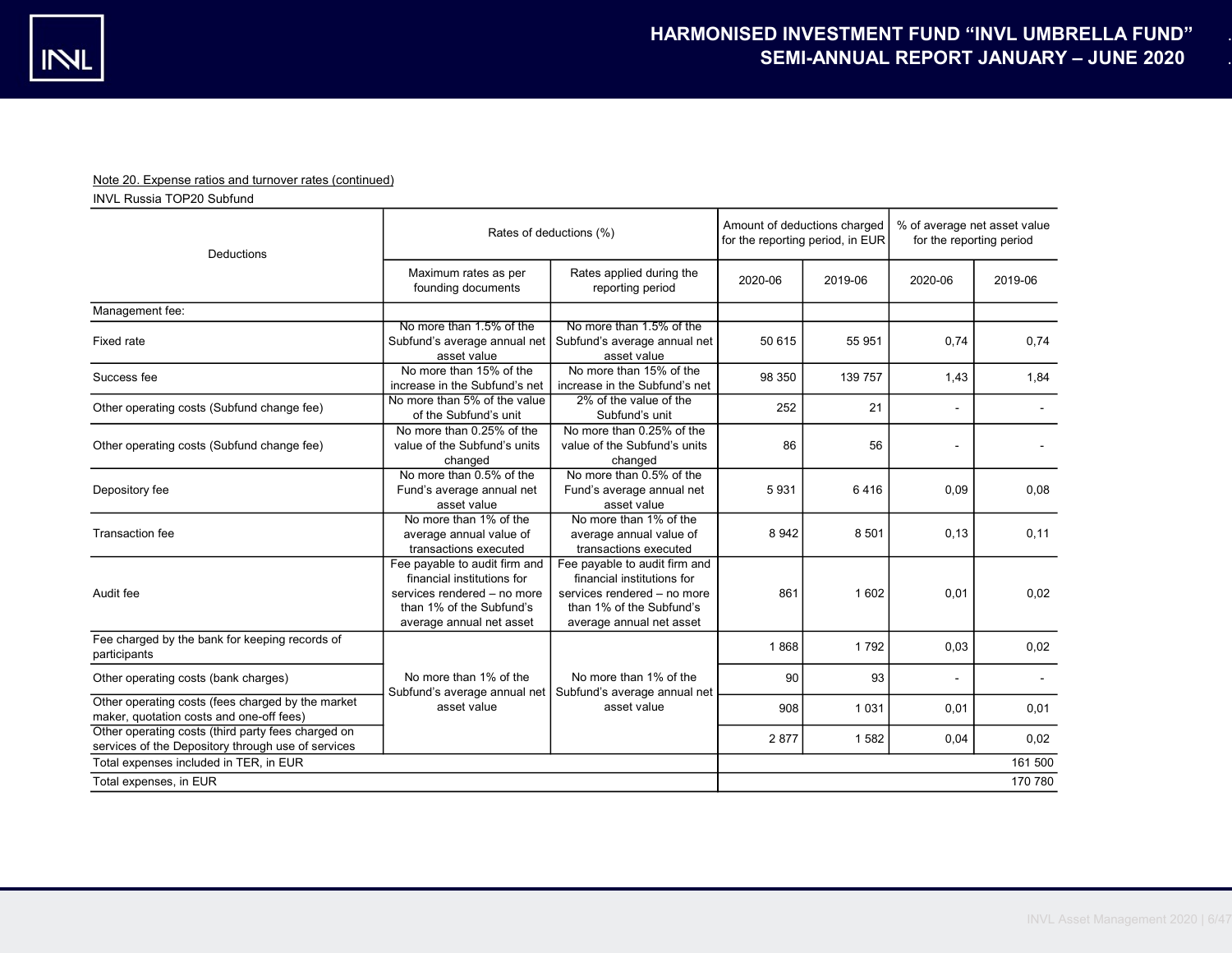Note 20. Expense ratios and turnover rates (continued)

INVL Russia TOP20 Subfund

| Deductions | Rates of deductions (%) | | Amount of deductions charged for the reporting period, in EUR | | % of average net asset value for the reporting period | |
|---|---|---|---|---|---|---|
| | Maximum rates as per founding documents | Rates applied during the reporting period | 2020-06 | 2019-06 | 2020-06 | 2019-06 |
| Management fee: | | | | | | |
| Fixed rate | No more than 1.5% of the Subfund's average annual net asset value | No more than 1.5% of the Subfund's average annual net asset value | 50 615 | 55 951 | 0,74 | 0,74 |
| Success fee | No more than 15% of the increase in the Subfund's net | No more than 15% of the increase in the Subfund's net | 98 350 | 139 757 | 1,43 | 1,84 |
| Other operating costs (Subfund change fee) | No more than 5% of the value of the Subfund's unit | 2% of the value of the Subfund's unit | 252 | 21 | - | - |
| Other operating costs (Subfund change fee) | No more than 0.25% of the value of the Subfund's units changed | No more than 0.25% of the value of the Subfund's units changed | 86 | 56 | - | - |
| Depository fee | No more than 0.5% of the Fund's average annual net asset value | No more than 0.5% of the Fund's average annual net asset value | 5 931 | 6 416 | 0,09 | 0,08 |
| Transaction fee | No more than 1% of the average annual value of transactions executed | No more than 1% of the average annual value of transactions executed | 8 942 | 8 501 | 0,13 | 0,11 |
| Audit fee | Fee payable to audit firm and financial institutions for services rendered – no more than 1% of the Subfund's average annual net asset | Fee payable to audit firm and financial institutions for services rendered – no more than 1% of the Subfund's average annual net asset | 861 | 1 602 | 0,01 | 0,02 |
| Fee charged by the bank for keeping records of participants | No more than 1% of the Subfund's average annual net asset value | No more than 1% of the Subfund's average annual net asset value | 1 868 | 1 792 | 0,03 | 0,02 |
| Other operating costs (bank charges) | | | 90 | 93 | - | - |
| Other operating costs (fees charged by the market maker, quotation costs and one-off fees) | | | 908 | 1 031 | 0,01 | 0,01 |
| Other operating costs (third party fees charged on services of the Depository through use of services | | | 2 877 | 1 582 | 0,04 | 0,02 |
| Total expenses included in TER, in EUR | | | | | | 161 500 |
| Total expenses, in EUR | | | | | | 170 780 |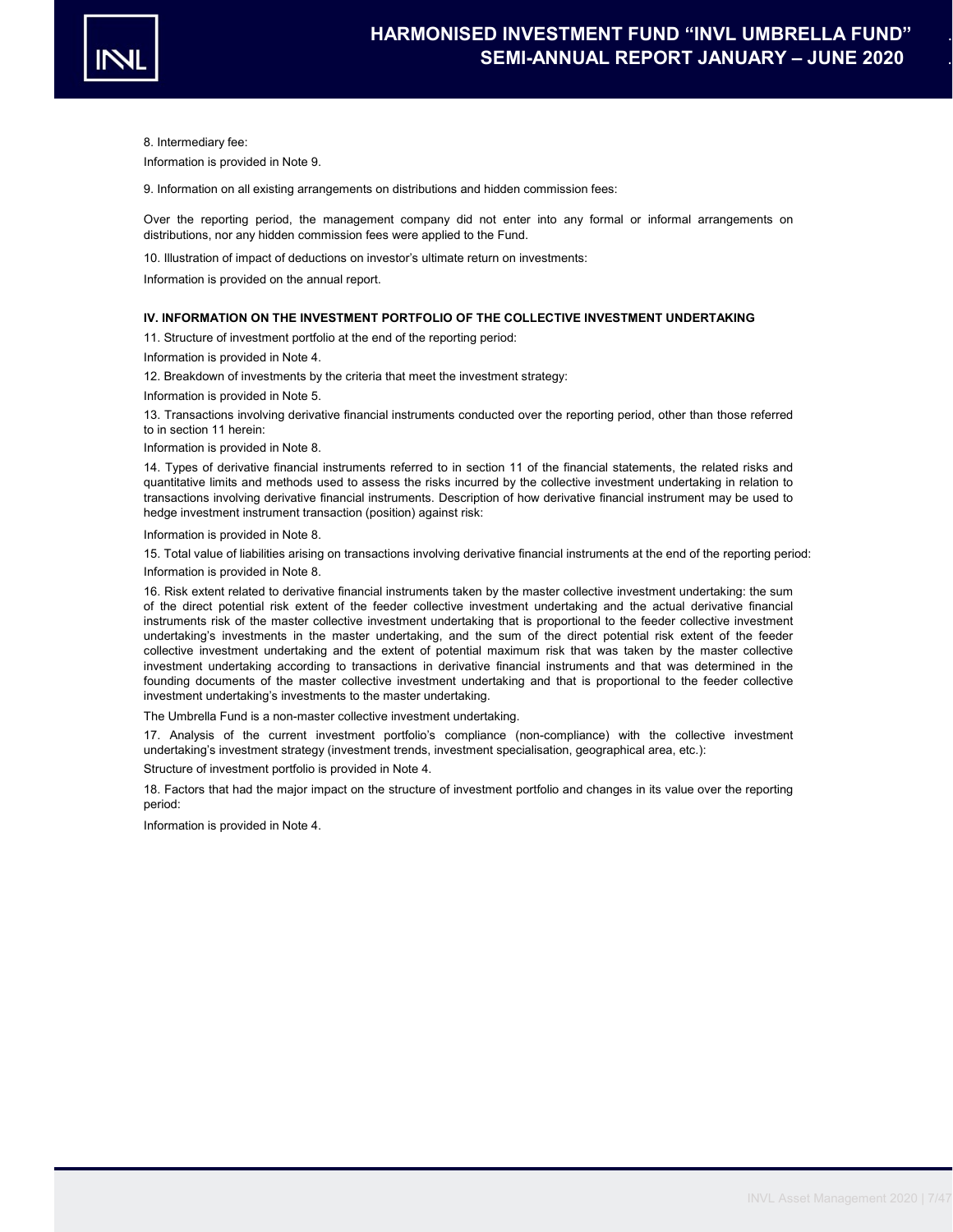8. Intermediary fee:

Information is provided in Note 9.

9. Information on all existing arrangements on distributions and hidden commission fees:

Over the reporting period, the management company did not enter into any formal or informal arrangements on distributions, nor any hidden commission fees were applied to the Fund.

10. Illustration of impact of deductions on investor's ultimate return on investments:

Information is provided on the annual report.

**IV. INFORMATION ON THE INVESTMENT PORTFOLIO OF THE COLLECTIVE INVESTMENT UNDERTAKING**

11. Structure of investment portfolio at the end of the reporting period:

Information is provided in Note 4.

12. Breakdown of investments by the criteria that meet the investment strategy:

Information is provided in Note 5.

13. Transactions involving derivative financial instruments conducted over the reporting period, other than those referred to in section 11 herein:

Information is provided in Note 8.

14. Types of derivative financial instruments referred to in section 11 of the financial statements, the related risks and quantitative limits and methods used to assess the risks incurred by the collective investment undertaking in relation to transactions involving derivative financial instruments. Description of how derivative financial instrument may be used to hedge investment instrument transaction (position) against risk:

Information is provided in Note 8.

15. Total value of liabilities arising on transactions involving derivative financial instruments at the end of the reporting period:

Information is provided in Note 8.

16. Risk extent related to derivative financial instruments taken by the master collective investment undertaking: the sum of the direct potential risk extent of the feeder collective investment undertaking and the actual derivative financial instruments risk of the master collective investment undertaking that is proportional to the feeder collective investment undertaking's investments in the master undertaking, and the sum of the direct potential risk extent of the feeder collective investment undertaking and the extent of potential maximum risk that was taken by the master collective investment undertaking according to transactions in derivative financial instruments and that was determined in the founding documents of the master collective investment undertaking and that is proportional to the feeder collective investment undertaking's investments to the master undertaking.

The Umbrella Fund is a non-master collective investment undertaking.

17. Analysis of the current investment portfolio's compliance (non-compliance) with the collective investment undertaking's investment strategy (investment trends, investment specialisation, geographical area, etc.):

Structure of investment portfolio is provided in Note 4.

18. Factors that had the major impact on the structure of investment portfolio and changes in its value over the reporting period:

Information is provided in Note 4.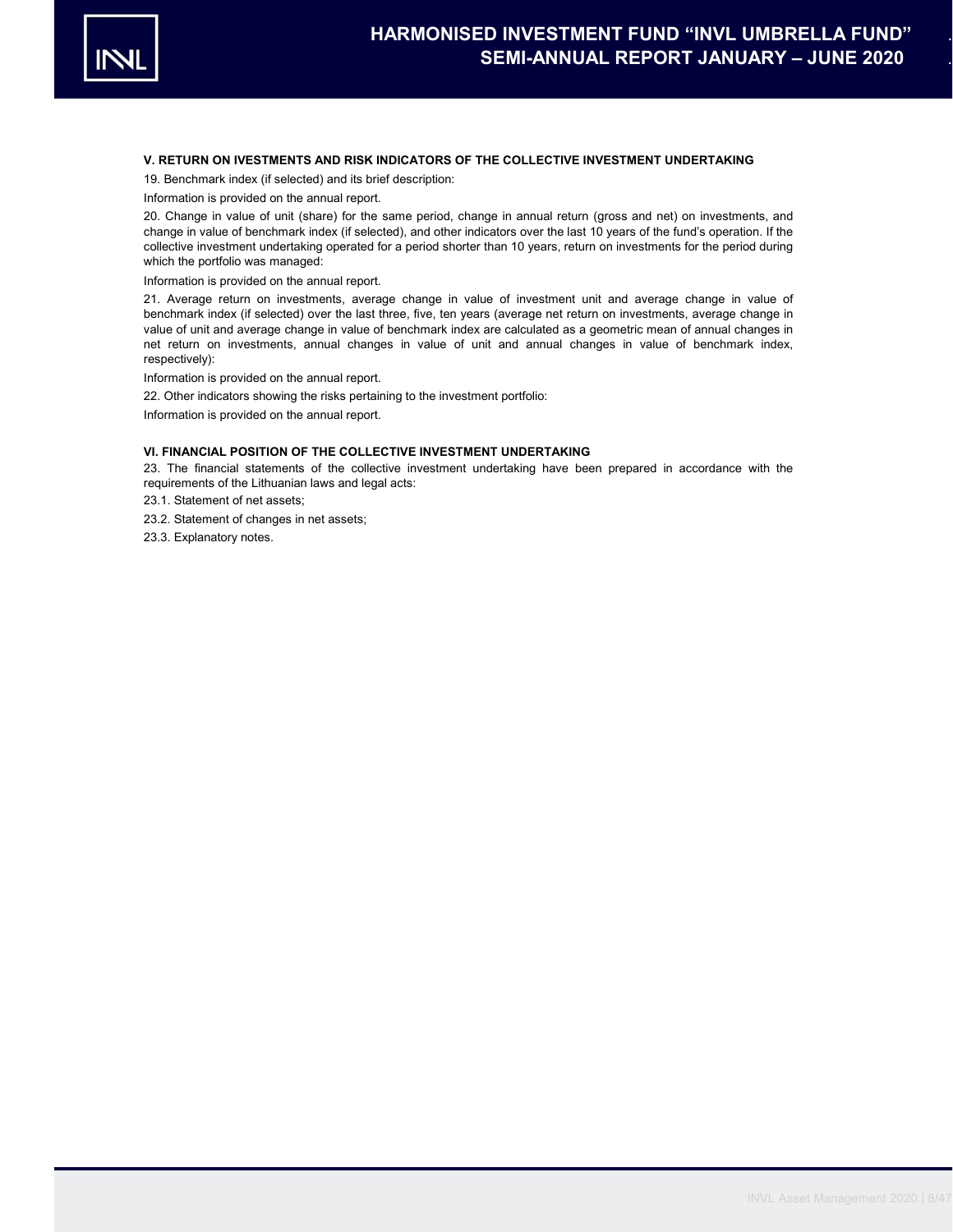### V. RETURN ON IVESTMENTS AND RISK INDICATORS OF THE COLLECTIVE INVESTMENT UNDERTAKING

19. Benchmark index (if selected) and its brief description:

Information is provided on the annual report.

20. Change in value of unit (share) for the same period, change in annual return (gross and net) on investments, and change in value of benchmark index (if selected), and other indicators over the last 10 years of the fund's operation. If the collective investment undertaking operated for a period shorter than 10 years, return on investments for the period during which the portfolio was managed:

Information is provided on the annual report.

21. Average return on investments, average change in value of investment unit and average change in value of benchmark index (if selected) over the last three, five, ten years (average net return on investments, average change in value of unit and average change in value of benchmark index are calculated as a geometric mean of annual changes in net return on investments, annual changes in value of unit and annual changes in value of benchmark index, respectively):

Information is provided on the annual report.

22. Other indicators showing the risks pertaining to the investment portfolio:

Information is provided on the annual report.

### VI. FINANCIAL POSITION OF THE COLLECTIVE INVESTMENT UNDERTAKING

23. The financial statements of the collective investment undertaking have been prepared in accordance with the requirements of the Lithuanian laws and legal acts:

23.1. Statement of net assets;

23.2. Statement of changes in net assets;

23.3. Explanatory notes.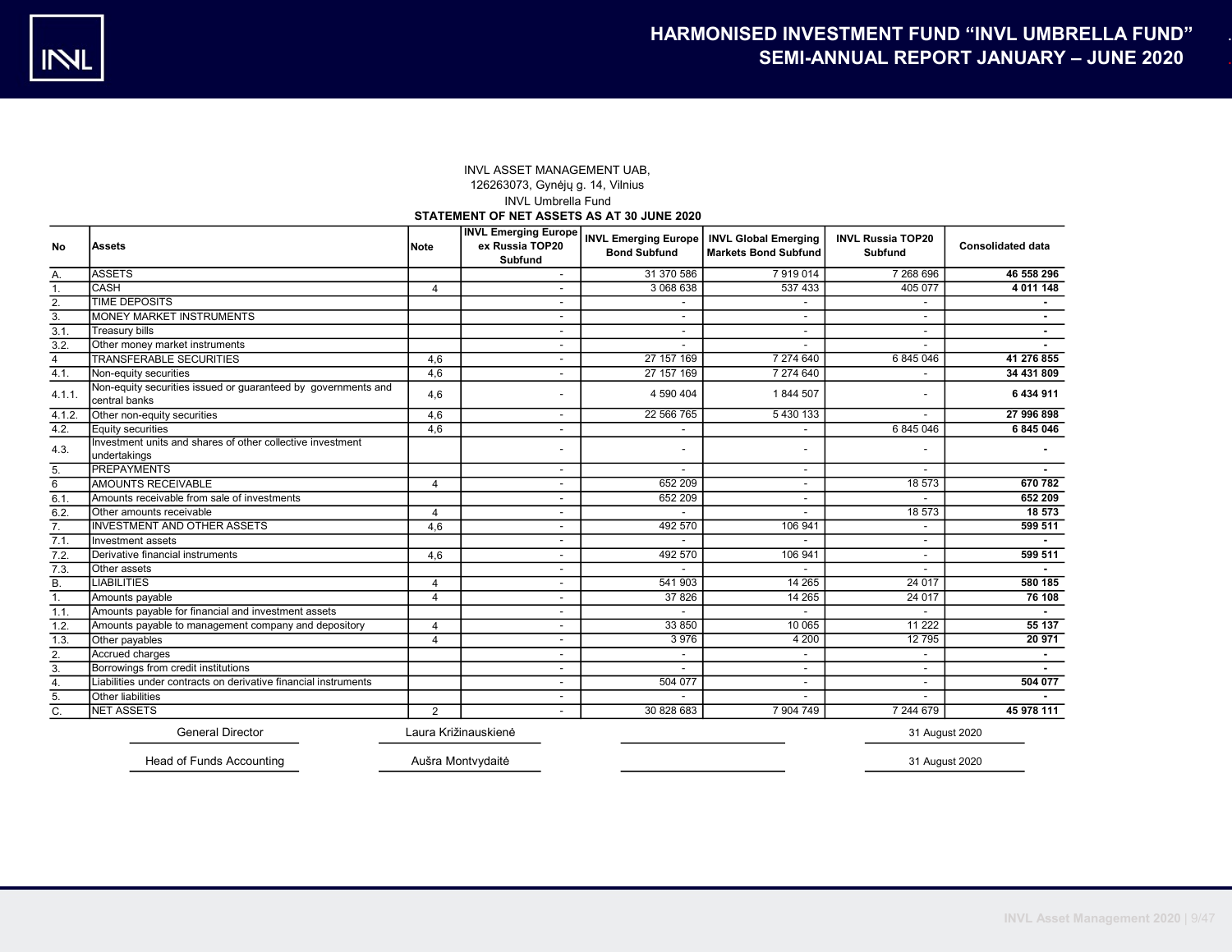INVL ASSET MANAGEMENT UAB,
126263073, Gynėjų g. 14, Vilnius
INVL Umbrella Fund

**STATEMENT OF NET ASSETS AS AT 30 JUNE 2020**

| No | Assets | Note | INVL Emerging Europe ex Russia TOP20 Subfund | INVL Emerging Europe Bond Subfund | INVL Global Emerging Markets Bond Subfund | INVL Russia TOP20 Subfund | Consolidated data |
|---|---|---|---|---|---|---|---|
| A. | ASSETS | | - | 31 370 586 | 7 919 014 | 7 268 696 | **46 558 296** |
| 1. | CASH | 4 | - | 3 068 638 | 537 433 | 405 077 | **4 011 148** |
| 2. | TIME DEPOSITS | | - | - | - | - | **-** |
| 3. | MONEY MARKET INSTRUMENTS | | - | - | - | - | **-** |
| 3.1. | Treasury bills | | - | - | - | - | **-** |
| 3.2. | Other money market instruments | | - | - | - | - | **-** |
| 4 | TRANSFERABLE SECURITIES | 4,6 | - | 27 157 169 | 7 274 640 | 6 845 046 | **41 276 855** |
| 4.1. | Non-equity securities | 4,6 | - | 27 157 169 | 7 274 640 | - | **34 431 809** |
| 4.1.1. | Non-equity securities issued or guaranteed by governments and central banks | 4,6 | - | 4 590 404 | 1 844 507 | - | **6 434 911** |
| 4.1.2. | Other non-equity securities | 4,6 | - | 22 566 765 | 5 430 133 | - | **27 996 898** |
| 4.2. | Equity securities | 4,6 | - | - | - | 6 845 046 | **6 845 046** |
| 4.3. | Investment units and shares of other collective investment undertakings | | - | - | - | - | **-** |
| 5. | PREPAYMENTS | | - | - | - | - | **-** |
| 6 | AMOUNTS RECEIVABLE | 4 | - | 652 209 | - | 18 573 | **670 782** |
| 6.1. | Amounts receivable from sale of investments | | - | 652 209 | - | - | **652 209** |
| 6.2. | Other amounts receivable | 4 | - | - | - | 18 573 | **18 573** |
| 7. | INVESTMENT AND OTHER ASSETS | 4,6 | - | 492 570 | 106 941 | - | **599 511** |
| 7.1. | Investment assets | | - | - | - | - | **-** |
| 7.2. | Derivative financial instruments | 4,6 | - | 492 570 | 106 941 | - | **599 511** |
| 7.3. | Other assets | | - | - | - | - | **-** |
| B. | LIABILITIES | 4 | - | 541 903 | 14 265 | 24 017 | **580 185** |
| 1. | Amounts payable | 4 | - | 37 826 | 14 265 | 24 017 | **76 108** |
| 1.1. | Amounts payable for financial and investment assets | | - | - | - | - | **-** |
| 1.2. | Amounts payable to management company and depository | 4 | - | 33 850 | 10 065 | 11 222 | **55 137** |
| 1.3. | Other payables | 4 | - | 3 976 | 4 200 | 12 795 | **20 971** |
| 2. | Accrued charges | | - | - | - | - | **-** |
| 3. | Borrowings from credit institutions | | - | - | - | - | **-** |
| 4. | Liabilities under contracts on derivative financial instruments | | - | 504 077 | - | - | **504 077** |
| 5. | Other liabilities | | - | - | - | - | **-** |
| C. | NET ASSETS | 2 | - | 30 828 683 | 7 904 749 | 7 244 679 | **45 978 111** |

| | | | |
|---|---|---|---|
| General Director | Laura Križinauskienė | | 31 August 2020 |
| Head of Funds Accounting | Aušra Montvydaitė | | 31 August 2020 |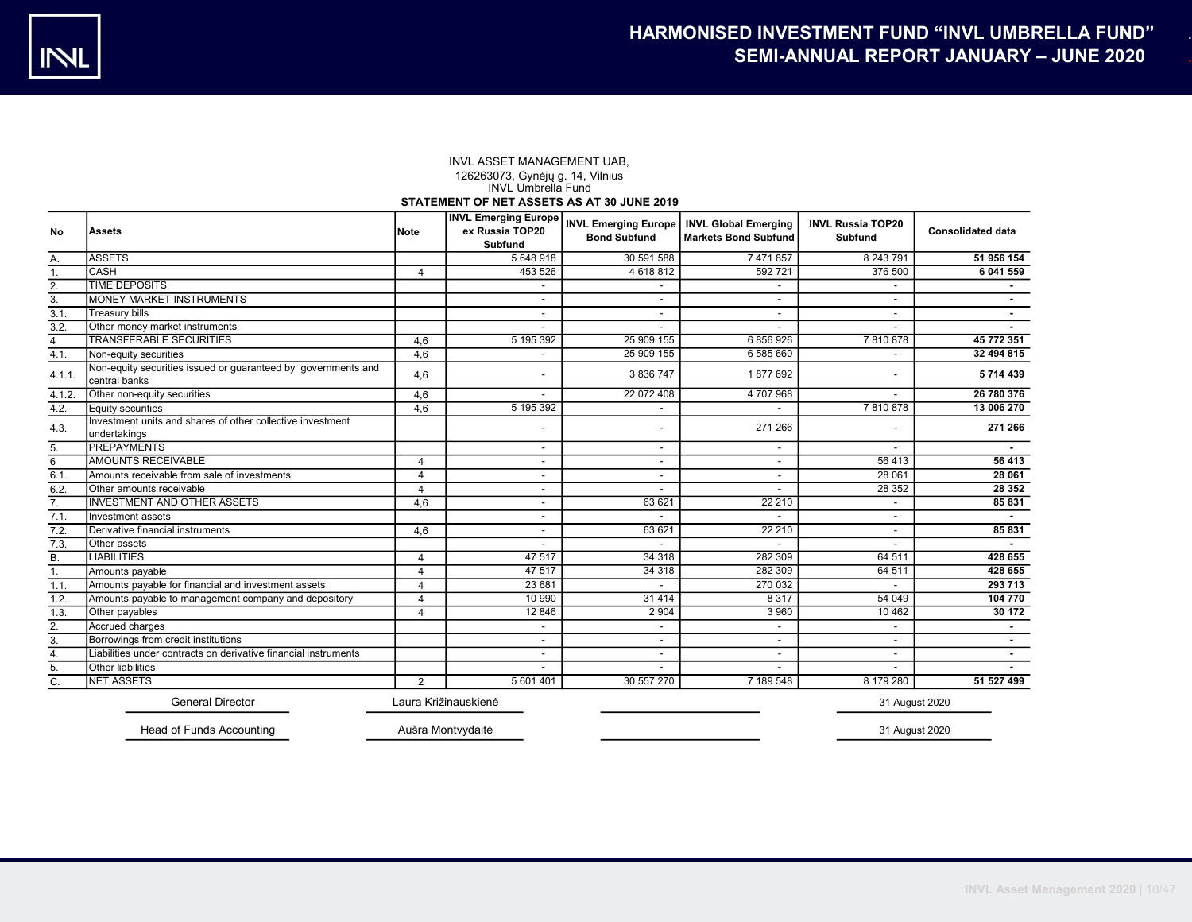INVL ASSET MANAGEMENT UAB,
126263073, Gynėjų g. 14, Vilnius
INVL Umbrella Fund

**STATEMENT OF NET ASSETS AS AT 30 JUNE 2019**

| No | Assets | Note | INVL Emerging Europe ex Russia TOP20 Subfund | INVL Emerging Europe Bond Subfund | INVL Global Emerging Markets Bond Subfund | INVL Russia TOP20 Subfund | Consolidated data |
|---|---|---|---|---|---|---|---|
| A. | ASSETS | | 5 648 918 | 30 591 588 | 7 471 857 | 8 243 791 | **51 956 154** |
| 1. | CASH | 4 | 453 526 | 4 618 812 | 592 721 | 376 500 | **6 041 559** |
| 2. | TIME DEPOSITS | | - | - | - | - | **-** |
| 3. | MONEY MARKET INSTRUMENTS | | - | - | - | - | **-** |
| 3.1. | Treasury bills | | - | - | - | - | **-** |
| 3.2. | Other money market instruments | | - | - | - | - | **-** |
| 4 | TRANSFERABLE SECURITIES | 4,6 | 5 195 392 | 25 909 155 | 6 856 926 | 7 810 878 | **45 772 351** |
| 4.1. | Non-equity securities | 4,6 | - | 25 909 155 | 6 585 660 | - | **32 494 815** |
| 4.1.1. | Non-equity securities issued or guaranteed by governments and central banks | 4,6 | - | 3 836 747 | 1 877 692 | - | **5 714 439** |
| 4.1.2. | Other non-equity securities | 4,6 | - | 22 072 408 | 4 707 968 | - | **26 780 376** |
| 4.2. | Equity securities | 4,6 | 5 195 392 | - | - | 7 810 878 | **13 006 270** |
| 4.3. | Investment units and shares of other collective investment undertakings | | - | - | 271 266 | - | **271 266** |
| 5. | PREPAYMENTS | | - | - | - | - | **-** |
| 6 | AMOUNTS RECEIVABLE | 4 | - | - | - | 56 413 | **56 413** |
| 6.1. | Amounts receivable from sale of investments | 4 | - | - | - | 28 061 | **28 061** |
| 6.2. | Other amounts receivable | 4 | - | - | - | 28 352 | **28 352** |
| 7. | INVESTMENT AND OTHER ASSETS | 4,6 | - | 63 621 | 22 210 | - | **85 831** |
| 7.1. | Investment assets | | - | - | - | - | **-** |
| 7.2. | Derivative financial instruments | 4,6 | - | 63 621 | 22 210 | - | **85 831** |
| 7.3. | Other assets | | - | - | - | - | **-** |
| B. | LIABILITIES | 4 | 47 517 | 34 318 | 282 309 | 64 511 | **428 655** |
| 1. | Amounts payable | 4 | 47 517 | 34 318 | 282 309 | 64 511 | **428 655** |
| 1.1. | Amounts payable for financial and investment assets | 4 | 23 681 | - | 270 032 | - | **293 713** |
| 1.2. | Amounts payable to management company and depository | 4 | 10 990 | 31 414 | 8 317 | 54 049 | **104 770** |
| 1.3. | Other payables | 4 | 12 846 | 2 904 | 3 960 | 10 462 | **30 172** |
| 2. | Accrued charges | | - | - | - | - | **-** |
| 3. | Borrowings from credit institutions | | - | - | - | - | **-** |
| 4. | Liabilities under contracts on derivative financial instruments | | - | - | - | - | **-** |
| 5. | Other liabilities | | - | - | - | - | **-** |
| C. | NET ASSETS | 2 | 5 601 401 | 30 557 270 | 7 189 548 | 8 179 280 | **51 527 499** |

| | | | |
|---|---|---|---|
| General Director | Laura Križinauskienė | | 31 August 2020 |
| Head of Funds Accounting | Aušra Montvydaitė | | 31 August 2020 |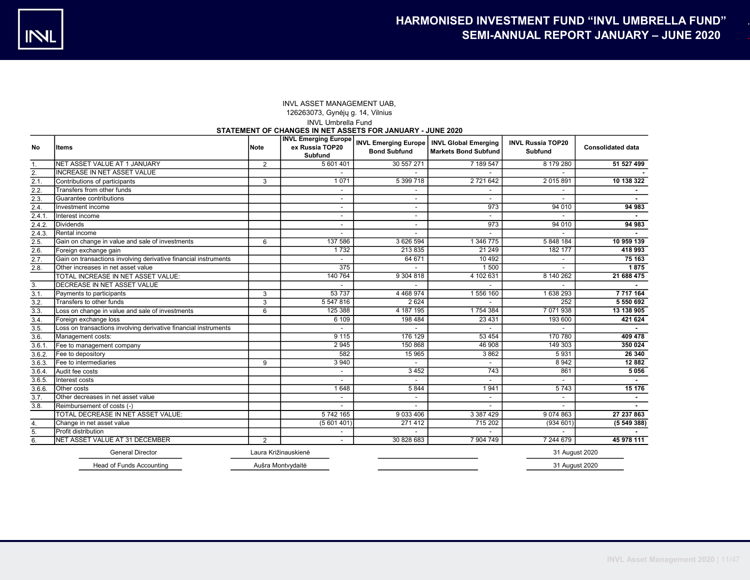INVL ASSET MANAGEMENT UAB,
126263073, Gynėjų g. 14, Vilnius

INVL Umbrella Fund

**STATEMENT OF CHANGES IN NET ASSETS FOR JANUARY - JUNE 2020**

| No | Items | Note | INVL Emerging Europe ex Russia TOP20 Subfund | INVL Emerging Europe Bond Subfund | INVL Global Emerging Markets Bond Subfund | INVL Russia TOP20 Subfund | Consolidated data |
|---|---|---|---|---|---|---|---|
| 1. | NET ASSET VALUE AT 1 JANUARY | 2 | 5 601 401 | 30 557 271 | 7 189 547 | 8 179 280 | **51 527 499** |
| 2. | INCREASE IN NET ASSET VALUE | | - | - | - | - | **-** |
| 2.1. | Contributions of participants | 3 | 1 071 | 5 399 718 | 2 721 642 | 2 015 891 | **10 138 322** |
| 2.2. | Transfers from other funds | | - | - | - | - | **-** |
| 2.3. | Guarantee contributions | | - | - | - | - | **-** |
| 2.4. | Investment income | | - | - | 973 | 94 010 | **94 983** |
| 2.4.1. | Interest income | | - | - | - | - | **-** |
| 2.4.2. | Dividends | | - | - | 973 | 94 010 | **94 983** |
| 2.4.3. | Rental income | | - | - | - | - | **-** |
| 2.5. | Gain on change in value and sale of investments | 6 | 137 586 | 3 626 594 | 1 346 775 | 5 848 184 | **10 959 139** |
| 2.6. | Foreign exchange gain | | 1 732 | 213 835 | 21 249 | 182 177 | **418 993** |
| 2.7. | Gain on transactions involving derivative financial instruments | | - | 64 671 | 10 492 | - | **75 163** |
| 2.8. | Other increases in net asset value | | 375 | - | 1 500 | - | **1 875** |
| | TOTAL INCREASE IN NET ASSET VALUE: | | 140 764 | 9 304 818 | 4 102 631 | 8 140 262 | **21 688 475** |
| 3. | DECREASE IN NET ASSET VALUE | | - | - | - | - | **-** |
| 3.1. | Payments to participants | 3 | 53 737 | 4 468 974 | 1 556 160 | 1 638 293 | **7 717 164** |
| 3.2. | Transfers to other funds | 3 | 5 547 816 | 2 624 | - | 252 | **5 550 692** |
| 3.3. | Loss on change in value and sale of investments | 6 | 125 388 | 4 187 195 | 1 754 384 | 7 071 938 | **13 138 905** |
| 3.4. | Foreign exchange loss | | 6 109 | 198 484 | 23 431 | 193 600 | **421 624** |
| 3.5. | Loss on transactions involving derivative financial instruments | | - | - | - | - | **-** |
| 3.6. | Management costs: | | 9 115 | 176 129 | 53 454 | 170 780 | **409 478** |
| 3.6.1. | Fee to management company | | 2 945 | 150 868 | 46 908 | 149 303 | **350 024** |
| 3.6.2. | Fee to depository | | 582 | 15 965 | 3 862 | 5 931 | **26 340** |
| 3.6.3. | Fee to intermediaries | 9 | 3 940 | - | - | 8 942 | **12 882** |
| 3.6.4. | Audit fee costs | | - | 3 452 | 743 | 861 | **5 056** |
| 3.6.5. | Interest costs | | - | - | - | - | **-** |
| 3.6.6. | Other costs | | 1 648 | 5 844 | 1 941 | 5 743 | **15 176** |
| 3.7. | Other decreases in net asset value | | - | - | - | - | **-** |
| 3.8. | Reimbursement of costs (-) | | - | - | - | - | **-** |
| | TOTAL DECREASE IN NET ASSET VALUE: | | 5 742 165 | 9 033 406 | 3 387 429 | 9 074 863 | **27 237 863** |
| 4. | Change in net asset value | | (5 601 401) | 271 412 | 715 202 | (934 601) | **(5 549 388)** |
| 5. | Profit distribution | | - | - | - | - | **-** |
| 6. | NET ASSET VALUE AT 31 DECEMBER | 2 | - | 30 828 683 | 7 904 749 | 7 244 679 | **45 978 111** |

| | | | |
|---|---|---|---|
| General Director | Laura Križinauskienė | | 31 August 2020 |
| Head of Funds Accounting | Aušra Montvydaitė | | 31 August 2020 |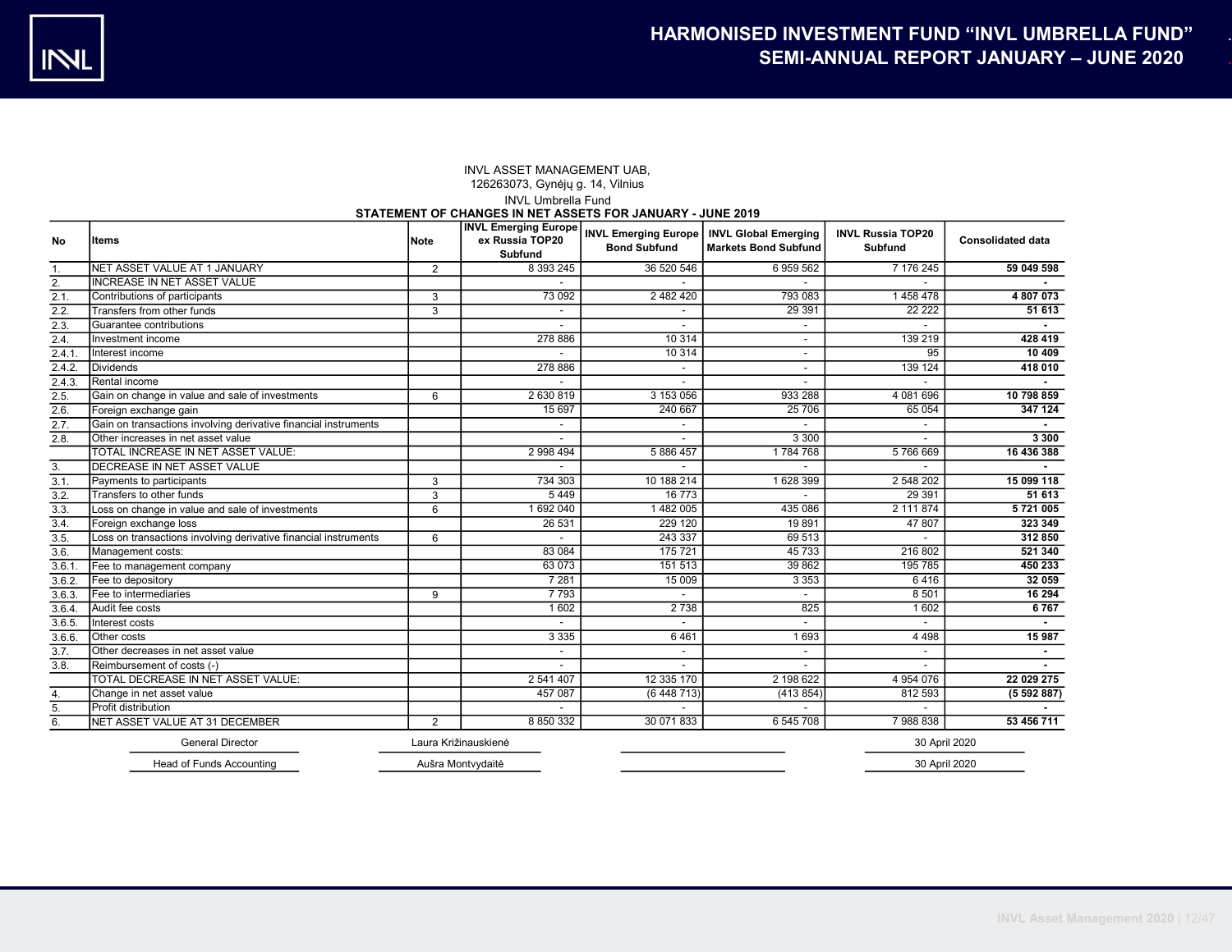INVL ASSET MANAGEMENT UAB,
126263073, Gynėjų g. 14, Vilnius

INVL Umbrella Fund

**STATEMENT OF CHANGES IN NET ASSETS FOR JANUARY - JUNE 2019**

| No | Items | Note | INVL Emerging Europe ex Russia TOP20 Subfund | INVL Emerging Europe Bond Subfund | INVL Global Emerging Markets Bond Subfund | INVL Russia TOP20 Subfund | Consolidated data |
|---|---|---|---|---|---|---|---|
| 1. | NET ASSET VALUE AT 1 JANUARY | 2 | 8 393 245 | 36 520 546 | 6 959 562 | 7 176 245 | **59 049 598** |
| 2. | INCREASE IN NET ASSET VALUE | | - | - | - | - | **-** |
| 2.1. | Contributions of participants | 3 | 73 092 | 2 482 420 | 793 083 | 1 458 478 | **4 807 073** |
| 2.2. | Transfers from other funds | 3 | - | - | 29 391 | 22 222 | **51 613** |
| 2.3. | Guarantee contributions | | - | - | - | - | **-** |
| 2.4. | Investment income | | 278 886 | 10 314 | - | 139 219 | **428 419** |
| 2.4.1. | Interest income | | - | 10 314 | - | 95 | **10 409** |
| 2.4.2. | Dividends | | 278 886 | - | - | 139 124 | **418 010** |
| 2.4.3. | Rental income | | - | - | - | - | **-** |
| 2.5. | Gain on change in value and sale of investments | 6 | 2 630 819 | 3 153 056 | 933 288 | 4 081 696 | **10 798 859** |
| 2.6. | Foreign exchange gain | | 15 697 | 240 667 | 25 706 | 65 054 | **347 124** |
| 2.7. | Gain on transactions involving derivative financial instruments | | - | - | - | - | **-** |
| 2.8. | Other increases in net asset value | | - | - | 3 300 | - | **3 300** |
| | TOTAL INCREASE IN NET ASSET VALUE: | | 2 998 494 | 5 886 457 | 1 784 768 | 5 766 669 | **16 436 388** |
| 3. | DECREASE IN NET ASSET VALUE | | - | - | - | - | **-** |
| 3.1. | Payments to participants | 3 | 734 303 | 10 188 214 | 1 628 399 | 2 548 202 | **15 099 118** |
| 3.2. | Transfers to other funds | 3 | 5 449 | 16 773 | - | 29 391 | **51 613** |
| 3.3. | Loss on change in value and sale of investments | 6 | 1 692 040 | 1 482 005 | 435 086 | 2 111 874 | **5 721 005** |
| 3.4. | Foreign exchange loss | | 26 531 | 229 120 | 19 891 | 47 807 | **323 349** |
| 3.5. | Loss on transactions involving derivative financial instruments | 6 | - | 243 337 | 69 513 | - | **312 850** |
| 3.6. | Management costs: | | 83 084 | 175 721 | 45 733 | 216 802 | **521 340** |
| 3.6.1. | Fee to management company | | 63 073 | 151 513 | 39 862 | 195 785 | **450 233** |
| 3.6.2. | Fee to depository | | 7 281 | 15 009 | 3 353 | 6 416 | **32 059** |
| 3.6.3. | Fee to intermediaries | 9 | 7 793 | - | - | 8 501 | **16 294** |
| 3.6.4. | Audit fee costs | | 1 602 | 2 738 | 825 | 1 602 | **6 767** |
| 3.6.5. | Interest costs | | - | - | - | - | **-** |
| 3.6.6. | Other costs | | 3 335 | 6 461 | 1 693 | 4 498 | **15 987** |
| 3.7. | Other decreases in net asset value | | - | - | - | - | **-** |
| 3.8. | Reimbursement of costs (-) | | - | - | - | - | **-** |
| | TOTAL DECREASE IN NET ASSET VALUE: | | 2 541 407 | 12 335 170 | 2 198 622 | 4 954 076 | **22 029 275** |
| 4. | Change in net asset value | | 457 087 | (6 448 713) | (413 854) | 812 593 | **(5 592 887)** |
| 5. | Profit distribution | | - | - | - | - | **-** |
| 6. | NET ASSET VALUE AT 31 DECEMBER | 2 | 8 850 332 | 30 071 833 | 6 545 708 | 7 988 838 | **53 456 711** |

| | | | |
|---|---|---|---|
| General Director | Laura Križinauskienė | | 30 April 2020 |
| Head of Funds Accounting | Aušra Montvydaitė | | 30 April 2020 |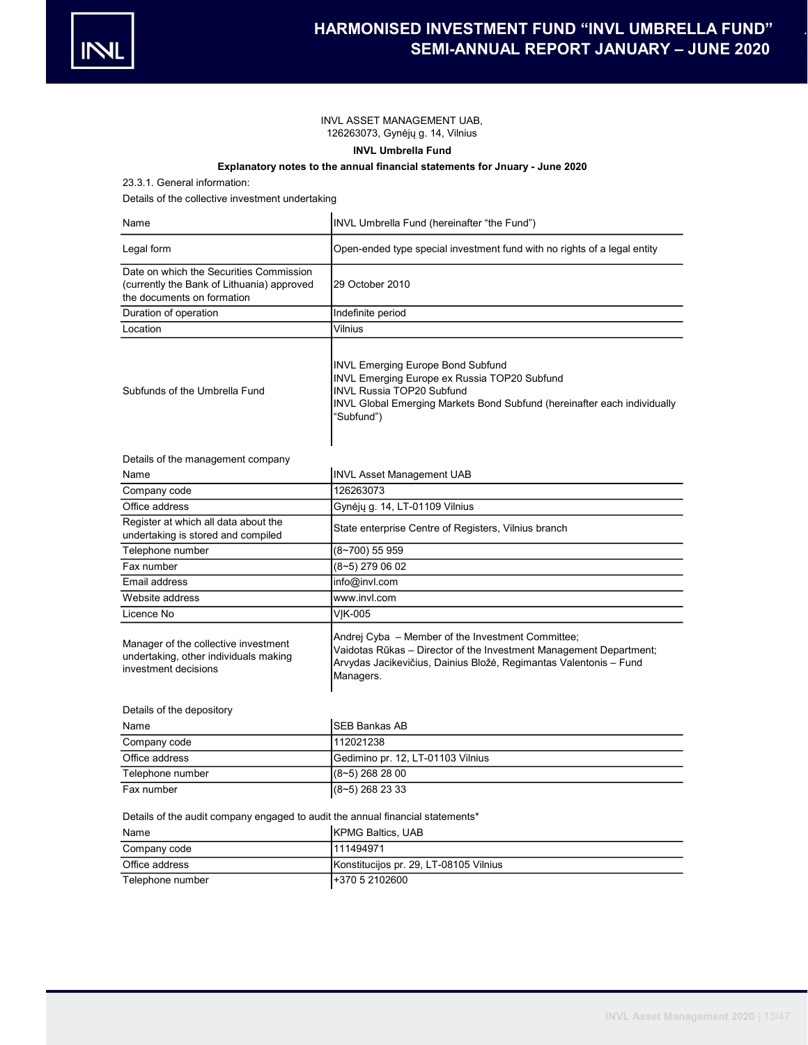INVL ASSET MANAGEMENT UAB,
126263073, Gynėjų g. 14, Vilnius

**INVL Umbrella Fund**

**Explanatory notes to the annual financial statements for Jnuary - June 2020**

23.3.1. General information:

Details of the collective investment undertaking

| | |
|---|---|
| Name | INVL Umbrella Fund (hereinafter "the Fund") |
| Legal form | Open-ended type special investment fund with no rights of a legal entity |
| Date on which the Securities Commission (currently the Bank of Lithuania) approved the documents on formation | 29 October 2010 |
| Duration of operation | Indefinite period |
| Location | Vilnius |
| Subfunds of the Umbrella Fund | INVL Emerging Europe Bond Subfund<br>INVL Emerging Europe ex Russia TOP20 Subfund<br>INVL Russia TOP20 Subfund<br>INVL Global Emerging Markets Bond Subfund (hereinafter each individually "Subfund") |

Details of the management company

| | |
|---|---|
| Name | INVL Asset Management UAB |
| Company code | 126263073 |
| Office address | Gynėjų g. 14, LT-01109 Vilnius |
| Register at which all data about the undertaking is stored and compiled | State enterprise Centre of Registers, Vilnius branch |
| Telephone number | (8~700) 55 959 |
| Fax number | (8~5) 279 06 02 |
| Email address | info@invl.com |
| Website address | www.invl.com |
| Licence No | VĮK-005 |
| Manager of the collective investment undertaking, other individuals making investment decisions | Andrej Cyba – Member of the Investment Committee;<br>Vaidotas Rūkas – Director of the Investment Management Department;<br>Arvydas Jacikevičius, Dainius Bložė, Regimantas Valentonis – Fund Managers. |

Details of the depository

| | |
|---|---|
| Name | SEB Bankas AB |
| Company code | 112021238 |
| Office address | Gedimino pr. 12, LT-01103 Vilnius |
| Telephone number | (8~5) 268 28 00 |
| Fax number | (8~5) 268 23 33 |

Details of the audit company engaged to audit the annual financial statements*

| | |
|---|---|
| Name | KPMG Baltics, UAB |
| Company code | 111494971 |
| Office address | Konstitucijos pr. 29, LT-08105 Vilnius |
| Telephone number | +370 5 2102600 |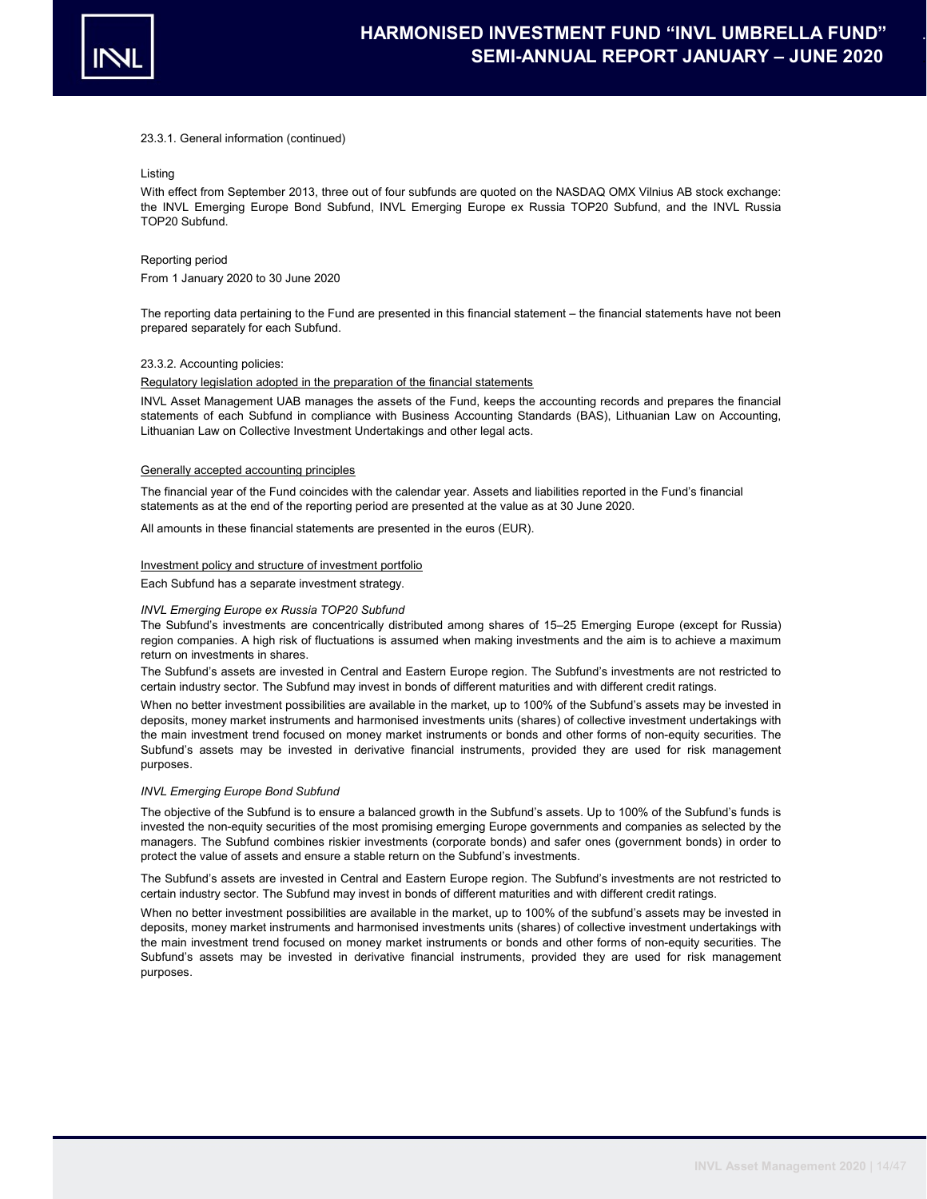23.3.1. General information (continued)

Listing

With effect from September 2013, three out of four subfunds are quoted on the NASDAQ OMX Vilnius AB stock exchange: the INVL Emerging Europe Bond Subfund, INVL Emerging Europe ex Russia TOP20 Subfund, and the INVL Russia TOP20 Subfund.

Reporting period

From 1 January 2020 to 30 June 2020

The reporting data pertaining to the Fund are presented in this financial statement – the financial statements have not been prepared separately for each Subfund.

23.3.2. Accounting policies:

Regulatory legislation adopted in the preparation of the financial statements

INVL Asset Management UAB manages the assets of the Fund, keeps the accounting records and prepares the financial statements of each Subfund in compliance with Business Accounting Standards (BAS), Lithuanian Law on Accounting, Lithuanian Law on Collective Investment Undertakings and other legal acts.

Generally accepted accounting principles

The financial year of the Fund coincides with the calendar year. Assets and liabilities reported in the Fund's financial statements as at the end of the reporting period are presented at the value as at 30 June 2020.

All amounts in these financial statements are presented in the euros (EUR).

Investment policy and structure of investment portfolio

Each Subfund has a separate investment strategy.

*INVL Emerging Europe ex Russia TOP20 Subfund*

The Subfund's investments are concentrically distributed among shares of 15–25 Emerging Europe (except for Russia) region companies. A high risk of fluctuations is assumed when making investments and the aim is to achieve a maximum return on investments in shares.

The Subfund's assets are invested in Central and Eastern Europe region. The Subfund's investments are not restricted to certain industry sector. The Subfund may invest in bonds of different maturities and with different credit ratings.

When no better investment possibilities are available in the market, up to 100% of the Subfund's assets may be invested in deposits, money market instruments and harmonised investments units (shares) of collective investment undertakings with the main investment trend focused on money market instruments or bonds and other forms of non-equity securities. The Subfund's assets may be invested in derivative financial instruments, provided they are used for risk management purposes.

*INVL Emerging Europe Bond Subfund*

The objective of the Subfund is to ensure a balanced growth in the Subfund's assets. Up to 100% of the Subfund's funds is invested the non-equity securities of the most promising emerging Europe governments and companies as selected by the managers. The Subfund combines riskier investments (corporate bonds) and safer ones (government bonds) in order to protect the value of assets and ensure a stable return on the Subfund's investments.

The Subfund's assets are invested in Central and Eastern Europe region. The Subfund's investments are not restricted to certain industry sector. The Subfund may invest in bonds of different maturities and with different credit ratings.

When no better investment possibilities are available in the market, up to 100% of the subfund's assets may be invested in deposits, money market instruments and harmonised investments units (shares) of collective investment undertakings with the main investment trend focused on money market instruments or bonds and other forms of non-equity securities. The Subfund's assets may be invested in derivative financial instruments, provided they are used for risk management purposes.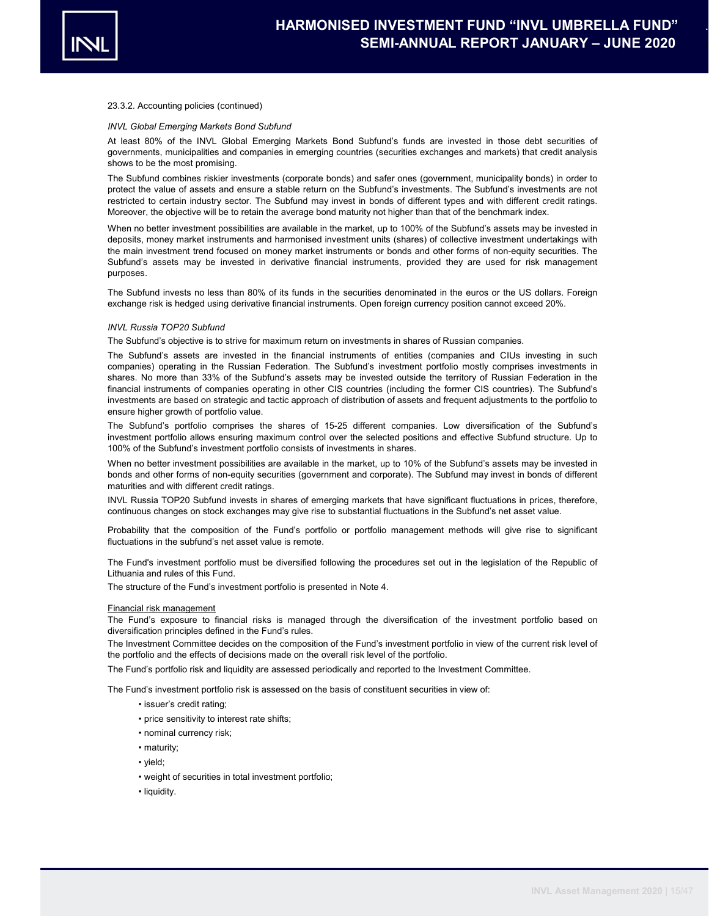23.3.2. Accounting policies (continued)

*INVL Global Emerging Markets Bond Subfund*

At least 80% of the INVL Global Emerging Markets Bond Subfund's funds are invested in those debt securities of governments, municipalities and companies in emerging countries (securities exchanges and markets) that credit analysis shows to be the most promising.

The Subfund combines riskier investments (corporate bonds) and safer ones (government, municipality bonds) in order to protect the value of assets and ensure a stable return on the Subfund's investments. The Subfund's investments are not restricted to certain industry sector. The Subfund may invest in bonds of different types and with different credit ratings. Moreover, the objective will be to retain the average bond maturity not higher than that of the benchmark index.

When no better investment possibilities are available in the market, up to 100% of the Subfund's assets may be invested in deposits, money market instruments and harmonised investment units (shares) of collective investment undertakings with the main investment trend focused on money market instruments or bonds and other forms of non-equity securities. The Subfund's assets may be invested in derivative financial instruments, provided they are used for risk management purposes.

The Subfund invests no less than 80% of its funds in the securities denominated in the euros or the US dollars. Foreign exchange risk is hedged using derivative financial instruments. Open foreign currency position cannot exceed 20%.

*INVL Russia TOP20 Subfund*

The Subfund's objective is to strive for maximum return on investments in shares of Russian companies.

The Subfund's assets are invested in the financial instruments of entities (companies and CIUs investing in such companies) operating in the Russian Federation. The Subfund's investment portfolio mostly comprises investments in shares. No more than 33% of the Subfund's assets may be invested outside the territory of Russian Federation in the financial instruments of companies operating in other CIS countries (including the former CIS countries). The Subfund's investments are based on strategic and tactic approach of distribution of assets and frequent adjustments to the portfolio to ensure higher growth of portfolio value.

The Subfund's portfolio comprises the shares of 15-25 different companies. Low diversification of the Subfund's investment portfolio allows ensuring maximum control over the selected positions and effective Subfund structure. Up to 100% of the Subfund's investment portfolio consists of investments in shares.

When no better investment possibilities are available in the market, up to 10% of the Subfund's assets may be invested in bonds and other forms of non-equity securities (government and corporate). The Subfund may invest in bonds of different maturities and with different credit ratings.

INVL Russia TOP20 Subfund invests in shares of emerging markets that have significant fluctuations in prices, therefore, continuous changes on stock exchanges may give rise to substantial fluctuations in the Subfund's net asset value.

Probability that the composition of the Fund's portfolio or portfolio management methods will give rise to significant fluctuations in the subfund's net asset value is remote.

The Fund's investment portfolio must be diversified following the procedures set out in the legislation of the Republic of Lithuania and rules of this Fund.

The structure of the Fund's investment portfolio is presented in Note 4.

Financial risk management

The Fund's exposure to financial risks is managed through the diversification of the investment portfolio based on diversification principles defined in the Fund's rules.

The Investment Committee decides on the composition of the Fund's investment portfolio in view of the current risk level of the portfolio and the effects of decisions made on the overall risk level of the portfolio.

The Fund's portfolio risk and liquidity are assessed periodically and reported to the Investment Committee.

The Fund's investment portfolio risk is assessed on the basis of constituent securities in view of:

- issuer's credit rating;
- price sensitivity to interest rate shifts;
- nominal currency risk;
- maturity;
- yield;
- weight of securities in total investment portfolio;
- liquidity.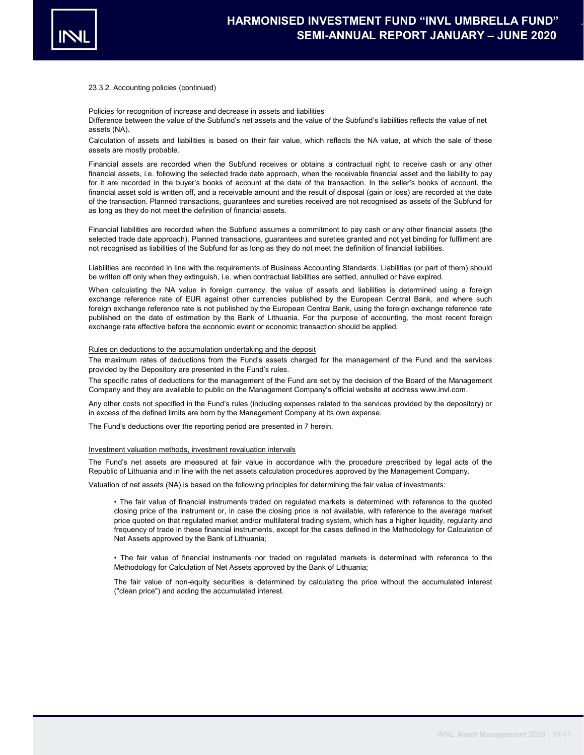23.3.2. Accounting policies (continued)

Policies for recognition of increase and decrease in assets and liabilities

Difference between the value of the Subfund's net assets and the value of the Subfund's liabilities reflects the value of net assets (NA).

Calculation of assets and liabilities is based on their fair value, which reflects the NA value, at which the sale of these assets are mostly probable.

Financial assets are recorded when the Subfund receives or obtains a contractual right to receive cash or any other financial assets, i.e. following the selected trade date approach, when the receivable financial asset and the liability to pay for it are recorded in the buyer's books of account at the date of the transaction. In the seller's books of account, the financial asset sold is written off, and a receivable amount and the result of disposal (gain or loss) are recorded at the date of the transaction. Planned transactions, guarantees and sureties received are not recognised as assets of the Subfund for as long as they do not meet the definition of financial assets.

Financial liabilities are recorded when the Subfund assumes a commitment to pay cash or any other financial assets (the selected trade date approach). Planned transactions, guarantees and sureties granted and not yet binding for fulfilment are not recognised as liabilities of the Subfund for as long as they do not meet the definition of financial liabilities.

Liabilities are recorded in line with the requirements of Business Accounting Standards. Liabilities (or part of them) should be written off only when they extinguish, i.e. when contractual liabilities are settled, annulled or have expired.

When calculating the NA value in foreign currency, the value of assets and liabilities is determined using a foreign exchange reference rate of EUR against other currencies published by the European Central Bank, and where such foreign exchange reference rate is not published by the European Central Bank, using the foreign exchange reference rate published on the date of estimation by the Bank of Lithuania. For the purpose of accounting, the most recent foreign exchange rate effective before the economic event or economic transaction should be applied.

Rules on deductions to the accumulation undertaking and the deposit

The maximum rates of deductions from the Fund's assets charged for the management of the Fund and the services provided by the Depository are presented in the Fund's rules.

The specific rates of deductions for the management of the Fund are set by the decision of the Board of the Management Company and they are available to public on the Management Company's official website at address www.invl.com.

Any other costs not specified in the Fund's rules (including expenses related to the services provided by the depository) or in excess of the defined limits are born by the Management Company at its own expense.

The Fund's deductions over the reporting period are presented in 7 herein.

Investment valuation methods, investment revaluation intervals

The Fund's net assets are measured at fair value in accordance with the procedure prescribed by legal acts of the Republic of Lithuania and in line with the net assets calculation procedures approved by the Management Company.

Valuation of net assets (NA) is based on the following principles for determining the fair value of investments:

- The fair value of financial instruments traded on regulated markets is determined with reference to the quoted closing price of the instrument or, in case the closing price is not available, with reference to the average market price quoted on that regulated market and/or multilateral trading system, which has a higher liquidity, regularity and frequency of trade in these financial instruments, except for the cases defined in the Methodology for Calculation of Net Assets approved by the Bank of Lithuania;

- The fair value of financial instruments nor traded on regulated markets is determined with reference to the Methodology for Calculation of Net Assets approved by the Bank of Lithuania;

The fair value of non-equity securities is determined by calculating the price without the accumulated interest ("clean price") and adding the accumulated interest.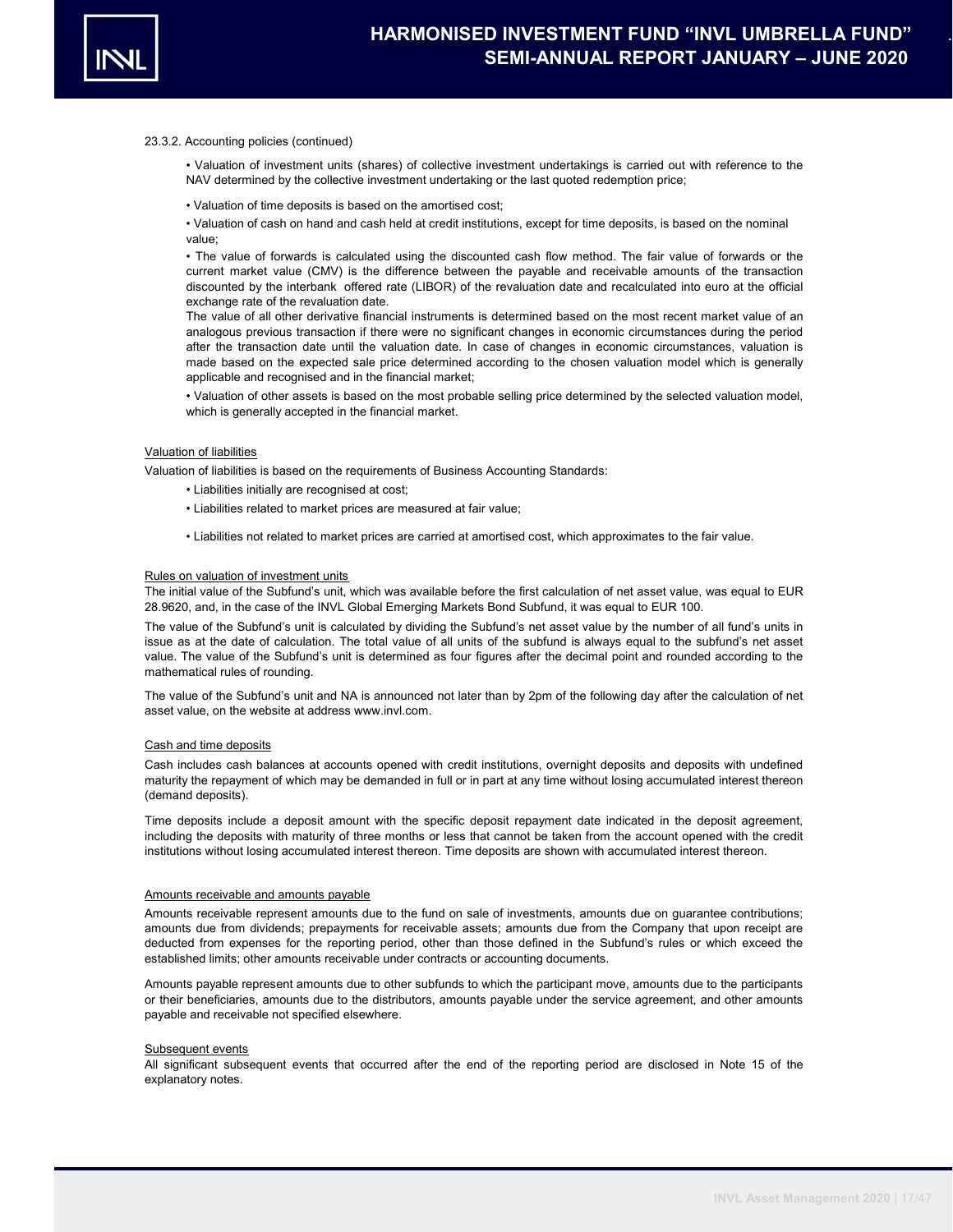23.3.2. Accounting policies (continued)

- Valuation of investment units (shares) of collective investment undertakings is carried out with reference to the NAV determined by the collective investment undertaking or the last quoted redemption price;
- Valuation of time deposits is based on the amortised cost;
- Valuation of cash on hand and cash held at credit institutions, except for time deposits, is based on the nominal value;
- The value of forwards is calculated using the discounted cash flow method. The fair value of forwards or the current market value (CMV) is the difference between the payable and receivable amounts of the transaction discounted by the interbank offered rate (LIBOR) of the revaluation date and recalculated into euro at the official exchange rate of the revaluation date.

  The value of all other derivative financial instruments is determined based on the most recent market value of an analogous previous transaction if there were no significant changes in economic circumstances during the period after the transaction date until the valuation date. In case of changes in economic circumstances, valuation is made based on the expected sale price determined according to the chosen valuation model which is generally applicable and recognised and in the financial market;
- Valuation of other assets is based on the most probable selling price determined by the selected valuation model, which is generally accepted in the financial market.

Valuation of liabilities

Valuation of liabilities is based on the requirements of Business Accounting Standards:

- Liabilities initially are recognised at cost;
- Liabilities related to market prices are measured at fair value;
- Liabilities not related to market prices are carried at amortised cost, which approximates to the fair value.

Rules on valuation of investment units

The initial value of the Subfund's unit, which was available before the first calculation of net asset value, was equal to EUR 28.9620, and, in the case of the INVL Global Emerging Markets Bond Subfund, it was equal to EUR 100.

The value of the Subfund's unit is calculated by dividing the Subfund's net asset value by the number of all fund's units in issue as at the date of calculation. The total value of all units of the subfund is always equal to the subfund's net asset value. The value of the Subfund's unit is determined as four figures after the decimal point and rounded according to the mathematical rules of rounding.

The value of the Subfund's unit and NA is announced not later than by 2pm of the following day after the calculation of net asset value, on the website at address www.invl.com.

Cash and time deposits

Cash includes cash balances at accounts opened with credit institutions, overnight deposits and deposits with undefined maturity the repayment of which may be demanded in full or in part at any time without losing accumulated interest thereon (demand deposits).

Time deposits include a deposit amount with the specific deposit repayment date indicated in the deposit agreement, including the deposits with maturity of three months or less that cannot be taken from the account opened with the credit institutions without losing accumulated interest thereon. Time deposits are shown with accumulated interest thereon.

Amounts receivable and amounts payable

Amounts receivable represent amounts due to the fund on sale of investments, amounts due on guarantee contributions; amounts due from dividends; prepayments for receivable assets; amounts due from the Company that upon receipt are deducted from expenses for the reporting period, other than those defined in the Subfund's rules or which exceed the established limits; other amounts receivable under contracts or accounting documents.

Amounts payable represent amounts due to other subfunds to which the participant move, amounts due to the participants or their beneficiaries, amounts due to the distributors, amounts payable under the service agreement, and other amounts payable and receivable not specified elsewhere.

Subsequent events

All significant subsequent events that occurred after the end of the reporting period are disclosed in Note 15 of the explanatory notes.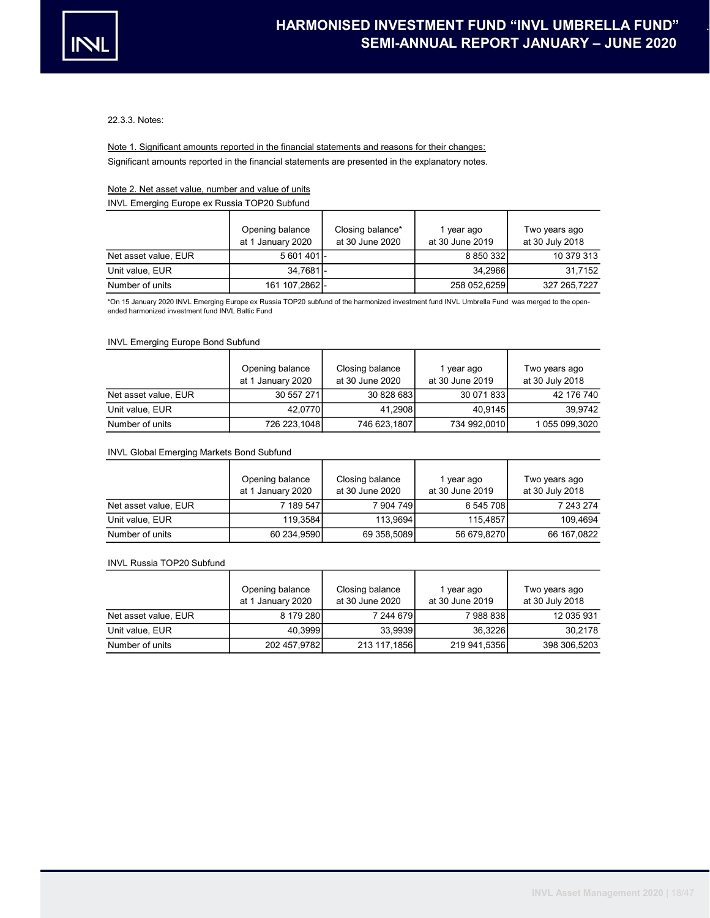22.3.3. Notes:

Note 1. Significant amounts reported in the financial statements and reasons for their changes:

Significant amounts reported in the financial statements are presented in the explanatory notes.

Note 2. Net asset value, number and value of units

INVL Emerging Europe ex Russia TOP20 Subfund

| | Opening balance at 1 January 2020 | Closing balance* at 30 June 2020 | 1 year ago at 30 June 2019 | Two years ago at 30 July 2018 |
|---|---|---|---|---|
| Net asset value, EUR | 5 601 401 | - | 8 850 332 | 10 379 313 |
| Unit value, EUR | 34,7681 | - | 34,2966 | 31,7152 |
| Number of units | 161 107,2862 | - | 258 052,6259 | 327 265,7227 |

*On 15 January 2020 INVL Emerging Europe ex Russia TOP20 subfund of the harmonized investment fund INVL Umbrella Fund was merged to the open-ended harmonized investment fund INVL Baltic Fund

INVL Emerging Europe Bond Subfund

| | Opening balance at 1 January 2020 | Closing balance at 30 June 2020 | 1 year ago at 30 June 2019 | Two years ago at 30 July 2018 |
|---|---|---|---|---|
| Net asset value, EUR | 30 557 271 | 30 828 683 | 30 071 833 | 42 176 740 |
| Unit value, EUR | 42,0770 | 41,2908 | 40,9145 | 39,9742 |
| Number of units | 726 223,1048 | 746 623,1807 | 734 992,0010 | 1 055 099,3020 |

INVL Global Emerging Markets Bond Subfund

| | Opening balance at 1 January 2020 | Closing balance at 30 June 2020 | 1 year ago at 30 June 2019 | Two years ago at 30 July 2018 |
|---|---|---|---|---|
| Net asset value, EUR | 7 189 547 | 7 904 749 | 6 545 708 | 7 243 274 |
| Unit value, EUR | 119,3584 | 113,9694 | 115,4857 | 109,4694 |
| Number of units | 60 234,9590 | 69 358,5089 | 56 679,8270 | 66 167,0822 |

INVL Russia TOP20 Subfund

| | Opening balance at 1 January 2020 | Closing balance at 30 June 2020 | 1 year ago at 30 June 2019 | Two years ago at 30 July 2018 |
|---|---|---|---|---|
| Net asset value, EUR | 8 179 280 | 7 244 679 | 7 988 838 | 12 035 931 |
| Unit value, EUR | 40,3999 | 33,9939 | 36,3226 | 30,2178 |
| Number of units | 202 457,9782 | 213 117,1856 | 219 941,5356 | 398 306,5203 |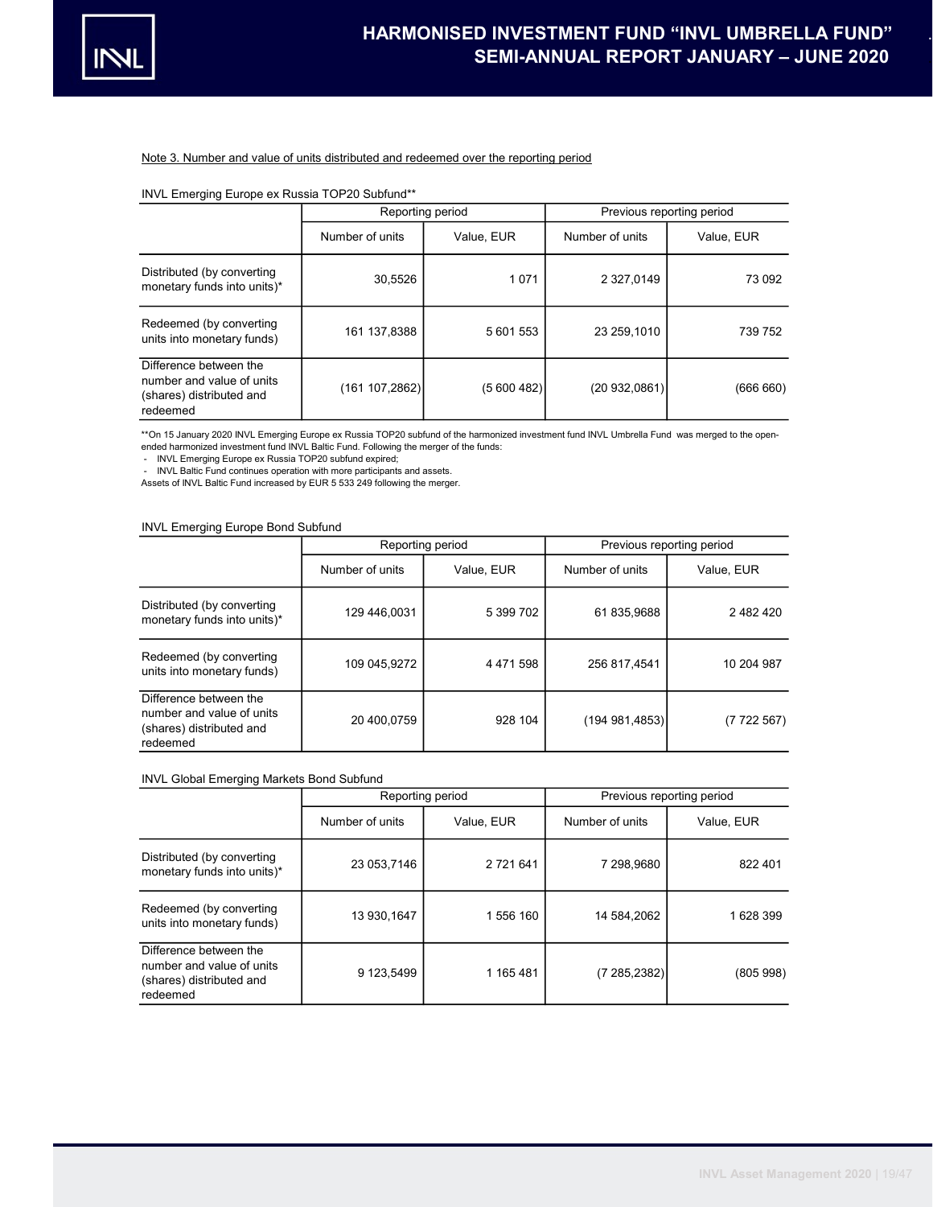Note 3. Number and value of units distributed and redeemed over the reporting period

INVL Emerging Europe ex Russia TOP20 Subfund**

| | Reporting period | | Previous reporting period | |
|---|---|---|---|---|
| | Number of units | Value, EUR | Number of units | Value, EUR |
| Distributed (by converting monetary funds into units)* | 30,5526 | 1 071 | 2 327,0149 | 73 092 |
| Redeemed (by converting units into monetary funds) | 161 137,8388 | 5 601 553 | 23 259,1010 | 739 752 |
| Difference between the number and value of units (shares) distributed and redeemed | (161 107,2862) | (5 600 482) | (20 932,0861) | (666 660) |

**On 15 January 2020 INVL Emerging Europe ex Russia TOP20 subfund of the harmonized investment fund INVL Umbrella Fund was merged to the open-ended harmonized investment fund INVL Baltic Fund. Following the merger of the funds:

- INVL Emerging Europe ex Russia TOP20 subfund expired;
- INVL Baltic Fund continues operation with more participants and assets.

Assets of INVL Baltic Fund increased by EUR 5 533 249 following the merger.

INVL Emerging Europe Bond Subfund

| | Reporting period | | Previous reporting period | |
|---|---|---|---|---|
| | Number of units | Value, EUR | Number of units | Value, EUR |
| Distributed (by converting monetary funds into units)* | 129 446,0031 | 5 399 702 | 61 835,9688 | 2 482 420 |
| Redeemed (by converting units into monetary funds) | 109 045,9272 | 4 471 598 | 256 817,4541 | 10 204 987 |
| Difference between the number and value of units (shares) distributed and redeemed | 20 400,0759 | 928 104 | (194 981,4853) | (7 722 567) |

INVL Global Emerging Markets Bond Subfund

| | Reporting period | | Previous reporting period | |
|---|---|---|---|---|
| | Number of units | Value, EUR | Number of units | Value, EUR |
| Distributed (by converting monetary funds into units)* | 23 053,7146 | 2 721 641 | 7 298,9680 | 822 401 |
| Redeemed (by converting units into monetary funds) | 13 930,1647 | 1 556 160 | 14 584,2062 | 1 628 399 |
| Difference between the number and value of units (shares) distributed and redeemed | 9 123,5499 | 1 165 481 | (7 285,2382) | (805 998) |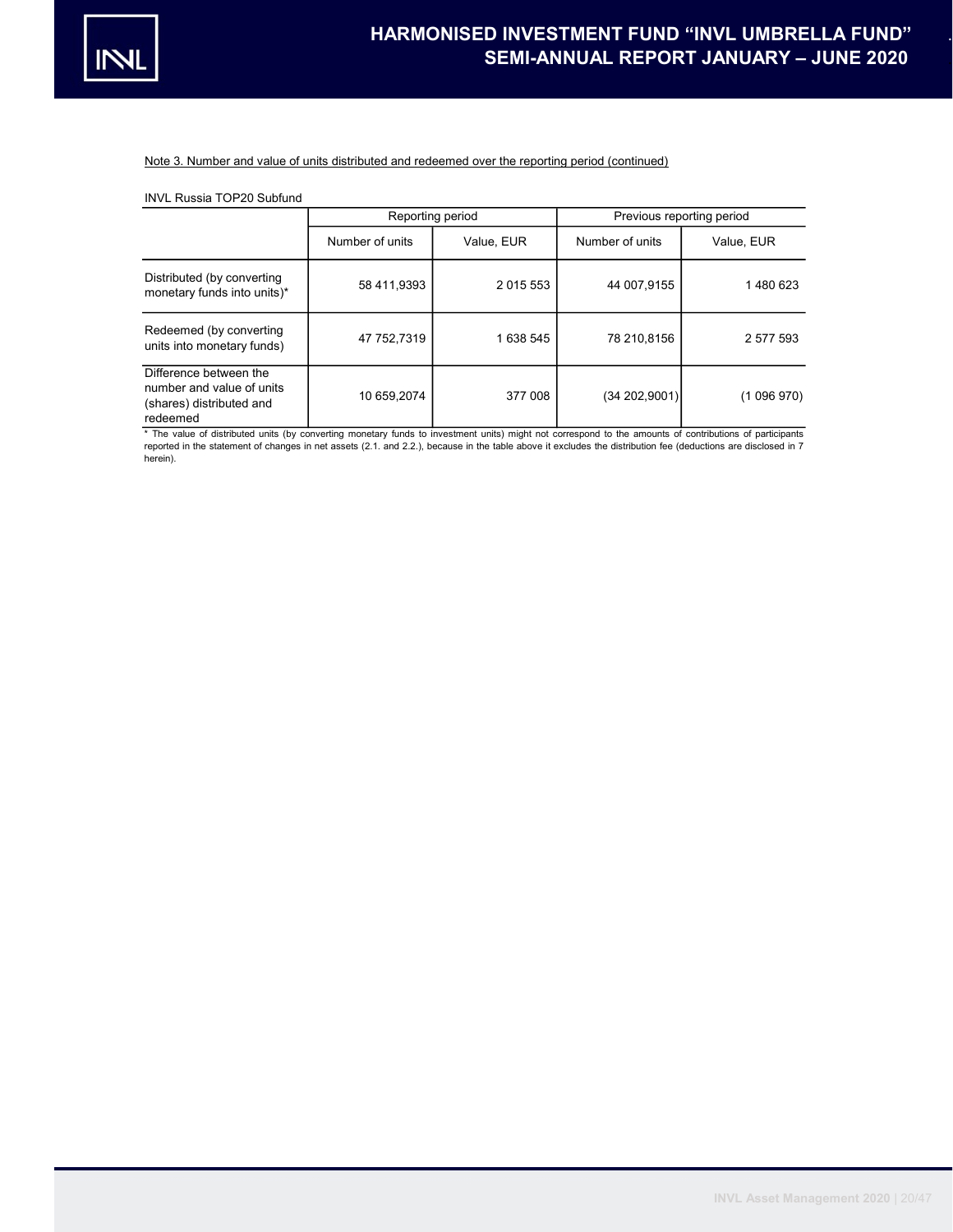Note 3. Number and value of units distributed and redeemed over the reporting period (continued)

INVL Russia TOP20 Subfund

| | Reporting period | | Previous reporting period | |
|---|---|---|---|---|
| | Number of units | Value, EUR | Number of units | Value, EUR |
| Distributed (by converting monetary funds into units)* | 58 411,9393 | 2 015 553 | 44 007,9155 | 1 480 623 |
| Redeemed (by converting units into monetary funds) | 47 752,7319 | 1 638 545 | 78 210,8156 | 2 577 593 |
| Difference between the number and value of units (shares) distributed and redeemed | 10 659,2074 | 377 008 | (34 202,9001) | (1 096 970) |

* The value of distributed units (by converting monetary funds to investment units) might not correspond to the amounts of contributions of participants reported in the statement of changes in net assets (2.1. and 2.2.), because in the table above it excludes the distribution fee (deductions are disclosed in 7 herein).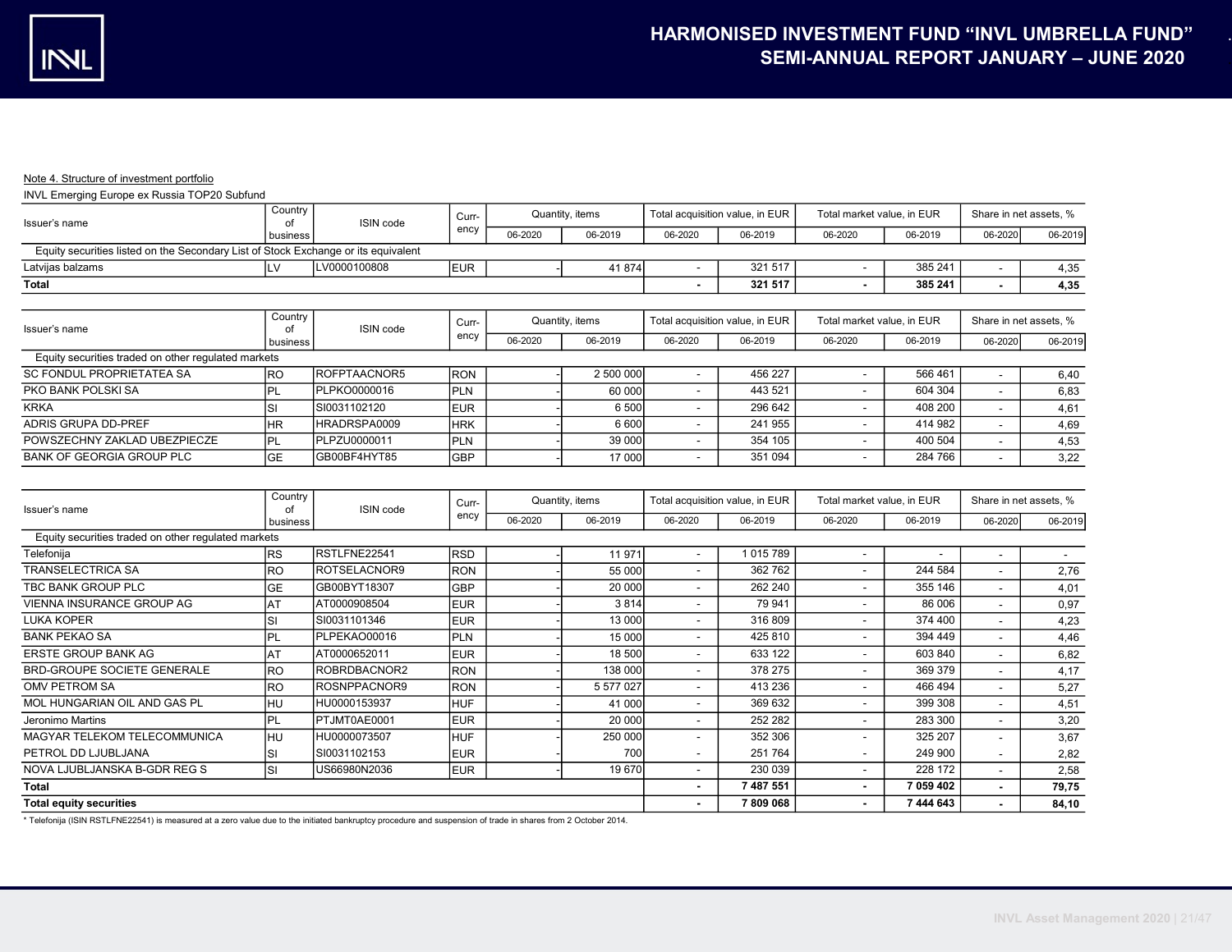Note 4. Structure of investment portfolio

INVL Emerging Europe ex Russia TOP20 Subfund

| Issuer's name | Country of business | ISIN code | Currency | Quantity, items | | Total acquisition value, in EUR | | Total market value, in EUR | | Share in net assets, % | |
|---|---|---|---|---|---|---|---|---|---|---|---|
| | | | | 06-2020 | 06-2019 | 06-2020 | 06-2019 | 06-2020 | 06-2019 | 06-2020 | 06-2019 |
| Equity securities listed on the Secondary List of Stock Exchange or its equivalent | | | | | | | | | | | |
| Latvijas balzams | LV | LV0000100808 | EUR | - | 41 874 | - | 321 517 | - | 385 241 | - | 4,35 |
| **Total** | | | | | | **-** | **321 517** | **-** | **385 241** | **-** | **4,35** |

| Issuer's name | Country of business | ISIN code | Currency | Quantity, items | | Total acquisition value, in EUR | | Total market value, in EUR | | Share in net assets, % | |
|---|---|---|---|---|---|---|---|---|---|---|---|
| | | | | 06-2020 | 06-2019 | 06-2020 | 06-2019 | 06-2020 | 06-2019 | 06-2020 | 06-2019 |
| Equity securities traded on other regulated markets | | | | | | | | | | | |
| SC FONDUL PROPRIETATEA SA | RO | ROFPTAACNOR5 | RON | - | 2 500 000 | - | 456 227 | - | 566 461 | - | 6,40 |
| PKO BANK POLSKI SA | PL | PLPKO0000016 | PLN | - | 60 000 | - | 443 521 | - | 604 304 | - | 6,83 |
| KRKA | SI | SI0031102120 | EUR | - | 6 500 | - | 296 642 | - | 408 200 | - | 4,61 |
| ADRIS GRUPA DD-PREF | HR | HRADRSPA0009 | HRK | - | 6 600 | - | 241 955 | - | 414 982 | - | 4,69 |
| POWSZECHNY ZAKLAD UBEZPIECZE | PL | PLPZU0000011 | PLN | - | 39 000 | - | 354 105 | - | 400 504 | - | 4,53 |
| BANK OF GEORGIA GROUP PLC | GE | GB00BF4HYT85 | GBP | - | 17 000 | - | 351 094 | - | 284 766 | - | 3,22 |
| Telefonija | RS | RSTLFNE22541 | RSD | - | 11 971 | - | 1 015 789 | - | - | - | - |
| TRANSELECTRICA SA | RO | ROTSELACNOR9 | RON | - | 55 000 | - | 362 762 | - | 244 584 | - | 2,76 |
| TBC BANK GROUP PLC | GE | GB00BYT18307 | GBP | - | 20 000 | - | 262 240 | - | 355 146 | - | 4,01 |
| VIENNA INSURANCE GROUP AG | AT | AT0000908504 | EUR | - | 3 814 | - | 79 941 | - | 86 006 | - | 0,97 |
| LUKA KOPER | SI | SI0031101346 | EUR | - | 13 000 | - | 316 809 | - | 374 400 | - | 4,23 |
| BANK PEKAO SA | PL | PLPEKAO00016 | PLN | - | 15 000 | - | 425 810 | - | 394 449 | - | 4,46 |
| ERSTE GROUP BANK AG | AT | AT0000652011 | EUR | - | 18 500 | - | 633 122 | - | 603 840 | - | 6,82 |
| BRD-GROUPE SOCIETE GENERALE | RO | ROBRDBACNOR2 | RON | - | 138 000 | - | 378 275 | - | 369 379 | - | 4,17 |
| OMV PETROM SA | RO | ROSNPPACNOR9 | RON | - | 5 577 027 | - | 413 236 | - | 466 494 | - | 5,27 |
| MOL HUNGARIAN OIL AND GAS PL | HU | HU0000153937 | HUF | - | 41 000 | - | 369 632 | - | 399 308 | - | 4,51 |
| Jeronimo Martins | PL | PTJMT0AE0001 | EUR | - | 20 000 | - | 252 282 | - | 283 300 | - | 3,20 |
| MAGYAR TELEKOM TELECOMMUNICA | HU | HU0000073507 | HUF | - | 250 000 | - | 352 306 | - | 325 207 | - | 3,67 |
| PETROL DD LJUBLJANA | SI | SI0031102153 | EUR | - | 700 | - | 251 764 | - | 249 900 | - | 2,82 |
| NOVA LJUBLJANSKA B-GDR REG S | SI | US66980N2036 | EUR | - | 19 670 | - | 230 039 | - | 228 172 | - | 2,58 |
| **Total** | | | | | | **-** | **7 487 551** | **-** | **7 059 402** | **-** | **79,75** |
| **Total equity securities** | | | | | | **-** | **7 809 068** | **-** | **7 444 643** | **-** | **84,10** |

* Telefonija (ISIN RSTLFNE22541) is measured at a zero value due to the initiated bankruptcy procedure and suspension of trade in shares from 2 October 2014.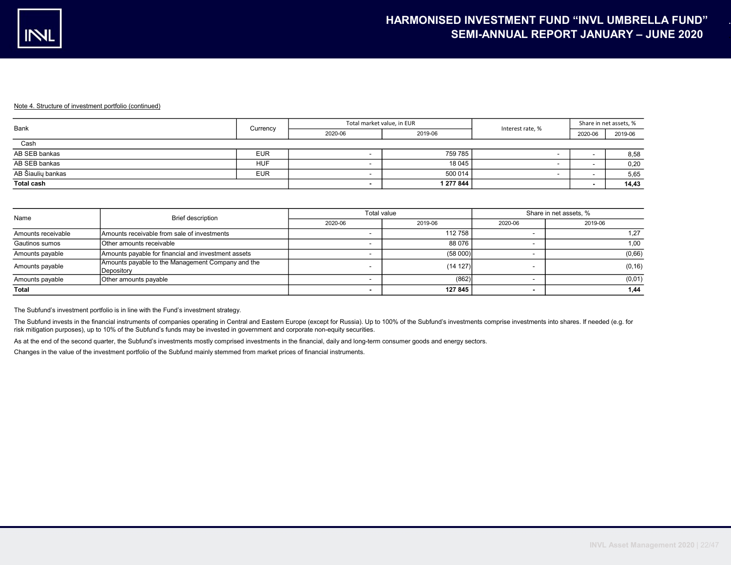Note 4. Structure of investment portfolio (continued)

| Bank | Currency | Total market value, in EUR | | Interest rate, % | Share in net assets, % | |
|---|---|---|---|---|---|---|
| | | 2020-06 | 2019-06 | | 2020-06 | 2019-06 |
| Cash | | | | | | |
| AB SEB bankas | EUR | - | 759 785 | - | - | 8,58 |
| AB SEB bankas | HUF | - | 18 045 | - | - | 0,20 |
| AB Šiaulių bankas | EUR | - | 500 014 | - | - | 5,65 |
| **Total cash** | | **-** | **1 277 844** | | **-** | **14,43** |

| Name | Brief description | Total value | | Share in net assets, % | |
|---|---|---|---|---|---|
| | | 2020-06 | 2019-06 | 2020-06 | 2019-06 |
| Amounts receivable | Amounts receivable from sale of investments | - | 112 758 | - | 1,27 |
| Gautinos sumos | Other amounts receivable | - | 88 076 | - | 1,00 |
| Amounts payable | Amounts payable for financial and investment assets | - | (58 000) | - | (0,66) |
| Amounts payable | Amounts payable to the Management Company and the Depository | - | (14 127) | - | (0,16) |
| Amounts payable | Other amounts payable | - | (862) | - | (0,01) |
| **Total** | | **-** | **127 845** | **-** | **1,44** |

The Subfund's investment portfolio is in line with the Fund's investment strategy.

The Subfund invests in the financial instruments of companies operating in Central and Eastern Europe (except for Russia). Up to 100% of the Subfund's investments comprise investments into shares. If needed (e.g. for risk mitigation purposes), up to 10% of the Subfund's funds may be invested in government and corporate non-equity securities.

As at the end of the second quarter, the Subfund's investments mostly comprised investments in the financial, daily and long-term consumer goods and energy sectors.

Changes in the value of the investment portfolio of the Subfund mainly stemmed from market prices of financial instruments.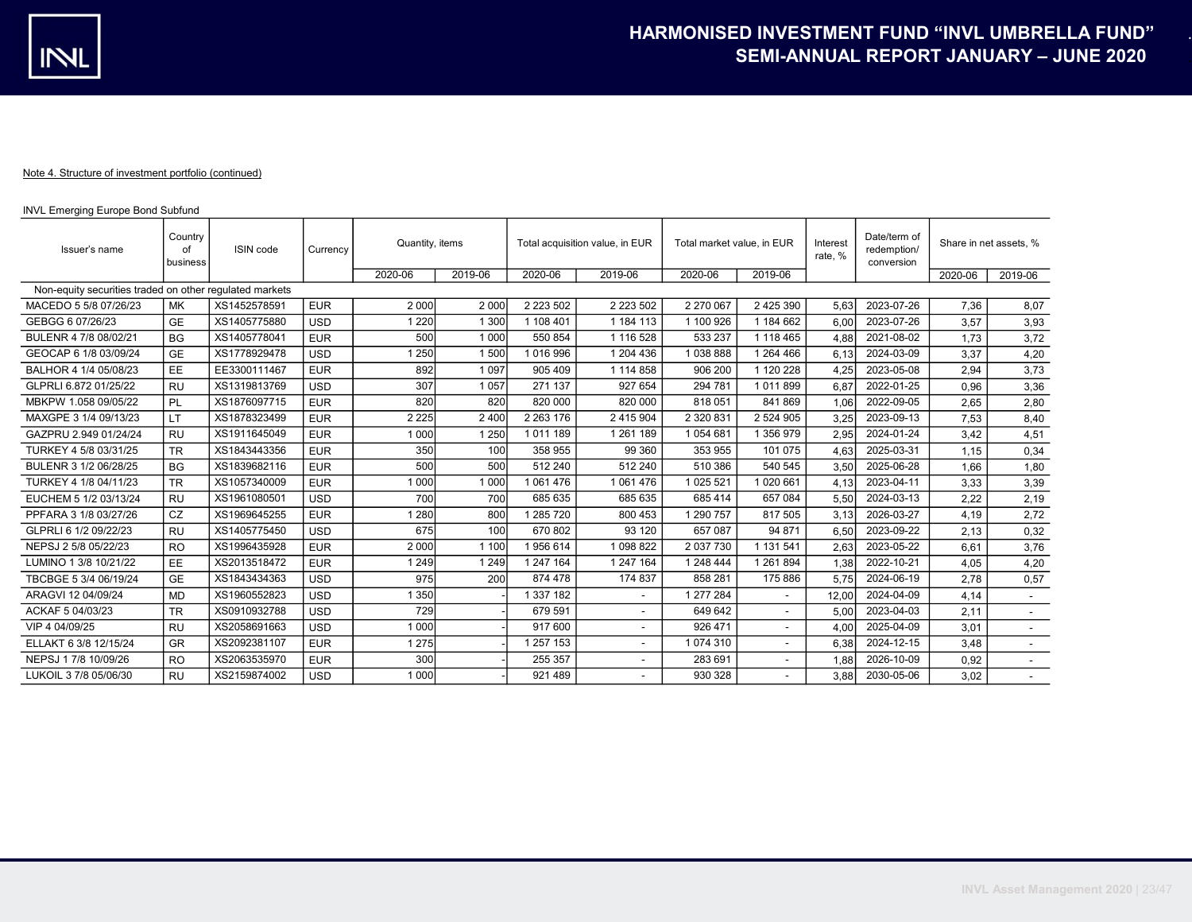Note 4. Structure of investment portfolio (continued)

INVL Emerging Europe Bond Subfund

| Issuer's name | Country of business | ISIN code | Currency | Quantity, items | | Total acquisition value, in EUR | | Total market value, in EUR | | Interest rate, % | Date/term of redemption/ conversion | Share in net assets, % | |
|---|---|---|---|---|---|---|---|---|---|---|---|---|---|
| | | | | 2020-06 | 2019-06 | 2020-06 | 2019-06 | 2020-06 | 2019-06 | | | 2020-06 | 2019-06 |
| Non-equity securities traded on other regulated markets | | | | | | | | | | | | | |
| MACEDO 5 5/8 07/26/23 | MK | XS1452578591 | EUR | 2 000 | 2 000 | 2 223 502 | 2 223 502 | 2 270 067 | 2 425 390 | 5,63 | 2023-07-26 | 7,36 | 8,07 |
| GEBGG 6 07/26/23 | GE | XS1405775880 | USD | 1 220 | 1 300 | 1 108 401 | 1 184 113 | 1 100 926 | 1 184 662 | 6,00 | 2023-07-26 | 3,57 | 3,93 |
| BULENR 4 7/8 08/02/21 | BG | XS1405778041 | EUR | 500 | 1 000 | 550 854 | 1 116 528 | 533 237 | 1 118 465 | 4,88 | 2021-08-02 | 1,73 | 3,72 |
| GEOCAP 6 1/8 03/09/24 | GE | XS1778929478 | USD | 1 250 | 1 500 | 1 016 996 | 1 204 436 | 1 038 888 | 1 264 466 | 6,13 | 2024-03-09 | 3,37 | 4,20 |
| BALHOR 4 1/4 05/08/23 | EE | EE3300111467 | EUR | 892 | 1 097 | 905 409 | 1 114 858 | 906 200 | 1 120 228 | 4,25 | 2023-05-08 | 2,94 | 3,73 |
| GLPRLI 6.872 01/25/22 | RU | XS1319813769 | USD | 307 | 1 057 | 271 137 | 927 654 | 294 781 | 1 011 899 | 6,87 | 2022-01-25 | 0,96 | 3,36 |
| MBKPW 1.058 09/05/22 | PL | XS1876097715 | EUR | 820 | 820 | 820 000 | 820 000 | 818 051 | 841 869 | 1,06 | 2022-09-05 | 2,65 | 2,80 |
| MAXGPE 3 1/4 09/13/23 | LT | XS1878323499 | EUR | 2 225 | 2 400 | 2 263 176 | 2 415 904 | 2 320 831 | 2 524 905 | 3,25 | 2023-09-13 | 7,53 | 8,40 |
| GAZPRU 2.949 01/24/24 | RU | XS1911645049 | EUR | 1 000 | 1 250 | 1 011 189 | 1 261 189 | 1 054 681 | 1 356 979 | 2,95 | 2024-01-24 | 3,42 | 4,51 |
| TURKEY 4 5/8 03/31/25 | TR | XS1843443356 | EUR | 350 | 100 | 358 955 | 99 360 | 353 955 | 101 075 | 4,63 | 2025-03-31 | 1,15 | 0,34 |
| BULENR 3 1/2 06/28/25 | BG | XS1839682116 | EUR | 500 | 500 | 512 240 | 512 240 | 510 386 | 540 545 | 3,50 | 2025-06-28 | 1,66 | 1,80 |
| TURKEY 4 1/8 04/11/23 | TR | XS1057340009 | EUR | 1 000 | 1 000 | 1 061 476 | 1 061 476 | 1 025 521 | 1 020 661 | 4,13 | 2023-04-11 | 3,33 | 3,39 |
| EUCHEM 5 1/2 03/13/24 | RU | XS1961080501 | USD | 700 | 700 | 685 635 | 685 635 | 685 414 | 657 084 | 5,50 | 2024-03-13 | 2,22 | 2,19 |
| PPFARA 3 1/8 03/27/26 | CZ | XS1969645255 | EUR | 1 280 | 800 | 1 285 720 | 800 453 | 1 290 757 | 817 505 | 3,13 | 2026-03-27 | 4,19 | 2,72 |
| GLPRLI 6 1/2 09/22/23 | RU | XS1405775450 | USD | 675 | 100 | 670 802 | 93 120 | 657 087 | 94 871 | 6,50 | 2023-09-22 | 2,13 | 0,32 |
| NEPSJ 2 5/8 05/22/23 | RO | XS1996435928 | EUR | 2 000 | 1 100 | 1 956 614 | 1 098 822 | 2 037 730 | 1 131 541 | 2,63 | 2023-05-22 | 6,61 | 3,76 |
| LUMINO 1 3/8 10/21/22 | EE | XS2013518472 | EUR | 1 249 | 1 249 | 1 247 164 | 1 247 164 | 1 248 444 | 1 261 894 | 1,38 | 2022-10-21 | 4,05 | 4,20 |
| TBCBGE 5 3/4 06/19/24 | GE | XS1843434363 | USD | 975 | 200 | 874 478 | 174 837 | 858 281 | 175 886 | 5,75 | 2024-06-19 | 2,78 | 0,57 |
| ARAGVI 12 04/09/24 | MD | XS1960552823 | USD | 1 350 | - | 1 337 182 | - | 1 277 284 | - | 12,00 | 2024-04-09 | 4,14 | - |
| ACKAF 5 04/03/23 | TR | XS0910932788 | USD | 729 | - | 679 591 | - | 649 642 | - | 5,00 | 2023-04-03 | 2,11 | - |
| VIP 4 04/09/25 | RU | XS2058691663 | USD | 1 000 | - | 917 600 | - | 926 471 | - | 4,00 | 2025-04-09 | 3,01 | - |
| ELLAKT 6 3/8 12/15/24 | GR | XS2092381107 | EUR | 1 275 | - | 1 257 153 | - | 1 074 310 | - | 6,38 | 2024-12-15 | 3,48 | - |
| NEPSJ 1 7/8 10/09/26 | RO | XS2063535970 | EUR | 300 | - | 255 357 | - | 283 691 | - | 1,88 | 2026-10-09 | 0,92 | - |
| LUKOIL 3 7/8 05/06/30 | RU | XS2159874002 | USD | 1 000 | - | 921 489 | - | 930 328 | - | 3,88 | 2030-05-06 | 3,02 | - |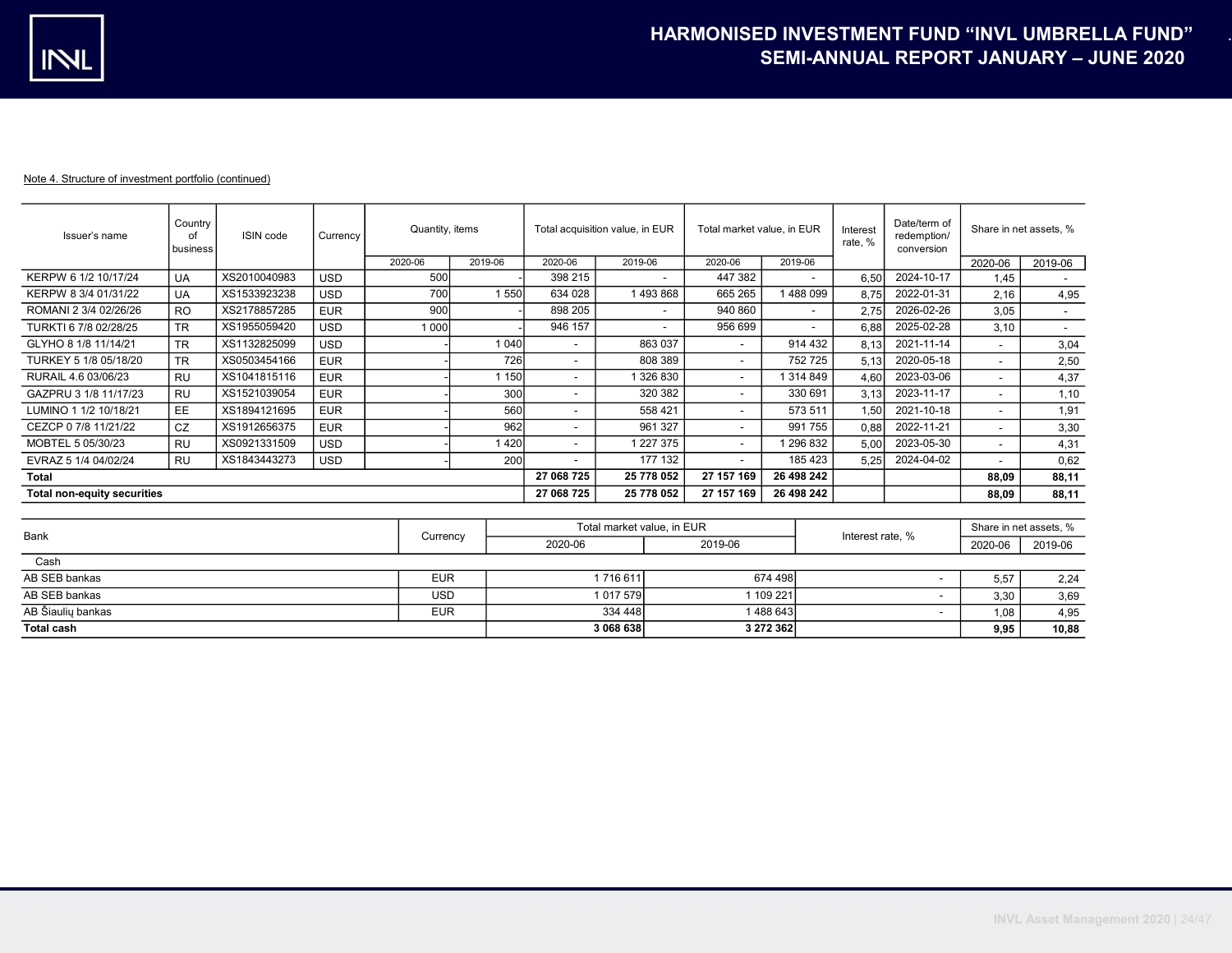Note 4. Structure of investment portfolio (continued)

| Issuer's name | Country of business | ISIN code | Currency | Quantity, items | | Total acquisition value, in EUR | | Total market value, in EUR | | Interest rate, % | Date/term of redemption/ conversion | Share in net assets, % | |
|---|---|---|---|---|---|---|---|---|---|---|---|---|---|
| | | | | 2020-06 | 2019-06 | 2020-06 | 2019-06 | 2020-06 | 2019-06 | | | 2020-06 | 2019-06 |
| KERPW 6 1/2 10/17/24 | UA | XS2010040983 | USD | 500 | - | 398 215 | - | 447 382 | - | 6,50 | 2024-10-17 | 1,45 | - |
| KERPW 8 3/4 01/31/22 | UA | XS1533923238 | USD | 700 | 1 550 | 634 028 | 1 493 868 | 665 265 | 1 488 099 | 8,75 | 2022-01-31 | 2,16 | 4,95 |
| ROMANI 2 3/4 02/26/26 | RO | XS2178857285 | EUR | 900 | - | 898 205 | - | 940 860 | - | 2,75 | 2026-02-26 | 3,05 | - |
| TURKTI 6 7/8 02/28/25 | TR | XS1955059420 | USD | 1 000 | - | 946 157 | - | 956 699 | - | 6,88 | 2025-02-28 | 3,10 | - |
| GLYHO 8 1/8 11/14/21 | TR | XS1132825099 | USD | - | 1 040 | - | 863 037 | - | 914 432 | 8,13 | 2021-11-14 | - | 3,04 |
| TURKEY 5 1/8 05/18/20 | TR | XS0503454166 | EUR | - | 726 | - | 808 389 | - | 752 725 | 5,13 | 2020-05-18 | - | 2,50 |
| RURAIL 4.6 03/06/23 | RU | XS1041815116 | EUR | - | 1 150 | - | 1 326 830 | - | 1 314 849 | 4,60 | 2023-03-06 | - | 4,37 |
| GAZPRU 3 1/8 11/17/23 | RU | XS1521039054 | EUR | - | 300 | - | 320 382 | - | 330 691 | 3,13 | 2023-11-17 | - | 1,10 |
| LUMINO 1 1/2 10/18/21 | EE | XS1894121695 | EUR | - | 560 | - | 558 421 | - | 573 511 | 1,50 | 2021-10-18 | - | 1,91 |
| CEZCP 0 7/8 11/21/22 | CZ | XS1912656375 | EUR | - | 962 | - | 961 327 | - | 991 755 | 0,88 | 2022-11-21 | - | 3,30 |
| MOBTEL 5 05/30/23 | RU | XS0921331509 | USD | - | 1 420 | - | 1 227 375 | - | 1 296 832 | 5,00 | 2023-05-30 | - | 4,31 |
| EVRAZ 5 1/4 04/02/24 | RU | XS1843443273 | USD | - | 200 | - | 177 132 | - | 185 423 | 5,25 | 2024-04-02 | - | 0,62 |
| **Total** | | | | | | **27 068 725** | **25 778 052** | **27 157 169** | **26 498 242** | | | **88,09** | **88,11** |
| **Total non-equity securities** | | | | | | **27 068 725** | **25 778 052** | **27 157 169** | **26 498 242** | | | **88,09** | **88,11** |

| Bank | Currency | Total market value, in EUR | | Interest rate, % | Share in net assets, % | |
|---|---|---|---|---|---|---|
| | | 2020-06 | 2019-06 | | 2020-06 | 2019-06 |
| Cash | | | | | | |
| AB SEB bankas | EUR | 1 716 611 | 674 498 | - | 5,57 | 2,24 |
| AB SEB bankas | USD | 1 017 579 | 1 109 221 | - | 3,30 | 3,69 |
| AB Šiaulių bankas | EUR | 334 448 | 1 488 643 | - | 1,08 | 4,95 |
| **Total cash** | | **3 068 638** | **3 272 362** | | **9,95** | **10,88** |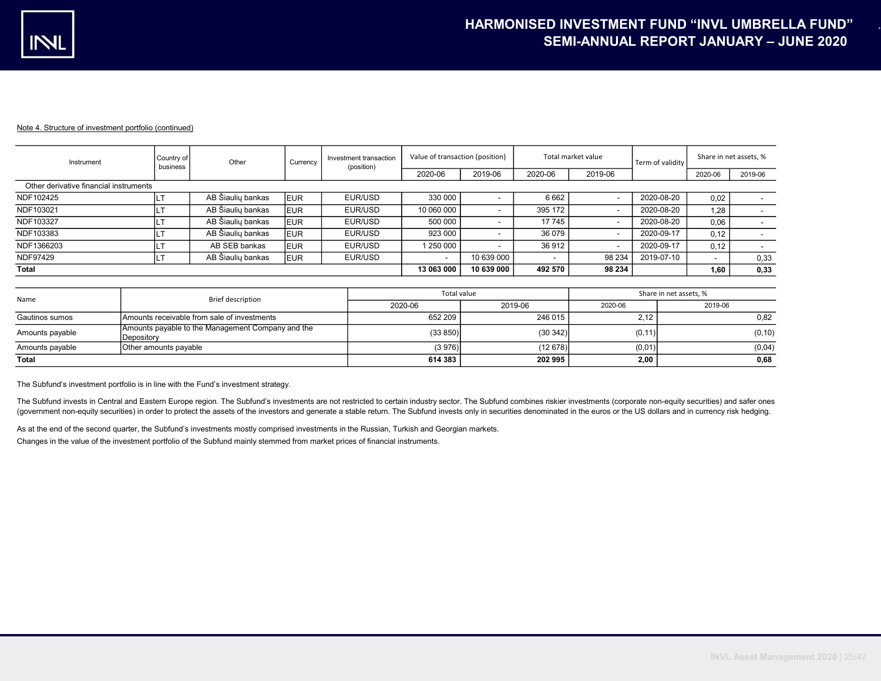Note 4. Structure of investment portfolio (continued)

| Instrument | Country of business | Other | Currency | Investment transaction (position) | Value of transaction (position) | | Total market value | | Term of validity | Share in net assets, % | |
|---|---|---|---|---|---|---|---|---|---|---|---|
| | | | | | 2020-06 | 2019-06 | 2020-06 | 2019-06 | | 2020-06 | 2019-06 |
| Other derivative financial instruments | | | | | | | | | | | |
| NDF102425 | LT | AB Šiaulių bankas | EUR | EUR/USD | 330 000 | - | 6 662 | - | 2020-08-20 | 0,02 | - |
| NDF103021 | LT | AB Šiaulių bankas | EUR | EUR/USD | 10 060 000 | - | 395 172 | - | 2020-08-20 | 1,28 | - |
| NDF103327 | LT | AB Šiaulių bankas | EUR | EUR/USD | 500 000 | - | 17 745 | - | 2020-08-20 | 0,06 | - |
| NDF103383 | LT | AB Šiaulių bankas | EUR | EUR/USD | 923 000 | - | 36 079 | - | 2020-09-17 | 0,12 | - |
| NDF1366203 | LT | AB SEB bankas | EUR | EUR/USD | 1 250 000 | - | 36 912 | - | 2020-09-17 | 0,12 | - |
| NDF97429 | LT | AB Šiaulių bankas | EUR | EUR/USD | - | 10 639 000 | - | 98 234 | 2019-07-10 | - | 0,33 |
| **Total** | | | | | **13 063 000** | **10 639 000** | **492 570** | **98 234** | | **1,60** | **0,33** |

| Name | Brief description | Total value | | Share in net assets, % | |
|---|---|---|---|---|---|
| | | 2020-06 | 2019-06 | 2020-06 | 2019-06 |
| Gautinos sumos | Amounts receivable from sale of investments | 652 209 | 246 015 | 2,12 | 0,82 |
| Amounts payable | Amounts payable to the Management Company and the Depository | (33 850) | (30 342) | (0,11) | (0,10) |
| Amounts payable | Other amounts payable | (3 976) | (12 678) | (0,01) | (0,04) |
| **Total** | | **614 383** | **202 995** | **2,00** | **0,68** |

The Subfund's investment portfolio is in line with the Fund's investment strategy.

The Subfund invests in Central and Eastern Europe region. The Subfund's investments are not restricted to certain industry sector. The Subfund combines riskier investments (corporate non-equity securities) and safer ones (government non-equity securities) in order to protect the assets of the investors and generate a stable return. The Subfund invests only in securities denominated in the euros or the US dollars and in currency risk hedging.

As at the end of the second quarter, the Subfund's investments mostly comprised investments in the Russian, Turkish and Georgian markets.

Changes in the value of the investment portfolio of the Subfund mainly stemmed from market prices of financial instruments.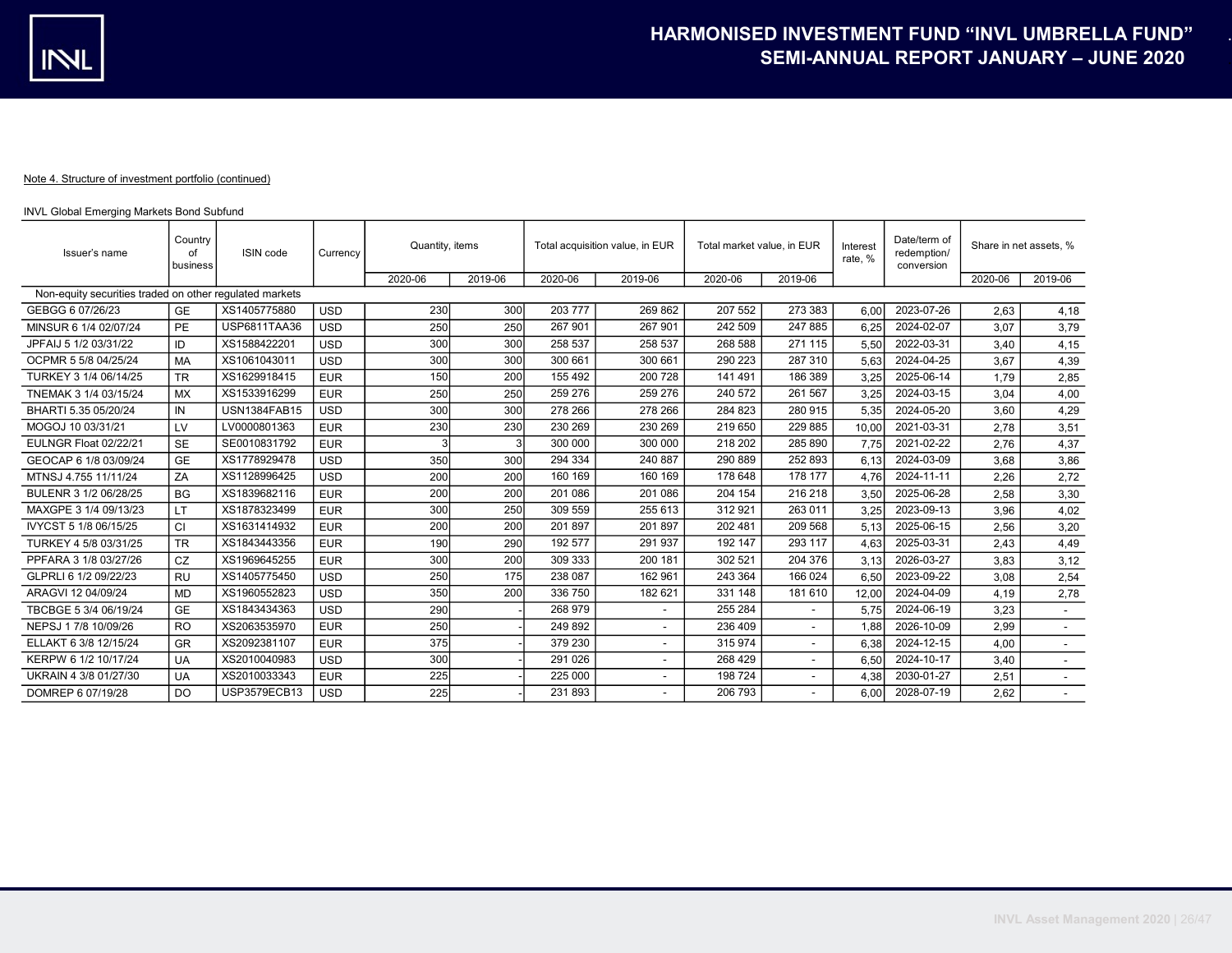Note 4. Structure of investment portfolio (continued)

INVL Global Emerging Markets Bond Subfund

| Issuer's name | Country of business | ISIN code | Currency | Quantity, items | | Total acquisition value, in EUR | | Total market value, in EUR | | Interest rate, % | Date/term of redemption/ conversion | Share in net assets, % | |
|---|---|---|---|---|---|---|---|---|---|---|---|---|---|
| | | | | 2020-06 | 2019-06 | 2020-06 | 2019-06 | 2020-06 | 2019-06 | | | 2020-06 | 2019-06 |
| Non-equity securities traded on other regulated markets | | | | | | | | | | | | | |
| GEBGG 6 07/26/23 | GE | XS1405775880 | USD | 230 | 300 | 203 777 | 269 862 | 207 552 | 273 383 | 6,00 | 2023-07-26 | 2,63 | 4,18 |
| MINSUR 6 1/4 02/07/24 | PE | USP6811TAA36 | USD | 250 | 250 | 267 901 | 267 901 | 242 509 | 247 885 | 6,25 | 2024-02-07 | 3,07 | 3,79 |
| JPFAIJ 5 1/2 03/31/22 | ID | XS1588422201 | USD | 300 | 300 | 258 537 | 258 537 | 268 588 | 271 115 | 5,50 | 2022-03-31 | 3,40 | 4,15 |
| OCPMR 5 5/8 04/25/24 | MA | XS1061043011 | USD | 300 | 300 | 300 661 | 300 661 | 290 223 | 287 310 | 5,63 | 2024-04-25 | 3,67 | 4,39 |
| TURKEY 3 1/4 06/14/25 | TR | XS1629918415 | EUR | 150 | 200 | 155 492 | 200 728 | 141 491 | 186 389 | 3,25 | 2025-06-14 | 1,79 | 2,85 |
| TNEMAK 3 1/4 03/15/24 | MX | XS1533916299 | EUR | 250 | 250 | 259 276 | 259 276 | 240 572 | 261 567 | 3,25 | 2024-03-15 | 3,04 | 4,00 |
| BHARTI 5.35 05/20/24 | IN | USN1384FAB15 | USD | 300 | 300 | 278 266 | 278 266 | 284 823 | 280 915 | 5,35 | 2024-05-20 | 3,60 | 4,29 |
| MOGOJ 10 03/31/21 | LV | LV0000801363 | EUR | 230 | 230 | 230 269 | 230 269 | 219 650 | 229 885 | 10,00 | 2021-03-31 | 2,78 | 3,51 |
| EULNGR Float 02/22/21 | SE | SE0010831792 | EUR | 3 | 3 | 300 000 | 300 000 | 218 202 | 285 890 | 7,75 | 2021-02-22 | 2,76 | 4,37 |
| GEOCAP 6 1/8 03/09/24 | GE | XS1778929478 | USD | 350 | 300 | 294 334 | 240 887 | 290 889 | 252 893 | 6,13 | 2024-03-09 | 3,68 | 3,86 |
| MTNSJ 4.755 11/11/24 | ZA | XS1128996425 | USD | 200 | 200 | 160 169 | 160 169 | 178 648 | 178 177 | 4,76 | 2024-11-11 | 2,26 | 2,72 |
| BULENR 3 1/2 06/28/25 | BG | XS1839682116 | EUR | 200 | 200 | 201 086 | 201 086 | 204 154 | 216 218 | 3,50 | 2025-06-28 | 2,58 | 3,30 |
| MAXGPE 3 1/4 09/13/23 | LT | XS1878323499 | EUR | 300 | 250 | 309 559 | 255 613 | 312 921 | 263 011 | 3,25 | 2023-09-13 | 3,96 | 4,02 |
| IVYCST 5 1/8 06/15/25 | CI | XS1631414932 | EUR | 200 | 200 | 201 897 | 201 897 | 202 481 | 209 568 | 5,13 | 2025-06-15 | 2,56 | 3,20 |
| TURKEY 4 5/8 03/31/25 | TR | XS1843443356 | EUR | 190 | 290 | 192 577 | 291 937 | 192 147 | 293 117 | 4,63 | 2025-03-31 | 2,43 | 4,49 |
| PPFARA 3 1/8 03/27/26 | CZ | XS1969645255 | EUR | 300 | 200 | 309 333 | 200 181 | 302 521 | 204 376 | 3,13 | 2026-03-27 | 3,83 | 3,12 |
| GLPRLI 6 1/2 09/22/23 | RU | XS1405775450 | USD | 250 | 175 | 238 087 | 162 961 | 243 364 | 166 024 | 6,50 | 2023-09-22 | 3,08 | 2,54 |
| ARAGVI 12 04/09/24 | MD | XS1960552823 | USD | 350 | 200 | 336 750 | 182 621 | 331 148 | 181 610 | 12,00 | 2024-04-09 | 4,19 | 2,78 |
| TBCBGE 5 3/4 06/19/24 | GE | XS1843434363 | USD | 290 | - | 268 979 | - | 255 284 | - | 5,75 | 2024-06-19 | 3,23 | - |
| NEPSJ 1 7/8 10/09/26 | RO | XS2063535970 | EUR | 250 | - | 249 892 | - | 236 409 | - | 1,88 | 2026-10-09 | 2,99 | - |
| ELLAKT 6 3/8 12/15/24 | GR | XS2092381107 | EUR | 375 | - | 379 230 | - | 315 974 | - | 6,38 | 2024-12-15 | 4,00 | - |
| KERPW 6 1/2 10/17/24 | UA | XS2010040983 | USD | 300 | - | 291 026 | - | 268 429 | - | 6,50 | 2024-10-17 | 3,40 | - |
| UKRAIN 4 3/8 01/27/30 | UA | XS2010033343 | EUR | 225 | - | 225 000 | - | 198 724 | - | 4,38 | 2030-01-27 | 2,51 | - |
| DOMREP 6 07/19/28 | DO | USP3579ECB13 | USD | 225 | - | 231 893 | - | 206 793 | - | 6,00 | 2028-07-19 | 2,62 | - |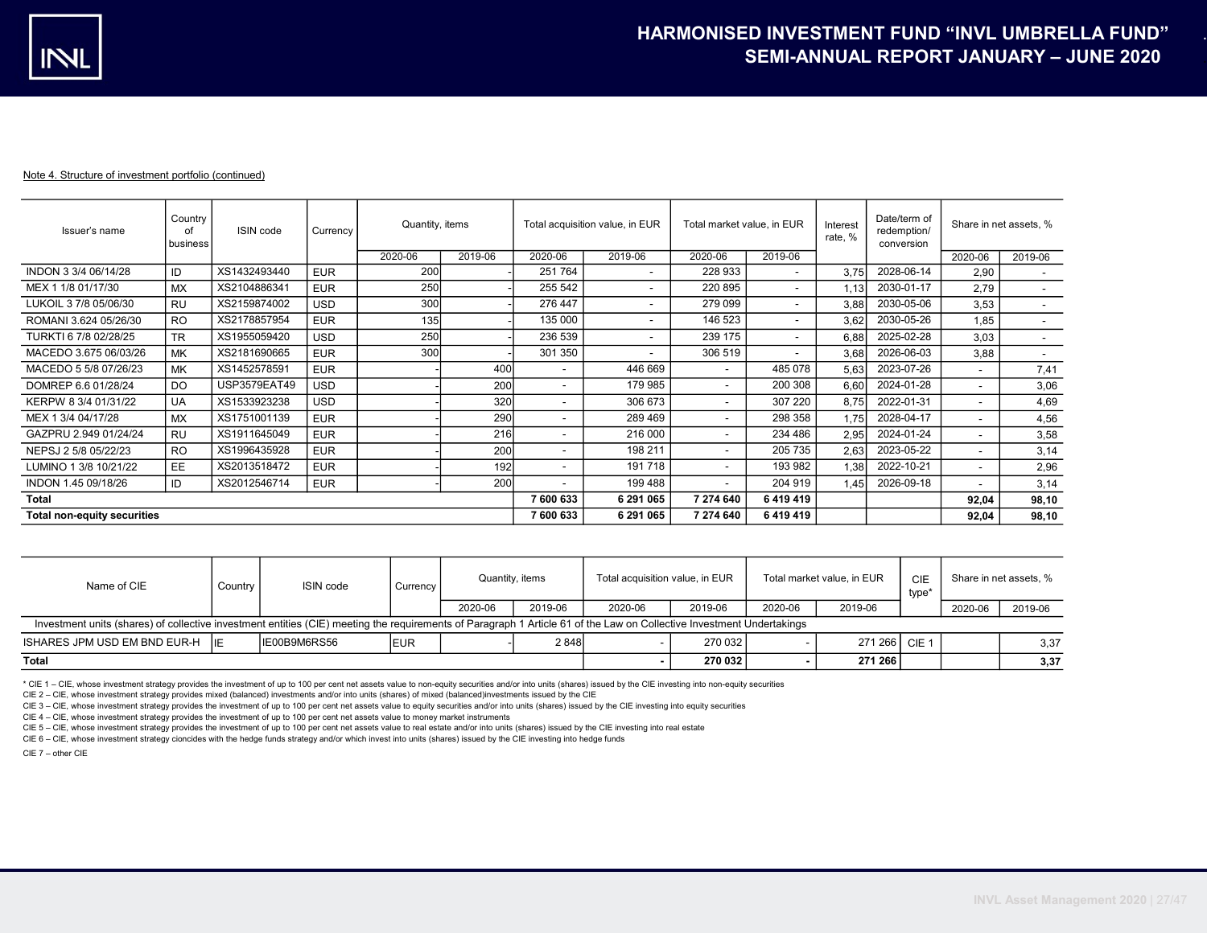Note 4. Structure of investment portfolio (continued)

| Issuer's name | Country of business | ISIN code | Currency | Quantity, items | | Total acquisition value, in EUR | | Total market value, in EUR | | Interest rate, % | Date/term of redemption/ conversion | Share in net assets, % | |
|---|---|---|---|---|---|---|---|---|---|---|---|---|---|
| | | | | 2020-06 | 2019-06 | 2020-06 | 2019-06 | 2020-06 | 2019-06 | | | 2020-06 | 2019-06 |
| INDON 3 3/4 06/14/28 | ID | XS1432493440 | EUR | 200 | - | 251 764 | - | 228 933 | - | 3,75 | 2028-06-14 | 2,90 | - |
| MEX 1 1/8 01/17/30 | MX | XS2104886341 | EUR | 250 | - | 255 542 | - | 220 895 | - | 1,13 | 2030-01-17 | 2,79 | - |
| LUKOIL 3 7/8 05/06/30 | RU | XS2159874002 | USD | 300 | - | 276 447 | - | 279 099 | - | 3,88 | 2030-05-06 | 3,53 | - |
| ROMANI 3.624 05/26/30 | RO | XS2178857954 | EUR | 135 | - | 135 000 | - | 146 523 | - | 3,62 | 2030-05-26 | 1,85 | - |
| TURKTI 6 7/8 02/28/25 | TR | XS1955059420 | USD | 250 | - | 236 539 | - | 239 175 | - | 6,88 | 2025-02-28 | 3,03 | - |
| MACEDO 3.675 06/03/26 | MK | XS2181690665 | EUR | 300 | - | 301 350 | - | 306 519 | - | 3,68 | 2026-06-03 | 3,88 | - |
| MACEDO 5 5/8 07/26/23 | MK | XS1452578591 | EUR | - | 400 | - | 446 669 | - | 485 078 | 5,63 | 2023-07-26 | - | 7,41 |
| DOMREP 6.6 01/28/24 | DO | USP3579EAT49 | USD | - | 200 | - | 179 985 | - | 200 308 | 6,60 | 2024-01-28 | - | 3,06 |
| KERPW 8 3/4 01/31/22 | UA | XS1533923238 | USD | - | 320 | - | 306 673 | - | 307 220 | 8,75 | 2022-01-31 | - | 4,69 |
| MEX 1 3/4 04/17/28 | MX | XS1751001139 | EUR | - | 290 | - | 289 469 | - | 298 358 | 1,75 | 2028-04-17 | - | 4,56 |
| GAZPRU 2.949 01/24/24 | RU | XS1911645049 | EUR | - | 216 | - | 216 000 | - | 234 486 | 2,95 | 2024-01-24 | - | 3,58 |
| NEPSJ 2 5/8 05/22/23 | RO | XS1996435928 | EUR | - | 200 | - | 198 211 | - | 205 735 | 2,63 | 2023-05-22 | - | 3,14 |
| LUMINO 1 3/8 10/21/22 | EE | XS2013518472 | EUR | - | 192 | - | 191 718 | - | 193 982 | 1,38 | 2022-10-21 | - | 2,96 |
| INDON 1.45 09/18/26 | ID | XS2012546714 | EUR | - | 200 | - | 199 488 | - | 204 919 | 1,45 | 2026-09-18 | - | 3,14 |
| **Total** | | | | | | **7 600 633** | **6 291 065** | **7 274 640** | **6 419 419** | | | **92,04** | **98,10** |
| **Total non-equity securities** | | | | | | **7 600 633** | **6 291 065** | **7 274 640** | **6 419 419** | | | **92,04** | **98,10** |

| Name of CIE | Country | ISIN code | Currency | Quantity, items | | Total acquisition value, in EUR | | Total market value, in EUR | | CIE type* | Share in net assets, % | |
|---|---|---|---|---|---|---|---|---|---|---|---|---|
| | | | | 2020-06 | 2019-06 | 2020-06 | 2019-06 | 2020-06 | 2019-06 | | 2020-06 | 2019-06 |
| Investment units (shares) of collective investment entities (CIE) meeting the requirements of Paragraph 1 Article 61 of the Law on Collective Investment Undertakings | | | | | | | | | | | | |
| ISHARES JPM USD EM BND EUR-H | IE | IE00B9M6RS56 | EUR | - | 2 848 | - | 270 032 | - | 271 266 | CIE 1 | | 3,37 |
| **Total** | | | | | | **-** | **270 032** | **-** | **271 266** | | | **3,37** |

\* CIE 1 – CIE, whose investment strategy provides the investment of up to 100 per cent net assets value to non-equity securities and/or into units (shares) issued by the CIE investing into non-equity securities

CIE 2 – CIE, whose investment strategy provides mixed (balanced) investments and/or into units (shares) of mixed (balanced)investments issued by the CIE

CIE 3 – CIE, whose investment strategy provides the investment of up to 100 per cent net assets value to equity securities and/or into units (shares) issued by the CIE investing into equity securities

CIE 4 – CIE, whose investment strategy provides the investment of up to 100 per cent net assets value to money market instruments

CIE 5 – CIE, whose investment strategy provides the investment of up to 100 per cent net assets value to real estate and/or into units (shares) issued by the CIE investing into real estate

CIE 6 – CIE, whose investment strategy cioncides with the hedge funds strategy and/or which invest into units (shares) issued by the CIE investing into hedge funds

CIE 7 – other CIE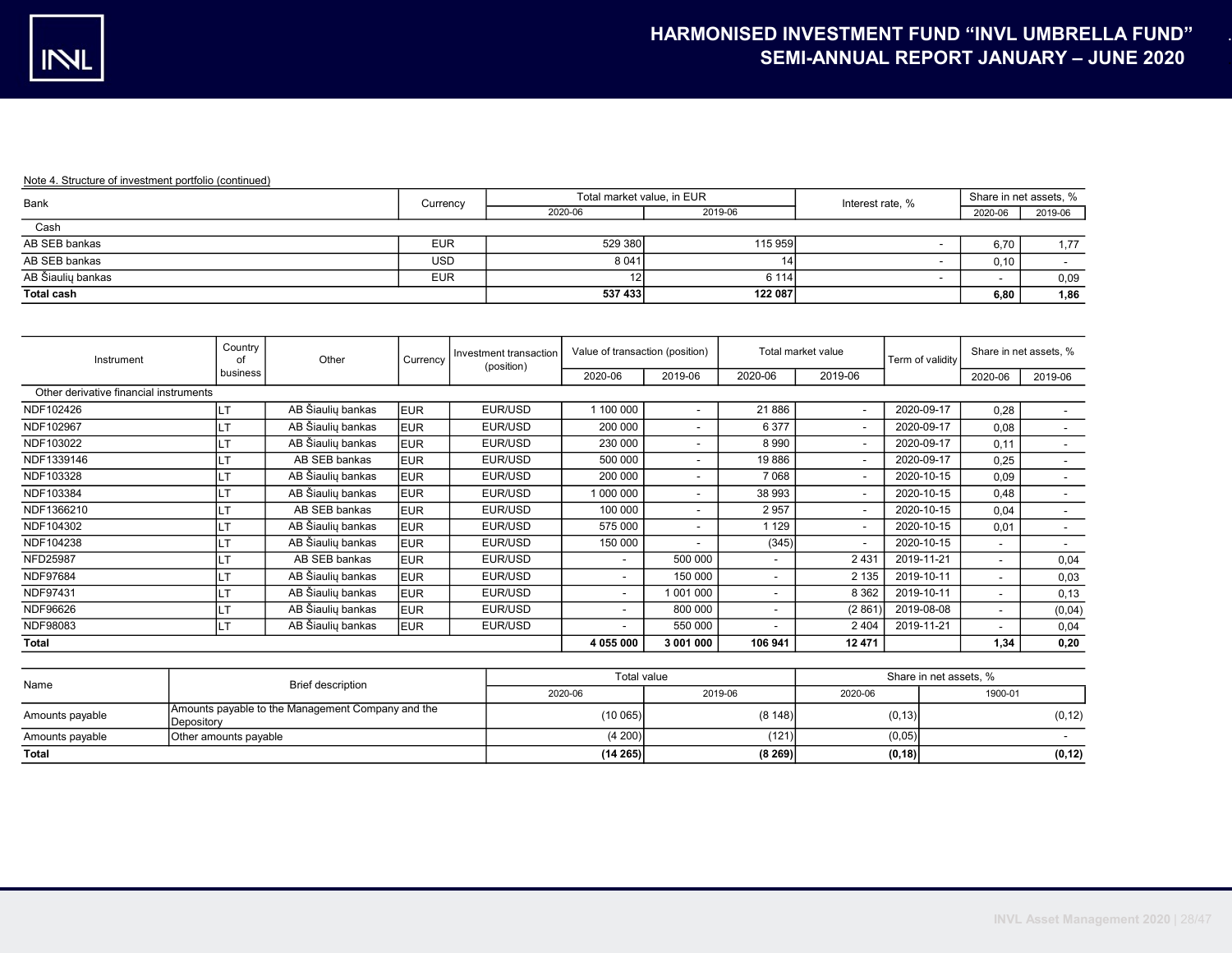Note 4. Structure of investment portfolio (continued)

| Bank | Currency | Total market value, in EUR | | Interest rate, % | Share in net assets, % | |
|---|---|---|---|---|---|---|
| | | 2020-06 | 2019-06 | | 2020-06 | 2019-06 |
| Cash | | | | | | |
| AB SEB bankas | EUR | 529 380 | 115 959 | - | 6,70 | 1,77 |
| AB SEB bankas | USD | 8 041 | 14 | - | 0,10 | - |
| AB Šiaulių bankas | EUR | 12 | 6 114 | - | - | 0,09 |
| **Total cash** | | **537 433** | **122 087** | | **6,80** | **1,86** |

| Instrument | Country of business | Other | Currency | Investment transaction (position) | Value of transaction (position) | | Total market value | | Term of validity | Share in net assets, % | |
|---|---|---|---|---|---|---|---|---|---|---|---|
| | | | | | 2020-06 | 2019-06 | 2020-06 | 2019-06 | | 2020-06 | 2019-06 |
| Other derivative financial instruments | | | | | | | | | | | |
| NDF102426 | LT | AB Šiaulių bankas | EUR | EUR/USD | 1 100 000 | - | 21 886 | - | 2020-09-17 | 0,28 | - |
| NDF102967 | LT | AB Šiaulių bankas | EUR | EUR/USD | 200 000 | - | 6 377 | - | 2020-09-17 | 0,08 | - |
| NDF103022 | LT | AB Šiaulių bankas | EUR | EUR/USD | 230 000 | - | 8 990 | - | 2020-09-17 | 0,11 | - |
| NDF1339146 | LT | AB SEB bankas | EUR | EUR/USD | 500 000 | - | 19 886 | - | 2020-09-17 | 0,25 | - |
| NDF103328 | LT | AB Šiaulių bankas | EUR | EUR/USD | 200 000 | - | 7 068 | - | 2020-10-15 | 0,09 | - |
| NDF103384 | LT | AB Šiaulių bankas | EUR | EUR/USD | 1 000 000 | - | 38 993 | - | 2020-10-15 | 0,48 | - |
| NDF1366210 | LT | AB SEB bankas | EUR | EUR/USD | 100 000 | - | 2 957 | - | 2020-10-15 | 0,04 | - |
| NDF104302 | LT | AB Šiaulių bankas | EUR | EUR/USD | 575 000 | - | 1 129 | - | 2020-10-15 | 0,01 | - |
| NDF104238 | LT | AB Šiaulių bankas | EUR | EUR/USD | 150 000 | - | (345) | - | 2020-10-15 | - | - |
| NFD25987 | LT | AB SEB bankas | EUR | EUR/USD | - | 500 000 | - | 2 431 | 2019-11-21 | - | 0,04 |
| NDF97684 | LT | AB Šiaulių bankas | EUR | EUR/USD | - | 150 000 | - | 2 135 | 2019-10-11 | - | 0,03 |
| NDF97431 | LT | AB Šiaulių bankas | EUR | EUR/USD | - | 1 001 000 | - | 8 362 | 2019-10-11 | - | 0,13 |
| NDF96626 | LT | AB Šiaulių bankas | EUR | EUR/USD | - | 800 000 | - | (2 861) | 2019-08-08 | - | (0,04) |
| NDF98083 | LT | AB Šiaulių bankas | EUR | EUR/USD | - | 550 000 | - | 2 404 | 2019-11-21 | - | 0,04 |
| **Total** | | | | | **4 055 000** | **3 001 000** | **106 941** | **12 471** | | **1,34** | **0,20** |

| Name | Brief description | Total value | | Share in net assets, % | |
|---|---|---|---|---|---|
| | | 2020-06 | 2019-06 | 2020-06 | 1900-01 |
| Amounts payable | Amounts payable to the Management Company and the Depository | (10 065) | (8 148) | (0,13) | (0,12) |
| Amounts payable | Other amounts payable | (4 200) | (121) | (0,05) | - |
| **Total** | | **(14 265)** | **(8 269)** | **(0,18)** | **(0,12)** |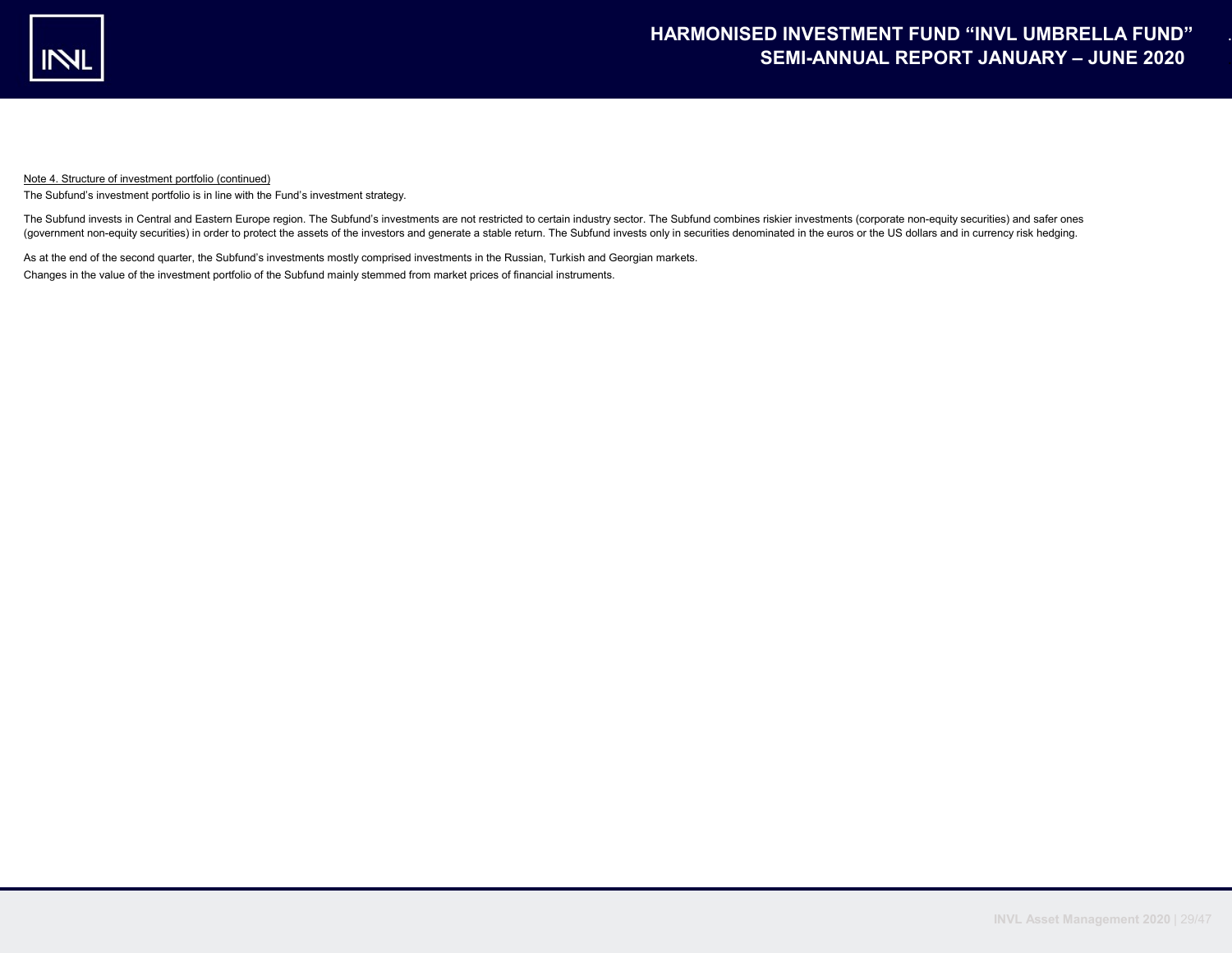Note 4. Structure of investment portfolio (continued)

The Subfund's investment portfolio is in line with the Fund's investment strategy.

The Subfund invests in Central and Eastern Europe region. The Subfund's investments are not restricted to certain industry sector. The Subfund combines riskier investments (corporate non-equity securities) and safer ones (government non-equity securities) in order to protect the assets of the investors and generate a stable return. The Subfund invests only in securities denominated in the euros or the US dollars and in currency risk hedging.

As at the end of the second quarter, the Subfund's investments mostly comprised investments in the Russian, Turkish and Georgian markets.

Changes in the value of the investment portfolio of the Subfund mainly stemmed from market prices of financial instruments.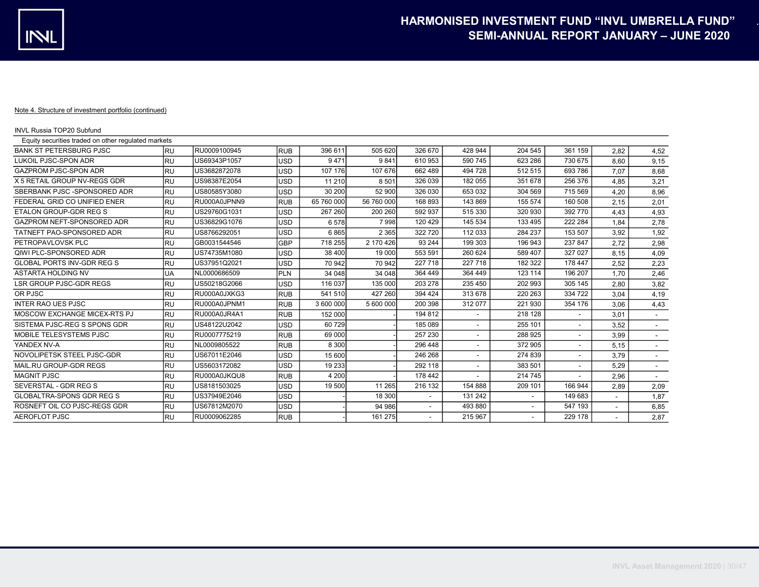Note 4. Structure of investment portfolio (continued)

INVL Russia TOP20 Subfund

| Equity securities traded on other regulated markets | | | | | | | | | | | |
|---|---|---|---|---|---|---|---|---|---|---|---|
| BANK ST PETERSBURG PJSC | RU | RU0009100945 | RUB | 396 611 | 505 620 | 326 670 | 428 944 | 204 545 | 361 159 | 2,82 | 4,52 |
| LUKOIL PJSC-SPON ADR | RU | US69343P1057 | USD | 9 471 | 9 841 | 610 953 | 590 745 | 623 286 | 730 675 | 8,60 | 9,15 |
| GAZPROM PJSC-SPON ADR | RU | US3682872078 | USD | 107 176 | 107 676 | 662 489 | 494 728 | 512 515 | 693 786 | 7,07 | 8,68 |
| X 5 RETAIL GROUP NV-REGS GDR | RU | US98387E2054 | USD | 11 210 | 8 501 | 326 039 | 182 055 | 351 678 | 256 376 | 4,85 | 3,21 |
| SBERBANK PJSC -SPONSORED ADR | RU | US80585Y3080 | USD | 30 200 | 52 900 | 326 030 | 653 032 | 304 569 | 715 569 | 4,20 | 8,96 |
| FEDERAL GRID CO UNIFIED ENER | RU | RU000A0JPNN9 | RUB | 65 760 000 | 56 760 000 | 168 893 | 143 869 | 155 574 | 160 508 | 2,15 | 2,01 |
| ETALON GROUP-GDR REG S | RU | US29760G1031 | USD | 267 260 | 200 260 | 592 937 | 515 330 | 320 930 | 392 770 | 4,43 | 4,93 |
| GAZPROM NEFT-SPONSORED ADR | RU | US36829G1076 | USD | 6 578 | 7 998 | 120 429 | 145 534 | 133 495 | 222 284 | 1,84 | 2,78 |
| TATNEFT PAO-SPONSORED ADR | RU | US8766292051 | USD | 6 865 | 2 365 | 322 720 | 112 033 | 284 237 | 153 507 | 3,92 | 1,92 |
| PETROPAVLOVSK PLC | RU | GB0031544546 | GBP | 718 255 | 2 170 426 | 93 244 | 199 303 | 196 943 | 237 847 | 2,72 | 2,98 |
| QIWI PLC-SPONSORED ADR | RU | US74735M1080 | USD | 38 400 | 19 000 | 553 591 | 260 624 | 589 407 | 327 027 | 8,15 | 4,09 |
| GLOBAL PORTS INV-GDR REG S | RU | US37951Q2021 | USD | 70 942 | 70 942 | 227 718 | 227 718 | 182 322 | 178 447 | 2,52 | 2,23 |
| ASTARTA HOLDING NV | UA | NL0000686509 | PLN | 34 048 | 34 048 | 364 449 | 364 449 | 123 114 | 196 207 | 1,70 | 2,46 |
| LSR GROUP PJSC-GDR REGS | RU | US50218G2066 | USD | 116 037 | 135 000 | 203 278 | 235 450 | 202 993 | 305 145 | 2,80 | 3,82 |
| OR PJSC | RU | RU000A0JXKG3 | RUB | 541 510 | 427 260 | 394 424 | 313 678 | 220 263 | 334 722 | 3,04 | 4,19 |
| INTER RAO UES PJSC | RU | RU000A0JPNM1 | RUB | 3 600 000 | 5 600 000 | 200 398 | 312 077 | 221 930 | 354 176 | 3,06 | 4,43 |
| MOSCOW EXCHANGE MICEX-RTS PJ | RU | RU000A0JR4A1 | RUB | 152 000 | - | 194 812 | - | 218 128 | - | 3,01 | - |
| SISTEMA PJSC-REG S SPONS GDR | RU | US48122U2042 | USD | 60 729 | - | 185 089 | - | 255 101 | - | 3,52 | - |
| MOBILE TELESYSTEMS PJSC | RU | RU0007775219 | RUB | 69 000 | - | 257 230 | - | 288 925 | - | 3,99 | - |
| YANDEX NV-A | RU | NL0009805522 | RUB | 8 300 | - | 296 448 | - | 372 905 | - | 5,15 | - |
| NOVOLIPETSK STEEL PJSC-GDR | RU | US67011E2046 | USD | 15 600 | - | 246 268 | - | 274 839 | - | 3,79 | - |
| MAIL.RU GROUP-GDR REGS | RU | US5603172082 | USD | 19 233 | - | 292 118 | - | 383 501 | - | 5,29 | - |
| MAGNIT PJSC | RU | RU000A0JKQU8 | RUB | 4 200 | - | 178 442 | - | 214 745 | - | 2,96 | - |
| SEVERSTAL - GDR REG S | RU | US8181503025 | USD | 19 500 | 11 265 | 216 132 | 154 888 | 209 101 | 166 944 | 2,89 | 2,09 |
| GLOBALTRA-SPONS GDR REG S | RU | US37949E2046 | USD | - | 18 300 | - | 131 242 | - | 149 683 | - | 1,87 |
| ROSNEFT OIL CO PJSC-REGS GDR | RU | US67812M2070 | USD | - | 94 986 | - | 493 880 | - | 547 193 | - | 6,85 |
| AEROFLOT PJSC | RU | RU0009062285 | RUB | - | 161 275 | - | 215 967 | - | 229 178 | - | 2,87 |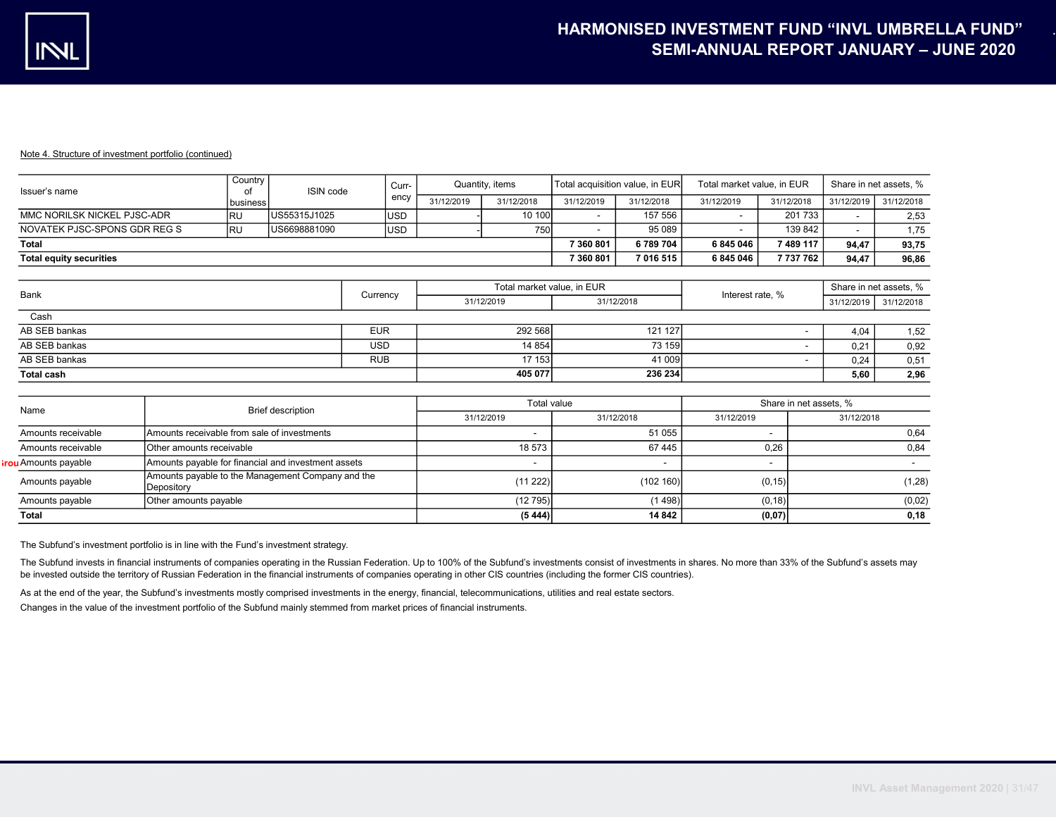Note 4. Structure of investment portfolio (continued)

| Issuer's name | Country of business | ISIN code | Curr-ency | Quantity, items | | Total acquisition value, in EUR | | Total market value, in EUR | | Share in net assets, % | |
|---|---|---|---|---|---|---|---|---|---|---|---|
| | | | | 31/12/2019 | 31/12/2018 | 31/12/2019 | 31/12/2018 | 31/12/2019 | 31/12/2018 | 31/12/2019 | 31/12/2018 |
| MMC NORILSK NICKEL PJSC-ADR | RU | US55315J1025 | USD | - | 10 100 | - | 157 556 | - | 201 733 | - | 2,53 |
| NOVATEK PJSC-SPONS GDR REG S | RU | US6698881090 | USD | - | 750 | - | 95 089 | - | 139 842 | - | 1,75 |
| **Total** | | | | | | **7 360 801** | **6 789 704** | **6 845 046** | **7 489 117** | **94,47** | **93,75** |
| **Total equity securities** | | | | | | **7 360 801** | **7 016 515** | **6 845 046** | **7 737 762** | **94,47** | **96,86** |

| Bank | Currency | Total market value, in EUR | | Interest rate, % | Share in net assets, % | |
|---|---|---|---|---|---|---|
| | | 31/12/2019 | 31/12/2018 | | 31/12/2019 | 31/12/2018 |
| Cash | | | | | | |
| AB SEB bankas | EUR | 292 568 | 121 127 | - | 4,04 | 1,52 |
| AB SEB bankas | USD | 14 854 | 73 159 | - | 0,21 | 0,92 |
| AB SEB bankas | RUB | 17 153 | 41 009 | - | 0,24 | 0,51 |
| **Total cash** | | **405 077** | **236 234** | | **5,60** | **2,96** |

| Name | Brief description | Total value | | Share in net assets, % | |
|---|---|---|---|---|---|
| | | 31/12/2019 | 31/12/2018 | 31/12/2019 | 31/12/2018 |
| Amounts receivable | Amounts receivable from sale of investments | - | 51 055 | - | 0,64 |
| Amounts receivable | Other amounts receivable | 18 573 | 67 445 | 0,26 | 0,84 |
| Amounts payable | Amounts payable for financial and investment assets | - | - | - | - |
| Amounts payable | Amounts payable to the Management Company and the Depository | (11 222) | (102 160) | (0,15) | (1,28) |
| Amounts payable | Other amounts payable | (12 795) | (1 498) | (0,18) | (0,02) |
| **Total** | | **(5 444)** | **14 842** | **(0,07)** | **0,18** |

The Subfund's investment portfolio is in line with the Fund's investment strategy.

The Subfund invests in financial instruments of companies operating in the Russian Federation. Up to 100% of the Subfund's investments consist of investments in shares. No more than 33% of the Subfund's assets may be invested outside the territory of Russian Federation in the financial instruments of companies operating in other CIS countries (including the former CIS countries).

As at the end of the year, the Subfund's investments mostly comprised investments in the energy, financial, telecommunications, utilities and real estate sectors.

Changes in the value of the investment portfolio of the Subfund mainly stemmed from market prices of financial instruments.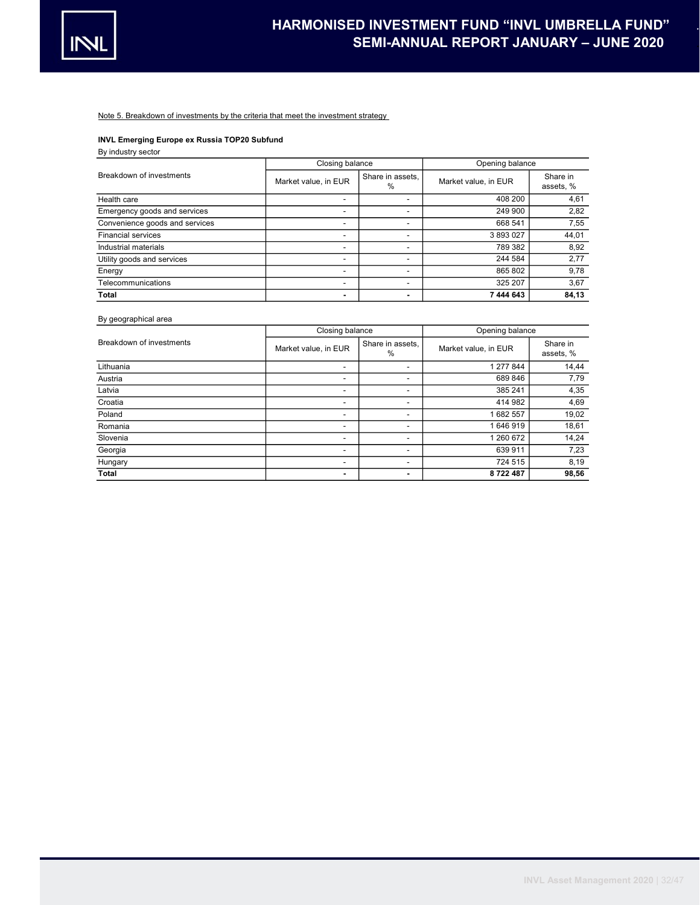Note 5. Breakdown of investments by the criteria that meet the investment strategy

**INVL Emerging Europe ex Russia TOP20 Subfund**

By industry sector

| Breakdown of investments | Closing balance | | Opening balance | |
|---|---|---|---|---|
| | Market value, in EUR | Share in assets, % | Market value, in EUR | Share in assets, % |
| Health care | - | - | 408 200 | 4,61 |
| Emergency goods and services | - | - | 249 900 | 2,82 |
| Convenience goods and services | - | - | 668 541 | 7,55 |
| Financial services | - | - | 3 893 027 | 44,01 |
| Industrial materials | - | - | 789 382 | 8,92 |
| Utility goods and services | - | - | 244 584 | 2,77 |
| Energy | - | - | 865 802 | 9,78 |
| Telecommunications | - | - | 325 207 | 3,67 |
| **Total** | **-** | **-** | **7 444 643** | **84,13** |

By geographical area

| Breakdown of investments | Closing balance | | Opening balance | |
|---|---|---|---|---|
| | Market value, in EUR | Share in assets, % | Market value, in EUR | Share in assets, % |
| Lithuania | - | - | 1 277 844 | 14,44 |
| Austria | - | - | 689 846 | 7,79 |
| Latvia | - | - | 385 241 | 4,35 |
| Croatia | - | - | 414 982 | 4,69 |
| Poland | - | - | 1 682 557 | 19,02 |
| Romania | - | - | 1 646 919 | 18,61 |
| Slovenia | - | - | 1 260 672 | 14,24 |
| Georgia | - | - | 639 911 | 7,23 |
| Hungary | - | - | 724 515 | 8,19 |
| **Total** | **-** | **-** | **8 722 487** | **98,56** |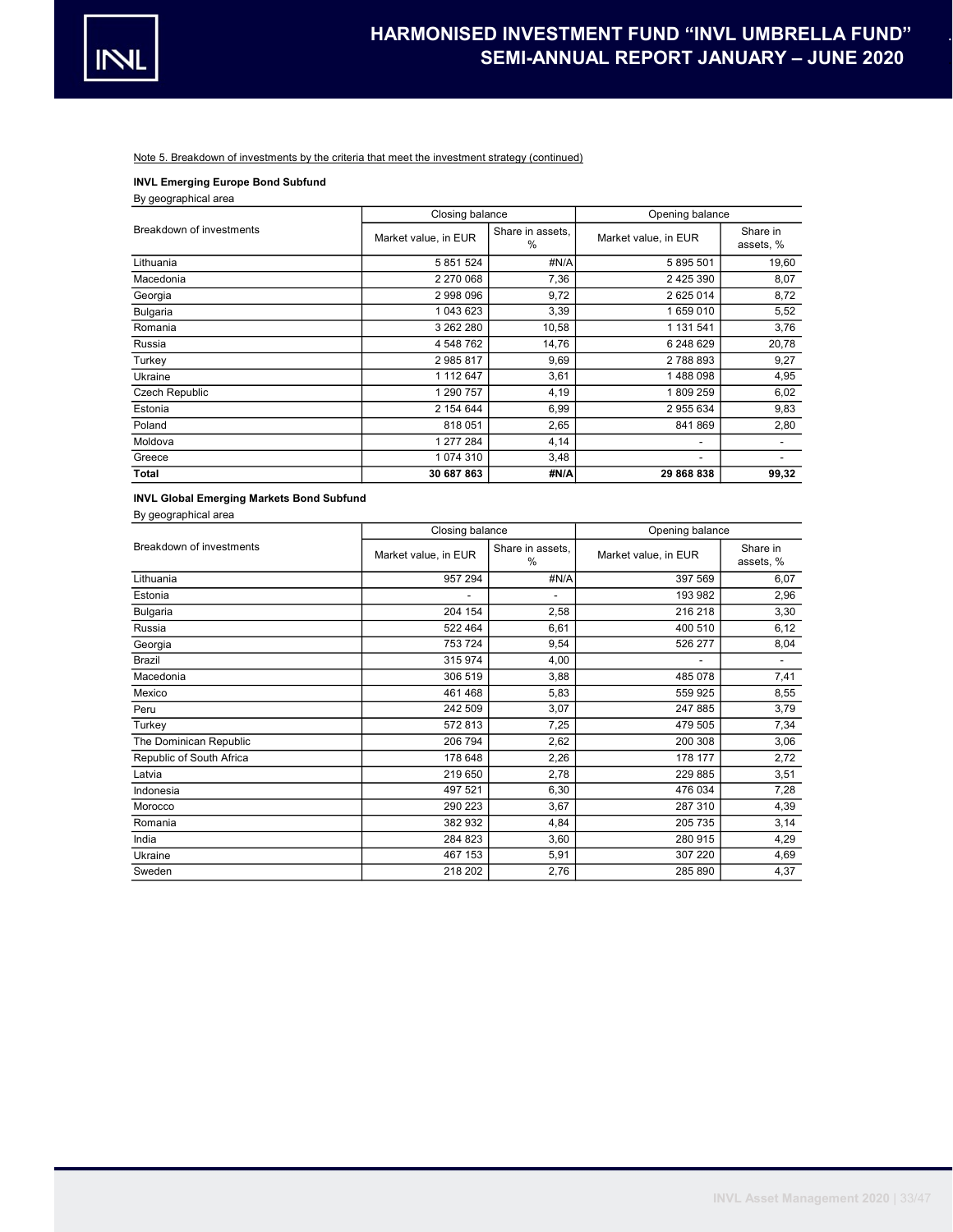Note 5. Breakdown of investments by the criteria that meet the investment strategy (continued)

**INVL Emerging Europe Bond Subfund**

By geographical area

| Breakdown of investments | Closing balance | | Opening balance | |
|---|---|---|---|---|
| | Market value, in EUR | Share in assets, % | Market value, in EUR | Share in assets, % |
| Lithuania | 5 851 524 | #N/A | 5 895 501 | 19,60 |
| Macedonia | 2 270 068 | 7,36 | 2 425 390 | 8,07 |
| Georgia | 2 998 096 | 9,72 | 2 625 014 | 8,72 |
| Bulgaria | 1 043 623 | 3,39 | 1 659 010 | 5,52 |
| Romania | 3 262 280 | 10,58 | 1 131 541 | 3,76 |
| Russia | 4 548 762 | 14,76 | 6 248 629 | 20,78 |
| Turkey | 2 985 817 | 9,69 | 2 788 893 | 9,27 |
| Ukraine | 1 112 647 | 3,61 | 1 488 098 | 4,95 |
| Czech Republic | 1 290 757 | 4,19 | 1 809 259 | 6,02 |
| Estonia | 2 154 644 | 6,99 | 2 955 634 | 9,83 |
| Poland | 818 051 | 2,65 | 841 869 | 2,80 |
| Moldova | 1 277 284 | 4,14 | - | - |
| Greece | 1 074 310 | 3,48 | - | - |
| **Total** | **30 687 863** | **#N/A** | **29 868 838** | **99,32** |

**INVL Global Emerging Markets Bond Subfund**

By geographical area

| Breakdown of investments | Closing balance | | Opening balance | |
|---|---|---|---|---|
| | Market value, in EUR | Share in assets, % | Market value, in EUR | Share in assets, % |
| Lithuania | 957 294 | #N/A | 397 569 | 6,07 |
| Estonia | - | - | 193 982 | 2,96 |
| Bulgaria | 204 154 | 2,58 | 216 218 | 3,30 |
| Russia | 522 464 | 6,61 | 400 510 | 6,12 |
| Georgia | 753 724 | 9,54 | 526 277 | 8,04 |
| Brazil | 315 974 | 4,00 | - | - |
| Macedonia | 306 519 | 3,88 | 485 078 | 7,41 |
| Mexico | 461 468 | 5,83 | 559 925 | 8,55 |
| Peru | 242 509 | 3,07 | 247 885 | 3,79 |
| Turkey | 572 813 | 7,25 | 479 505 | 7,34 |
| The Dominican Republic | 206 794 | 2,62 | 200 308 | 3,06 |
| Republic of South Africa | 178 648 | 2,26 | 178 177 | 2,72 |
| Latvia | 219 650 | 2,78 | 229 885 | 3,51 |
| Indonesia | 497 521 | 6,30 | 476 034 | 7,28 |
| Morocco | 290 223 | 3,67 | 287 310 | 4,39 |
| Romania | 382 932 | 4,84 | 205 735 | 3,14 |
| India | 284 823 | 3,60 | 280 915 | 4,29 |
| Ukraine | 467 153 | 5,91 | 307 220 | 4,69 |
| Sweden | 218 202 | 2,76 | 285 890 | 4,37 |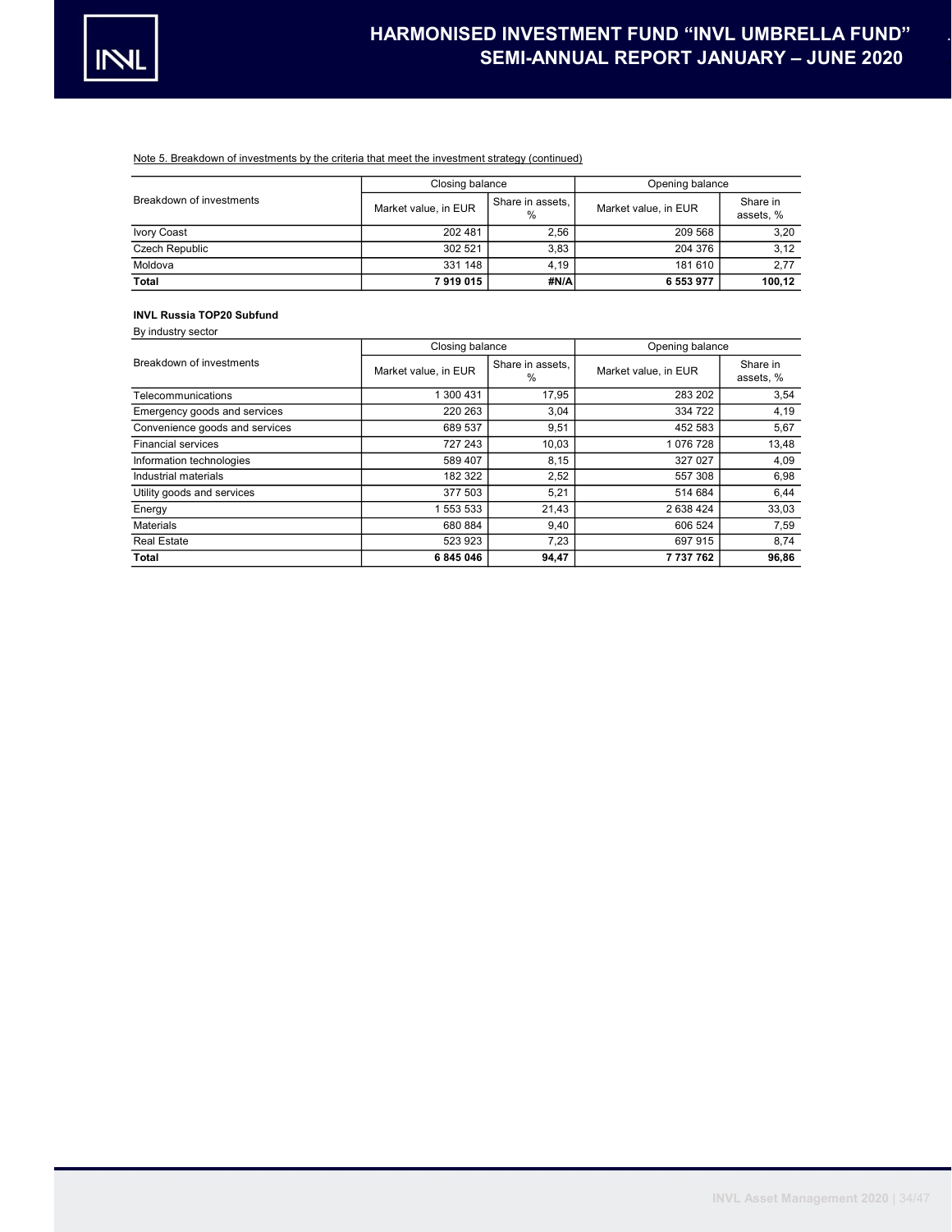Note 5. Breakdown of investments by the criteria that meet the investment strategy (continued)

| Breakdown of investments | Closing balance | | Opening balance | |
|---|---|---|---|---|
| | Market value, in EUR | Share in assets, % | Market value, in EUR | Share in assets, % |
| Ivory Coast | 202 481 | 2,56 | 209 568 | 3,20 |
| Czech Republic | 302 521 | 3,83 | 204 376 | 3,12 |
| Moldova | 331 148 | 4,19 | 181 610 | 2,77 |
| **Total** | **7 919 015** | **#N/A** | **6 553 977** | **100,12** |

**INVL Russia TOP20 Subfund**

By industry sector

| Breakdown of investments | Closing balance | | Opening balance | |
|---|---|---|---|---|
| | Market value, in EUR | Share in assets, % | Market value, in EUR | Share in assets, % |
| Telecommunications | 1 300 431 | 17,95 | 283 202 | 3,54 |
| Emergency goods and services | 220 263 | 3,04 | 334 722 | 4,19 |
| Convenience goods and services | 689 537 | 9,51 | 452 583 | 5,67 |
| Financial services | 727 243 | 10,03 | 1 076 728 | 13,48 |
| Information technologies | 589 407 | 8,15 | 327 027 | 4,09 |
| Industrial materials | 182 322 | 2,52 | 557 308 | 6,98 |
| Utility goods and services | 377 503 | 5,21 | 514 684 | 6,44 |
| Energy | 1 553 533 | 21,43 | 2 638 424 | 33,03 |
| Materials | 680 884 | 9,40 | 606 524 | 7,59 |
| Real Estate | 523 923 | 7,23 | 697 915 | 8,74 |
| **Total** | **6 845 046** | **94,47** | **7 737 762** | **96,86** |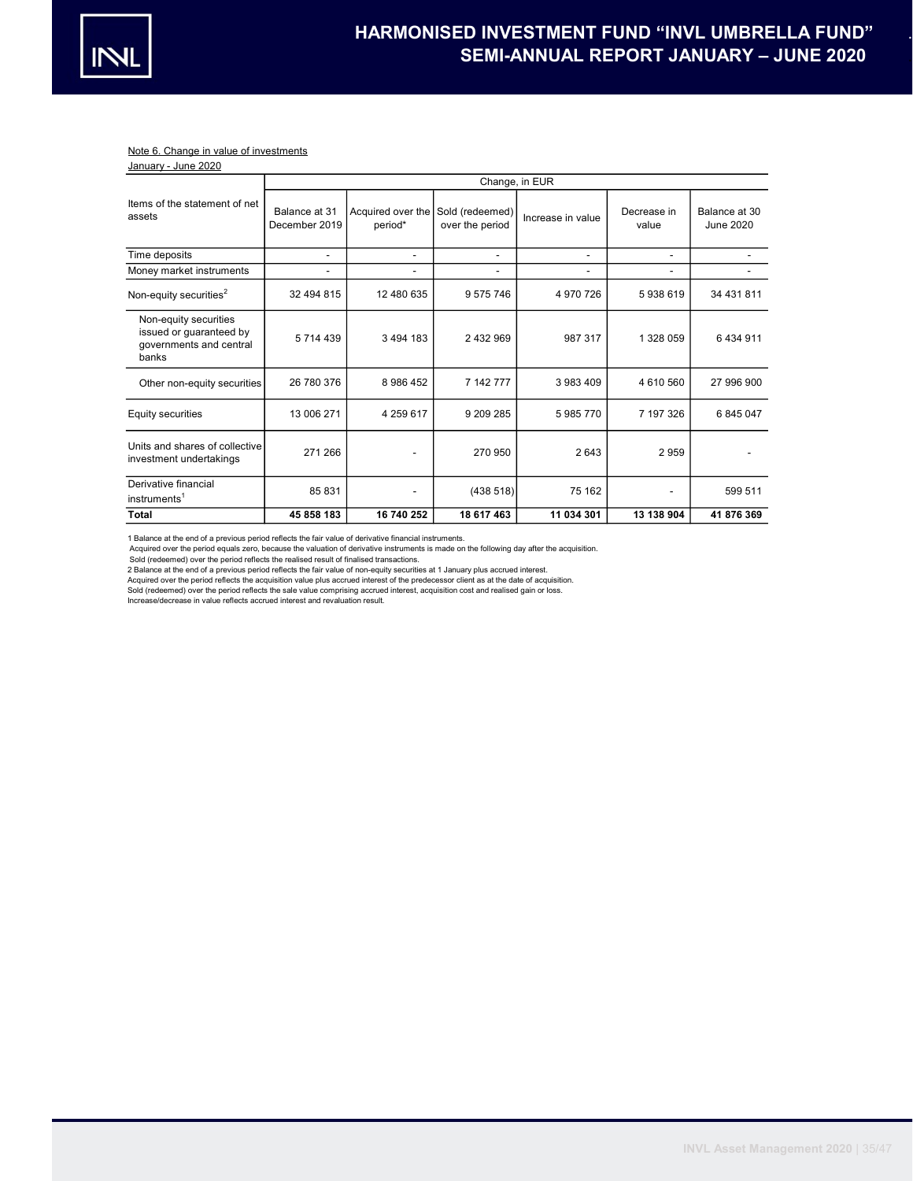Note 6. Change in value of investments

January - June 2020

| Items of the statement of net assets | Change, in EUR | | | | | |
|---|---|---|---|---|---|---|
| | Balance at 31 December 2019 | Acquired over the period* | Sold (redeemed) over the period | Increase in value | Decrease in value | Balance at 30 June 2020 |
| Time deposits | - | - | - | - | - | - |
| Money market instruments | - | - | - | - | - | - |
| Non-equity securities[2] | 32 494 815 | 12 480 635 | 9 575 746 | 4 970 726 | 5 938 619 | 34 431 811 |
| Non-equity securities issued or guaranteed by governments and central banks | 5 714 439 | 3 494 183 | 2 432 969 | 987 317 | 1 328 059 | 6 434 911 |
| Other non-equity securities | 26 780 376 | 8 986 452 | 7 142 777 | 3 983 409 | 4 610 560 | 27 996 900 |
| Equity securities | 13 006 271 | 4 259 617 | 9 209 285 | 5 985 770 | 7 197 326 | 6 845 047 |
| Units and shares of collective investment undertakings | 271 266 | - | 270 950 | 2 643 | 2 959 | - |
| Derivative financial instruments[1] | 85 831 | - | (438 518) | 75 162 | - | 599 511 |
| **Total** | **45 858 183** | **16 740 252** | **18 617 463** | **11 034 301** | **13 138 904** | **41 876 369** |

1 Balance at the end of a previous period reflects the fair value of derivative financial instruments.
Acquired over the period equals zero, because the valuation of derivative instruments is made on the following day after the acquisition.
Sold (redeemed) over the period reflects the realised result of finalised transactions.
2 Balance at the end of a previous period reflects the fair value of non-equity securities at 1 January plus accrued interest.
Acquired over the period reflects the acquisition value plus accrued interest of the predecessor client as at the date of acquisition.
Sold (redeemed) over the period reflects the sale value comprising accrued interest, acquisition cost and realised gain or loss.
Increase/decrease in value reflects accrued interest and revaluation result.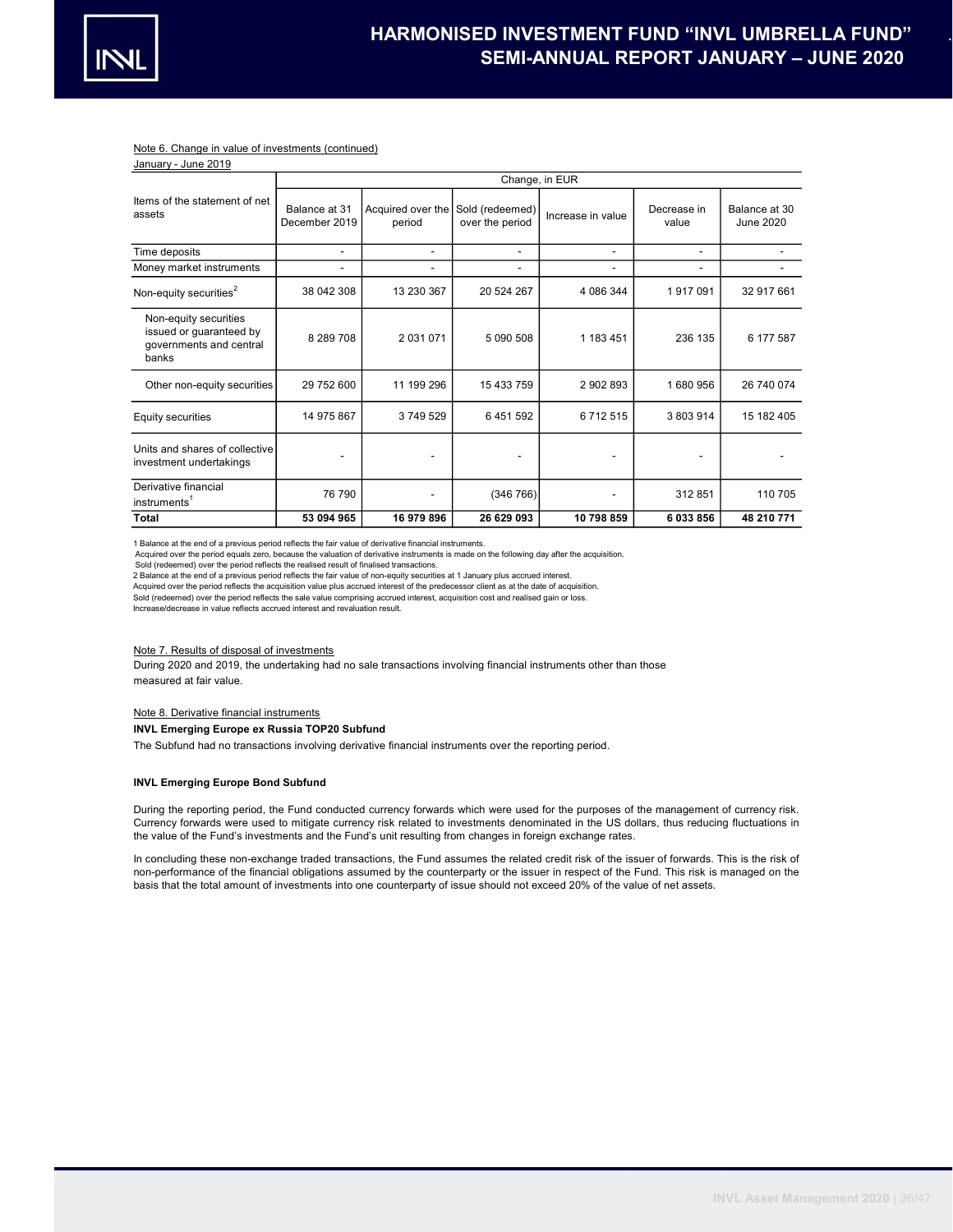Note 6. Change in value of investments (continued)

January - June 2019

| Items of the statement of net assets | Change, in EUR | | | | | |
|---|---|---|---|---|---|---|
| | Balance at 31 December 2019 | Acquired over the period | Sold (redeemed) over the period | Increase in value | Decrease in value | Balance at 30 June 2020 |
| Time deposits | - | - | - | - | - | - |
| Money market instruments | - | - | - | - | - | - |
| Non-equity securities[2] | 38 042 308 | 13 230 367 | 20 524 267 | 4 086 344 | 1 917 091 | 32 917 661 |
| Non-equity securities issued or guaranteed by governments and central banks | 8 289 708 | 2 031 071 | 5 090 508 | 1 183 451 | 236 135 | 6 177 587 |
| Other non-equity securities | 29 752 600 | 11 199 296 | 15 433 759 | 2 902 893 | 1 680 956 | 26 740 074 |
| Equity securities | 14 975 867 | 3 749 529 | 6 451 592 | 6 712 515 | 3 803 914 | 15 182 405 |
| Units and shares of collective investment undertakings | - | - | - | - | - | - |
| Derivative financial instruments[1] | 76 790 | - | (346 766) | - | 312 851 | 110 705 |
| **Total** | **53 094 965** | **16 979 896** | **26 629 093** | **10 798 859** | **6 033 856** | **48 210 771** |

1 Balance at the end of a previous period reflects the fair value of derivative financial instruments.
Acquired over the period equals zero, because the valuation of derivative instruments is made on the following day after the acquisition.
Sold (redeemed) over the period reflects the realised result of finalised transactions.
2 Balance at the end of a previous period reflects the fair value of non-equity securities at 1 January plus accrued interest.
Acquired over the period reflects the acquisition value plus accrued interest of the predecessor client as at the date of acquisition.
Sold (redeemed) over the period reflects the sale value comprising accrued interest, acquisition cost and realised gain or loss.
Increase/decrease in value reflects accrued interest and revaluation result.

Note 7. Results of disposal of investments

During 2020 and 2019, the undertaking had no sale transactions involving financial instruments other than those measured at fair value.

Note 8. Derivative financial instruments

**INVL Emerging Europe ex Russia TOP20 Subfund**

The Subfund had no transactions involving derivative financial instruments over the reporting period.

**INVL Emerging Europe Bond Subfund**

During the reporting period, the Fund conducted currency forwards which were used for the purposes of the management of currency risk. Currency forwards were used to mitigate currency risk related to investments denominated in the US dollars, thus reducing fluctuations in the value of the Fund's investments and the Fund's unit resulting from changes in foreign exchange rates.

In concluding these non-exchange traded transactions, the Fund assumes the related credit risk of the issuer of forwards. This is the risk of non-performance of the financial obligations assumed by the counterparty or the issuer in respect of the Fund. This risk is managed on the basis that the total amount of investments into one counterparty of issue should not exceed 20% of the value of net assets.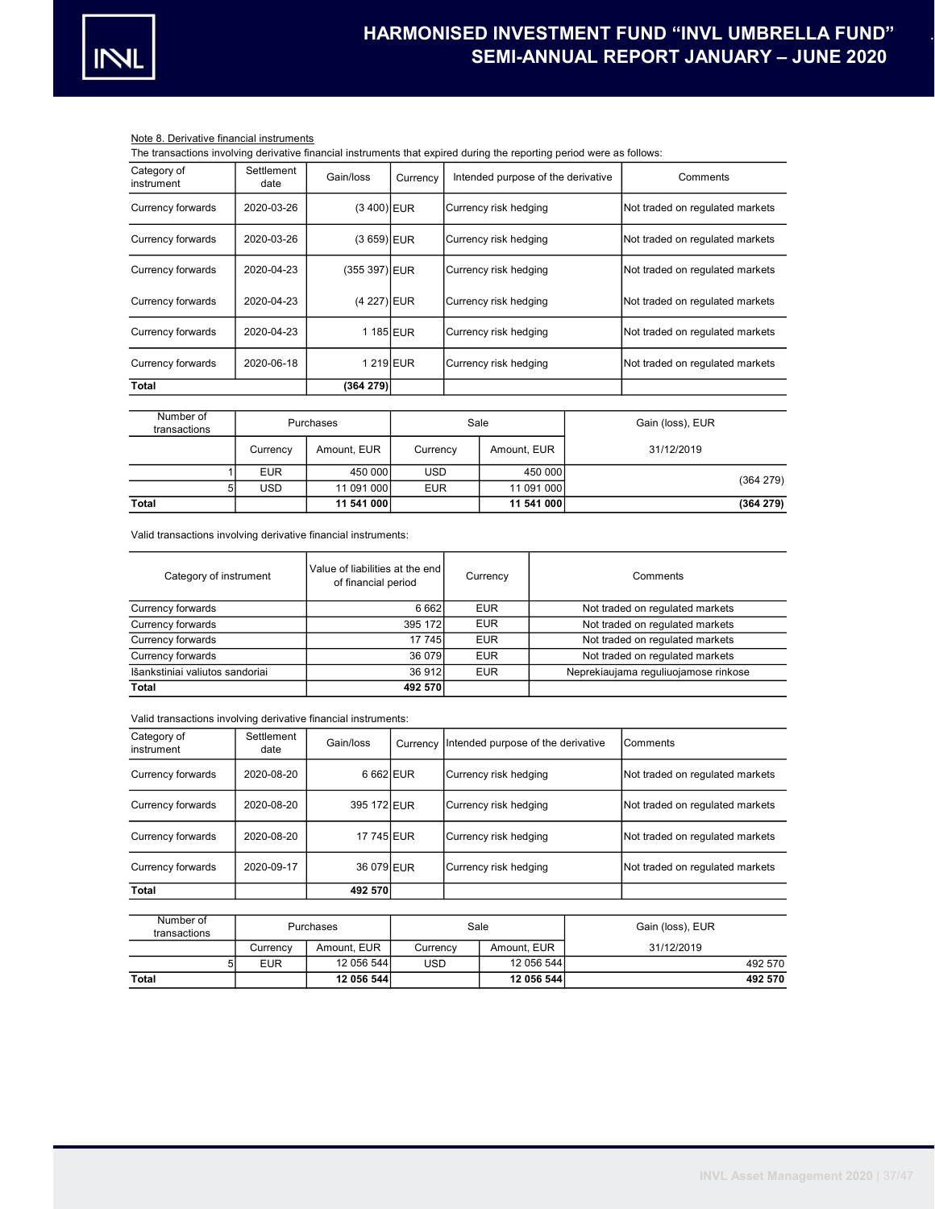Note 8. Derivative financial instruments

The transactions involving derivative financial instruments that expired during the reporting period were as follows:

| Category of instrument | Settlement date | Gain/loss | Currency | Intended purpose of the derivative | Comments |
|---|---|---|---|---|---|
| Currency forwards | 2020-03-26 | (3 400) | EUR | Currency risk hedging | Not traded on regulated markets |
| Currency forwards | 2020-03-26 | (3 659) | EUR | Currency risk hedging | Not traded on regulated markets |
| Currency forwards | 2020-04-23 | (355 397) | EUR | Currency risk hedging | Not traded on regulated markets |
| Currency forwards | 2020-04-23 | (4 227) | EUR | Currency risk hedging | Not traded on regulated markets |
| Currency forwards | 2020-04-23 | 1 185 | EUR | Currency risk hedging | Not traded on regulated markets |
| Currency forwards | 2020-06-18 | 1 219 | EUR | Currency risk hedging | Not traded on regulated markets |
| **Total** | | **(364 279)** | | | |

| Number of transactions | Purchases | | Sale | | Gain (loss), EUR |
|---|---|---|---|---|---|
| | Currency | Amount, EUR | Currency | Amount, EUR | 31/12/2019 |
| 1 | EUR | 450 000 | USD | 450 000 | (364 279) |
| 5 | USD | 11 091 000 | EUR | 11 091 000 | |
| **Total** | | **11 541 000** | | **11 541 000** | **(364 279)** |

Valid transactions involving derivative financial instruments:

| Category of instrument | Value of liabilities at the end of financial period | Currency | Comments |
|---|---|---|---|
| Currency forwards | 6 662 | EUR | Not traded on regulated markets |
| Currency forwards | 395 172 | EUR | Not traded on regulated markets |
| Currency forwards | 17 745 | EUR | Not traded on regulated markets |
| Currency forwards | 36 079 | EUR | Not traded on regulated markets |
| Išankstiniai valiutos sandoriai | 36 912 | EUR | Neprekiaujama reguliuojamose rinkose |
| **Total** | **492 570** | | |

Valid transactions involving derivative financial instruments:

| Category of instrument | Settlement date | Gain/loss | Currency | Intended purpose of the derivative | Comments |
|---|---|---|---|---|---|
| Currency forwards | 2020-08-20 | 6 662 | EUR | Currency risk hedging | Not traded on regulated markets |
| Currency forwards | 2020-08-20 | 395 172 | EUR | Currency risk hedging | Not traded on regulated markets |
| Currency forwards | 2020-08-20 | 17 745 | EUR | Currency risk hedging | Not traded on regulated markets |
| Currency forwards | 2020-09-17 | 36 079 | EUR | Currency risk hedging | Not traded on regulated markets |
| **Total** | | **492 570** | | | |

| Number of transactions | Purchases | | Sale | | Gain (loss), EUR |
|---|---|---|---|---|---|
| | Currency | Amount, EUR | Currency | Amount, EUR | 31/12/2019 |
| 5 | EUR | 12 056 544 | USD | 12 056 544 | 492 570 |
| **Total** | | **12 056 544** | | **12 056 544** | **492 570** |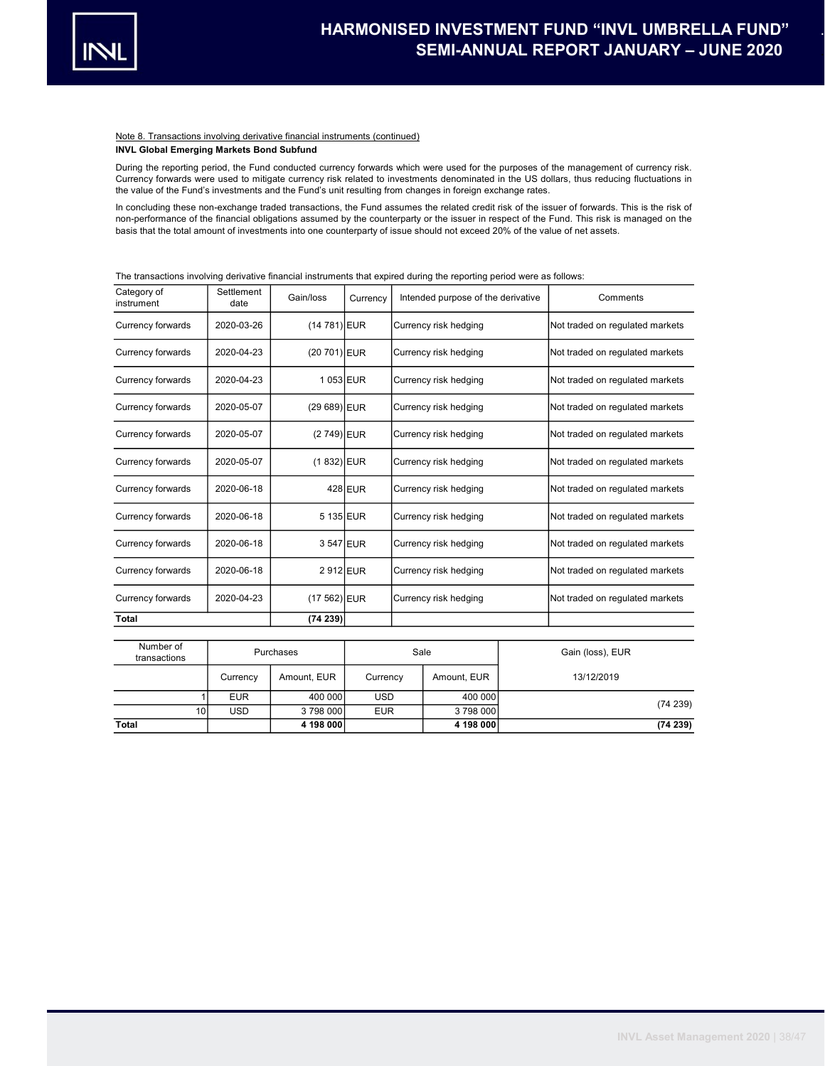Note 8. Transactions involving derivative financial instruments (continued)

**INVL Global Emerging Markets Bond Subfund**

During the reporting period, the Fund conducted currency forwards which were used for the purposes of the management of currency risk. Currency forwards were used to mitigate currency risk related to investments denominated in the US dollars, thus reducing fluctuations in the value of the Fund's investments and the Fund's unit resulting from changes in foreign exchange rates.

In concluding these non-exchange traded transactions, the Fund assumes the related credit risk of the issuer of forwards. This is the risk of non-performance of the financial obligations assumed by the counterparty or the issuer in respect of the Fund. This risk is managed on the basis that the total amount of investments into one counterparty of issue should not exceed 20% of the value of net assets.

The transactions involving derivative financial instruments that expired during the reporting period were as follows:

| Category of instrument | Settlement date | Gain/loss | Currency | Intended purpose of the derivative | Comments |
|---|---|---|---|---|---|
| Currency forwards | 2020-03-26 | (14 781) | EUR | Currency risk hedging | Not traded on regulated markets |
| Currency forwards | 2020-04-23 | (20 701) | EUR | Currency risk hedging | Not traded on regulated markets |
| Currency forwards | 2020-04-23 | 1 053 | EUR | Currency risk hedging | Not traded on regulated markets |
| Currency forwards | 2020-05-07 | (29 689) | EUR | Currency risk hedging | Not traded on regulated markets |
| Currency forwards | 2020-05-07 | (2 749) | EUR | Currency risk hedging | Not traded on regulated markets |
| Currency forwards | 2020-05-07 | (1 832) | EUR | Currency risk hedging | Not traded on regulated markets |
| Currency forwards | 2020-06-18 | 428 | EUR | Currency risk hedging | Not traded on regulated markets |
| Currency forwards | 2020-06-18 | 5 135 | EUR | Currency risk hedging | Not traded on regulated markets |
| Currency forwards | 2020-06-18 | 3 547 | EUR | Currency risk hedging | Not traded on regulated markets |
| Currency forwards | 2020-06-18 | 2 912 | EUR | Currency risk hedging | Not traded on regulated markets |
| Currency forwards | 2020-04-23 | (17 562) | EUR | Currency risk hedging | Not traded on regulated markets |
| **Total** | | **(74 239)** | | | |

| Number of transactions | Purchases | | Sale | | Gain (loss), EUR |
|---|---|---|---|---|---|
| | Currency | Amount, EUR | Currency | Amount, EUR | 13/12/2019 |
| 1 | EUR | 400 000 | USD | 400 000 | (74 239) |
| 10 | USD | 3 798 000 | EUR | 3 798 000 | |
| **Total** | | **4 198 000** | | **4 198 000** | **(74 239)** |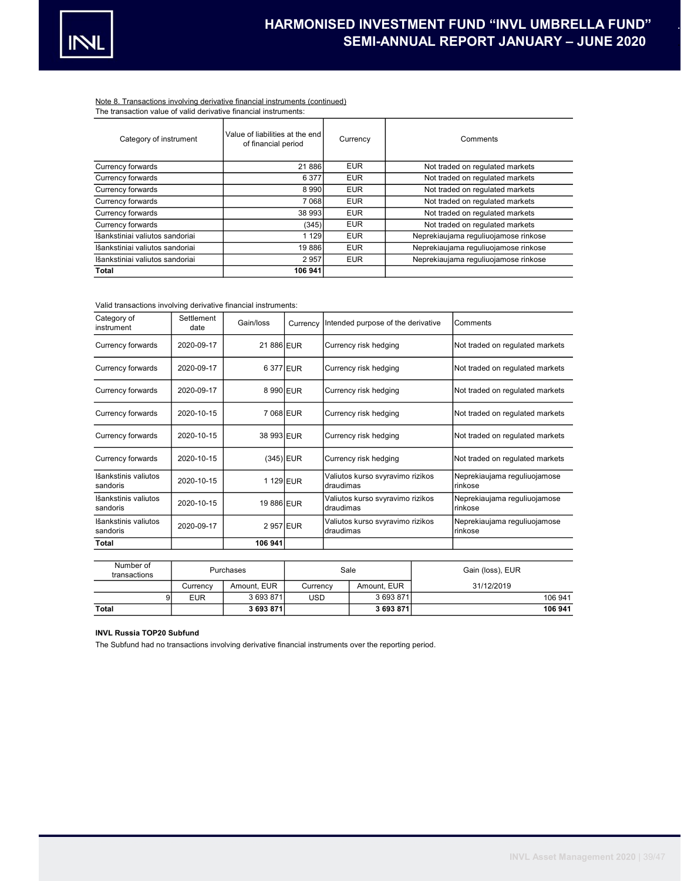Note 8. Transactions involving derivative financial instruments (continued)

The transaction value of valid derivative financial instruments:

| Category of instrument | Value of liabilities at the end of financial period | Currency | Comments |
|---|---|---|---|
| Currency forwards | 21 886 | EUR | Not traded on regulated markets |
| Currency forwards | 6 377 | EUR | Not traded on regulated markets |
| Currency forwards | 8 990 | EUR | Not traded on regulated markets |
| Currency forwards | 7 068 | EUR | Not traded on regulated markets |
| Currency forwards | 38 993 | EUR | Not traded on regulated markets |
| Currency forwards | (345) | EUR | Not traded on regulated markets |
| Išankstiniai valiutos sandoriai | 1 129 | EUR | Neprekiaujama reguliuojamose rinkose |
| Išankstiniai valiutos sandoriai | 19 886 | EUR | Neprekiaujama reguliuojamose rinkose |
| Išankstiniai valiutos sandoriai | 2 957 | EUR | Neprekiaujama reguliuojamose rinkose |
| **Total** | **106 941** | | |

Valid transactions involving derivative financial instruments:

| Category of instrument | Settlement date | Gain/loss | Currency | Intended purpose of the derivative | Comments |
|---|---|---|---|---|---|
| Currency forwards | 2020-09-17 | 21 886 | EUR | Currency risk hedging | Not traded on regulated markets |
| Currency forwards | 2020-09-17 | 6 377 | EUR | Currency risk hedging | Not traded on regulated markets |
| Currency forwards | 2020-09-17 | 8 990 | EUR | Currency risk hedging | Not traded on regulated markets |
| Currency forwards | 2020-10-15 | 7 068 | EUR | Currency risk hedging | Not traded on regulated markets |
| Currency forwards | 2020-10-15 | 38 993 | EUR | Currency risk hedging | Not traded on regulated markets |
| Currency forwards | 2020-10-15 | (345) | EUR | Currency risk hedging | Not traded on regulated markets |
| Išankstinis valiutos sandoris | 2020-10-15 | 1 129 | EUR | Valiutos kurso svyravimo rizikos draudimas | Neprekiaujama reguliuojamose rinkose |
| Išankstinis valiutos sandoris | 2020-10-15 | 19 886 | EUR | Valiutos kurso svyravimo rizikos draudimas | Neprekiaujama reguliuojamose rinkose |
| Išankstinis valiutos sandoris | 2020-09-17 | 2 957 | EUR | Valiutos kurso svyravimo rizikos draudimas | Neprekiaujama reguliuojamose rinkose |
| **Total** | | **106 941** | | | |

| Number of transactions | Purchases | | Sale | | Gain (loss), EUR |
|---|---|---|---|---|---|
| | Currency | Amount, EUR | Currency | Amount, EUR | 31/12/2019 |
| 9 | EUR | 3 693 871 | USD | 3 693 871 | 106 941 |
| **Total** | | **3 693 871** | | **3 693 871** | **106 941** |

**INVL Russia TOP20 Subfund**

The Subfund had no transactions involving derivative financial instruments over the reporting period.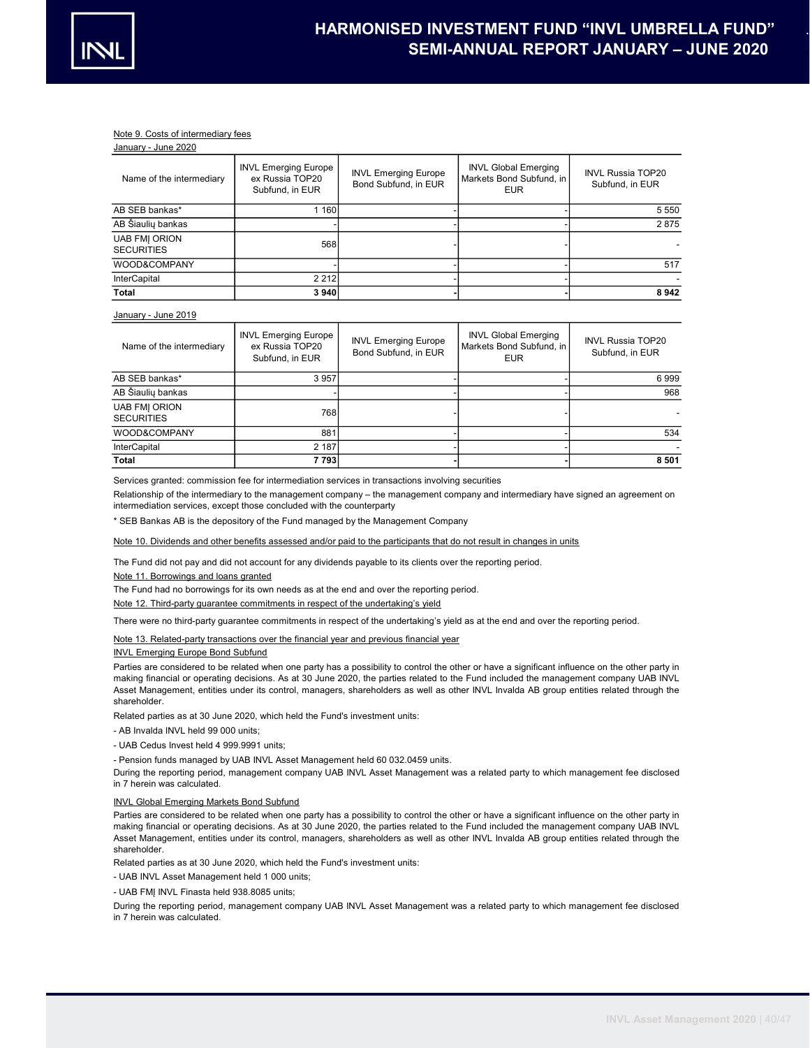Note 9. Costs of intermediary fees

January - June 2020

| Name of the intermediary | INVL Emerging Europe ex Russia TOP20 Subfund, in EUR | INVL Emerging Europe Bond Subfund, in EUR | INVL Global Emerging Markets Bond Subfund, in EUR | INVL Russia TOP20 Subfund, in EUR |
|---|---|---|---|---|
| AB SEB bankas* | 1 160 | - | - | 5 550 |
| AB Šiaulių bankas | - | - | - | 2 875 |
| UAB FMĮ ORION SECURITIES | 568 | - | - | - |
| WOOD&COMPANY | - | - | - | 517 |
| InterCapital | 2 212 | - | - | - |
| **Total** | **3 940** | **-** | **-** | **8 942** |

January - June 2019

| Name of the intermediary | INVL Emerging Europe ex Russia TOP20 Subfund, in EUR | INVL Emerging Europe Bond Subfund, in EUR | INVL Global Emerging Markets Bond Subfund, in EUR | INVL Russia TOP20 Subfund, in EUR |
|---|---|---|---|---|
| AB SEB bankas* | 3 957 | - | - | 6 999 |
| AB Šiaulių bankas | - | - | - | 968 |
| UAB FMĮ ORION SECURITIES | 768 | - | - | - |
| WOOD&COMPANY | 881 | - | - | 534 |
| InterCapital | 2 187 | - | - | - |
| **Total** | **7 793** | **-** | **-** | **8 501** |

Services granted: commission fee for intermediation services in transactions involving securities

Relationship of the intermediary to the management company – the management company and intermediary have signed an agreement on intermediation services, except those concluded with the counterparty

* SEB Bankas AB is the depository of the Fund managed by the Management Company

Note 10. Dividends and other benefits assessed and/or paid to the participants that do not result in changes in units

The Fund did not pay and did not account for any dividends payable to its clients over the reporting period.

Note 11. Borrowings and loans granted

The Fund had no borrowings for its own needs as at the end and over the reporting period.

Note 12. Third-party guarantee commitments in respect of the undertaking's yield

There were no third-party guarantee commitments in respect of the undertaking's yield as at the end and over the reporting period.

Note 13. Related-party transactions over the financial year and previous financial year

INVL Emerging Europe Bond Subfund

Parties are considered to be related when one party has a possibility to control the other or have a significant influence on the other party in making financial or operating decisions. As at 30 June 2020, the parties related to the Fund included the management company UAB INVL Asset Management, entities under its control, managers, shareholders as well as other INVL Invalda AB group entities related through the shareholder.

Related parties as at 30 June 2020, which held the Fund's investment units:

- AB Invalda INVL held 99 000 units;
- UAB Cedus Invest held 4 999.9991 units;
- Pension funds managed by UAB INVL Asset Management held 60 032.0459 units.

During the reporting period, management company UAB INVL Asset Management was a related party to which management fee disclosed in 7 herein was calculated.

INVL Global Emerging Markets Bond Subfund

Parties are considered to be related when one party has a possibility to control the other or have a significant influence on the other party in making financial or operating decisions. As at 30 June 2020, the parties related to the Fund included the management company UAB INVL Asset Management, entities under its control, managers, shareholders as well as other INVL Invalda AB group entities related through the shareholder.

Related parties as at 30 June 2020, which held the Fund's investment units:

- UAB INVL Asset Management held 1 000 units;
- UAB FMĮ INVL Finasta held 938.8085 units;

During the reporting period, management company UAB INVL Asset Management was a related party to which management fee disclosed in 7 herein was calculated.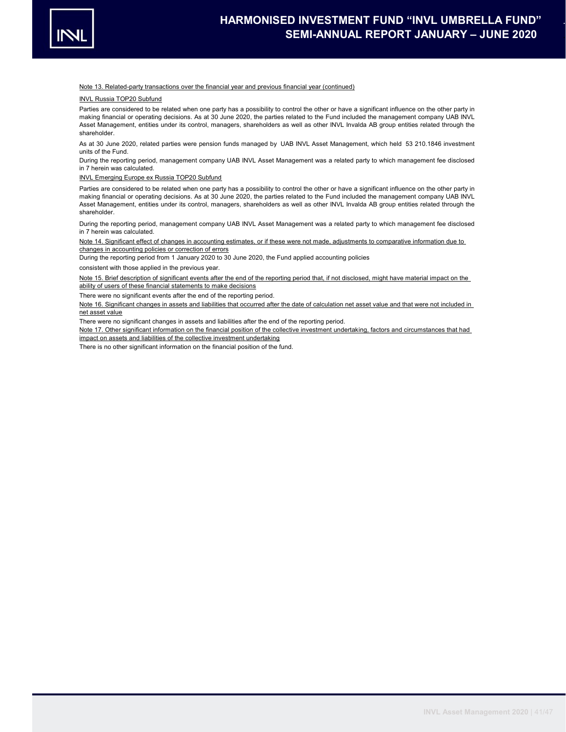Note 13. Related-party transactions over the financial year and previous financial year (continued)

INVL Russia TOP20 Subfund

Parties are considered to be related when one party has a possibility to control the other or have a significant influence on the other party in making financial or operating decisions. As at 30 June 2020, the parties related to the Fund included the management company UAB INVL Asset Management, entities under its control, managers, shareholders as well as other INVL Invalda AB group entities related through the shareholder.

As at 30 June 2020, related parties were pension funds managed by UAB INVL Asset Management, which held 53 210.1846 investment units of the Fund.

During the reporting period, management company UAB INVL Asset Management was a related party to which management fee disclosed in 7 herein was calculated.

INVL Emerging Europe ex Russia TOP20 Subfund

Parties are considered to be related when one party has a possibility to control the other or have a significant influence on the other party in making financial or operating decisions. As at 30 June 2020, the parties related to the Fund included the management company UAB INVL Asset Management, entities under its control, managers, shareholders as well as other INVL Invalda AB group entities related through the shareholder.

During the reporting period, management company UAB INVL Asset Management was a related party to which management fee disclosed in 7 herein was calculated.

Note 14. Significant effect of changes in accounting estimates, or if these were not made, adjustments to comparative information due to changes in accounting policies or correction of errors

During the reporting period from 1 January 2020 to 30 June 2020, the Fund applied accounting policies consistent with those applied in the previous year.

Note 15. Brief description of significant events after the end of the reporting period that, if not disclosed, might have material impact on the ability of users of these financial statements to make decisions

There were no significant events after the end of the reporting period.

Note 16. Significant changes in assets and liabilities that occurred after the date of calculation net asset value and that were not included in net asset value

There were no significant changes in assets and liabilities after the end of the reporting period.

Note 17. Other significant information on the financial position of the collective investment undertaking, factors and circumstances that had impact on assets and liabilities of the collective investment undertaking

There is no other significant information on the financial position of the fund.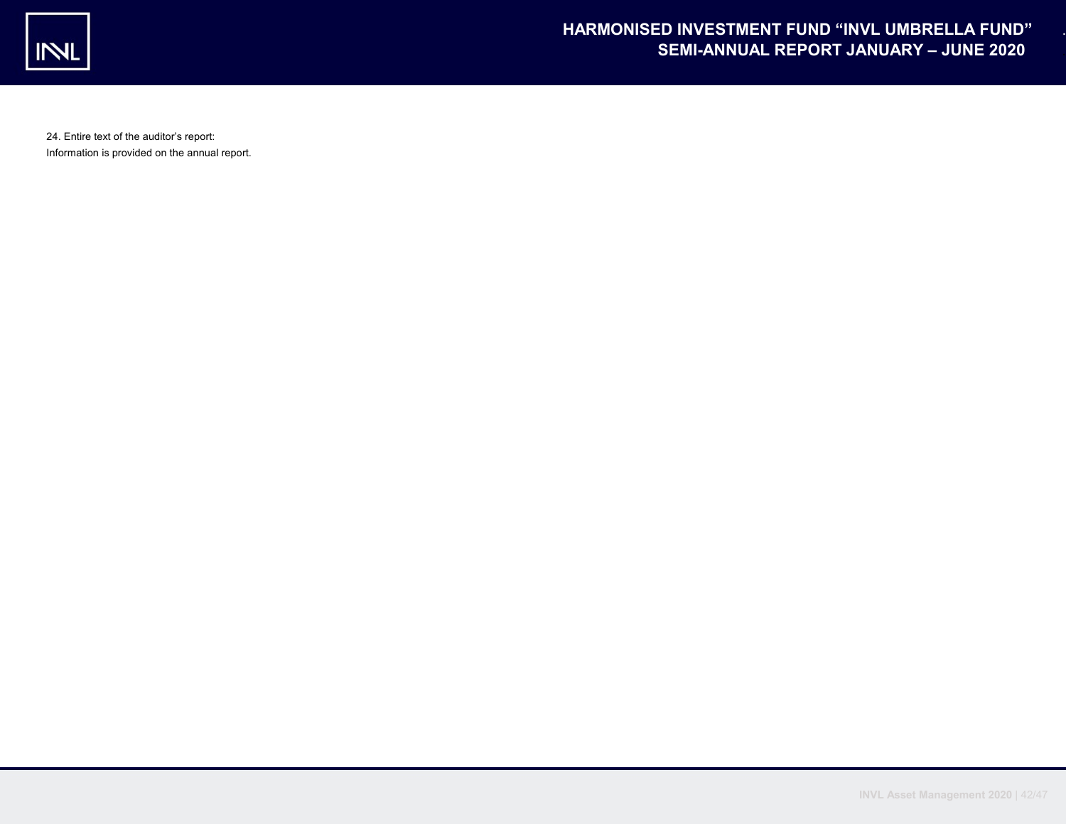24. Entire text of the auditor’s report:

Information is provided on the annual report.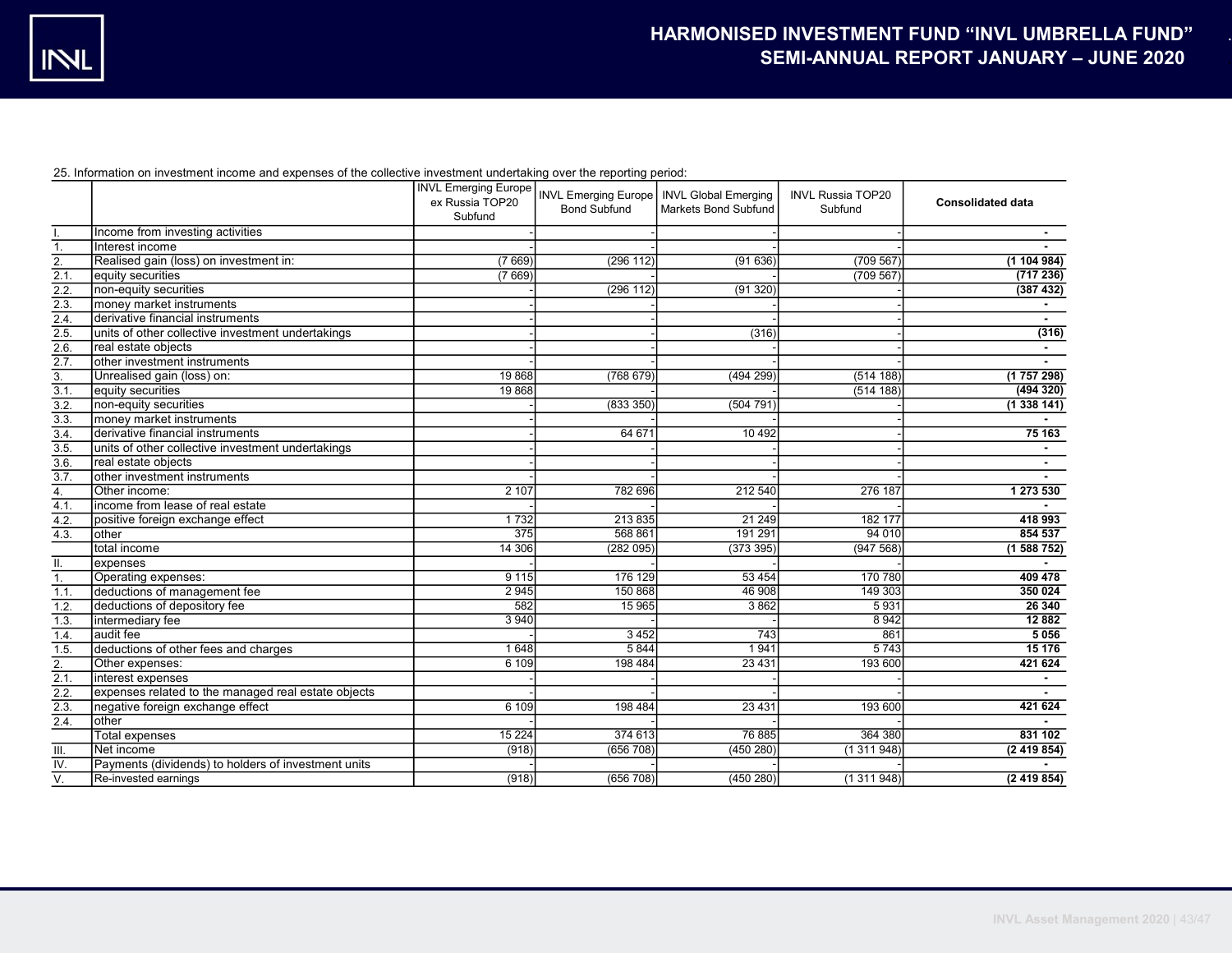25. Information on investment income and expenses of the collective investment undertaking over the reporting period:

| | | INVL Emerging Europe ex Russia TOP20 Subfund | INVL Emerging Europe Bond Subfund | INVL Global Emerging Markets Bond Subfund | INVL Russia TOP20 Subfund | **Consolidated data** |
|---|---|---|---|---|---|---|
| I. | Income from investing activities | - | - | - | - | **-** |
| 1. | Interest income | - | - | - | - | **-** |
| 2. | Realised gain (loss) on investment in: | (7 669) | (296 112) | (91 636) | (709 567) | **(1 104 984)** |
| 2.1. | equity securities | (7 669) | - | - | (709 567) | **(717 236)** |
| 2.2. | non-equity securities | - | (296 112) | (91 320) | - | **(387 432)** |
| 2.3. | money market instruments | - | - | - | - | **-** |
| 2.4. | derivative financial instruments | - | - | - | - | **-** |
| 2.5. | units of other collective investment undertakings | - | - | (316) | - | **(316)** |
| 2.6. | real estate objects | - | - | - | - | **-** |
| 2.7. | other investment instruments | - | - | - | - | **-** |
| 3. | Unrealised gain (loss) on: | 19 868 | (768 679) | (494 299) | (514 188) | **(1 757 298)** |
| 3.1. | equity securities | 19 868 | - | - | (514 188) | **(494 320)** |
| 3.2. | non-equity securities | - | (833 350) | (504 791) | - | **(1 338 141)** |
| 3.3. | money market instruments | - | - | - | - | **-** |
| 3.4. | derivative financial instruments | - | 64 671 | 10 492 | - | **75 163** |
| 3.5. | units of other collective investment undertakings | - | - | - | - | **-** |
| 3.6. | real estate objects | - | - | - | - | **-** |
| 3.7. | other investment instruments | - | - | - | - | **-** |
| 4. | Other income: | 2 107 | 782 696 | 212 540 | 276 187 | **1 273 530** |
| 4.1. | income from lease of real estate | - | - | - | - | **-** |
| 4.2. | positive foreign exchange effect | 1 732 | 213 835 | 21 249 | 182 177 | **418 993** |
| 4.3. | other | 375 | 568 861 | 191 291 | 94 010 | **854 537** |
| | total income | 14 306 | (282 095) | (373 395) | (947 568) | **(1 588 752)** |
| II. | expenses | - | - | - | - | **-** |
| 1. | Operating expenses: | 9 115 | 176 129 | 53 454 | 170 780 | **409 478** |
| 1.1. | deductions of management fee | 2 945 | 150 868 | 46 908 | 149 303 | **350 024** |
| 1.2. | deductions of depository fee | 582 | 15 965 | 3 862 | 5 931 | **26 340** |
| 1.3. | intermediary fee | 3 940 | - | - | 8 942 | **12 882** |
| 1.4. | audit fee | - | 3 452 | 743 | 861 | **5 056** |
| 1.5. | deductions of other fees and charges | 1 648 | 5 844 | 1 941 | 5 743 | **15 176** |
| 2. | Other expenses: | 6 109 | 198 484 | 23 431 | 193 600 | **421 624** |
| 2.1. | interest expenses | - | - | - | - | **-** |
| 2.2. | expenses related to the managed real estate objects | - | - | - | - | **-** |
| 2.3. | negative foreign exchange effect | 6 109 | 198 484 | 23 431 | 193 600 | **421 624** |
| 2.4. | other | - | - | - | - | **-** |
| | Total expenses | 15 224 | 374 613 | 76 885 | 364 380 | **831 102** |
| III. | Net income | (918) | (656 708) | (450 280) | (1 311 948) | **(2 419 854)** |
| IV. | Payments (dividends) to holders of investment units | - | - | - | - | **-** |
| V. | Re-invested earnings | (918) | (656 708) | (450 280) | (1 311 948) | **(2 419 854)** |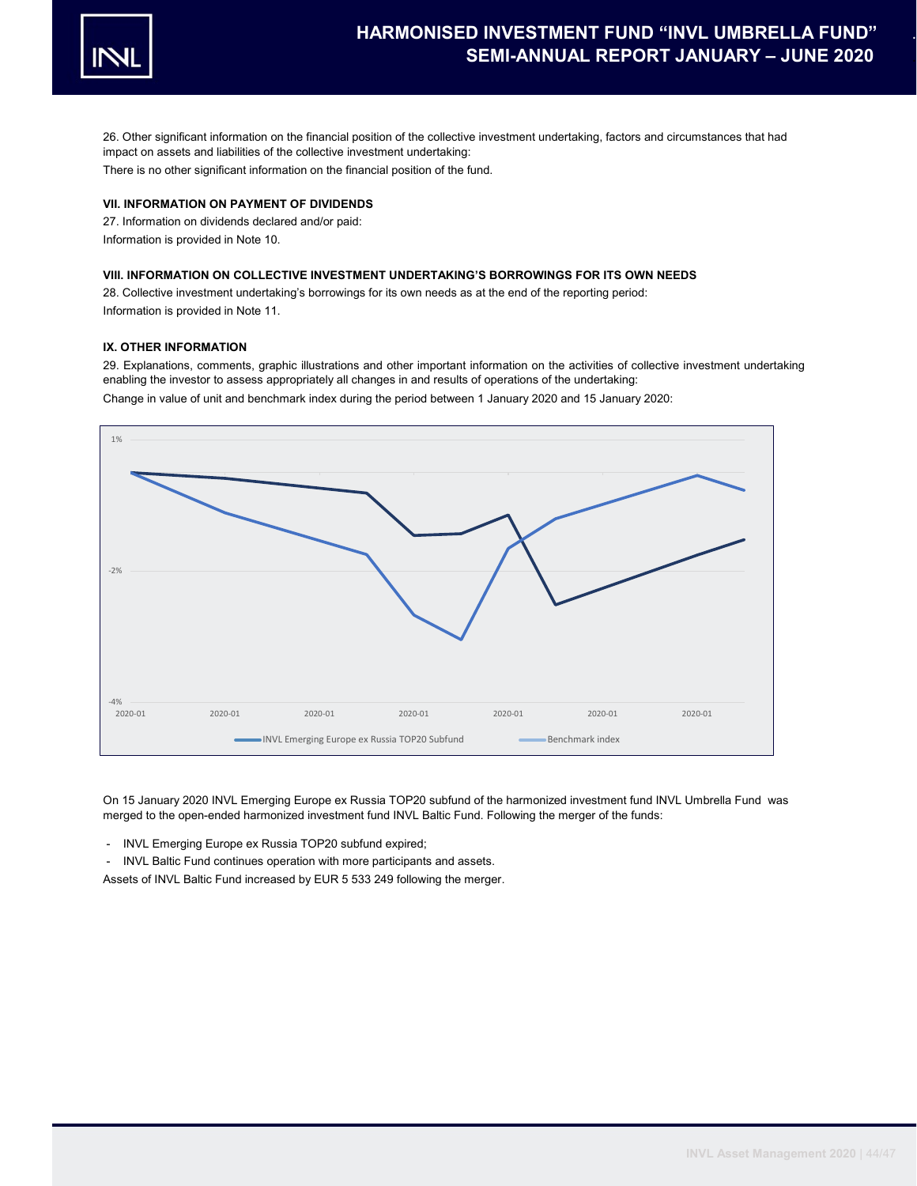26. Other significant information on the financial position of the collective investment undertaking, factors and circumstances that had impact on assets and liabilities of the collective investment undertaking:

There is no other significant information on the financial position of the fund.

### VII. INFORMATION ON PAYMENT OF DIVIDENDS

27. Information on dividends declared and/or paid:

Information is provided in Note 10.

### VIII. INFORMATION ON COLLECTIVE INVESTMENT UNDERTAKING'S BORROWINGS FOR ITS OWN NEEDS

28. Collective investment undertaking's borrowings for its own needs as at the end of the reporting period:

Information is provided in Note 11.

### IX. OTHER INFORMATION

29. Explanations, comments, graphic illustrations and other important information on the activities of collective investment undertaking enabling the investor to assess appropriately all changes in and results of operations of the undertaking:

Change in value of unit and benchmark index during the period between 1 January 2020 and 15 January 2020:

1%

-2%

-4%

2020-01 2020-01 2020-01 2020-01 2020-01 2020-01 2020-01

INVL Emerging Europe ex Russia TOP20 Subfund — Benchmark index

On 15 January 2020 INVL Emerging Europe ex Russia TOP20 subfund of the harmonized investment fund INVL Umbrella Fund was merged to the open-ended harmonized investment fund INVL Baltic Fund. Following the merger of the funds:

- INVL Emerging Europe ex Russia TOP20 subfund expired;
- INVL Baltic Fund continues operation with more participants and assets.

Assets of INVL Baltic Fund increased by EUR 5 533 249 following the merger.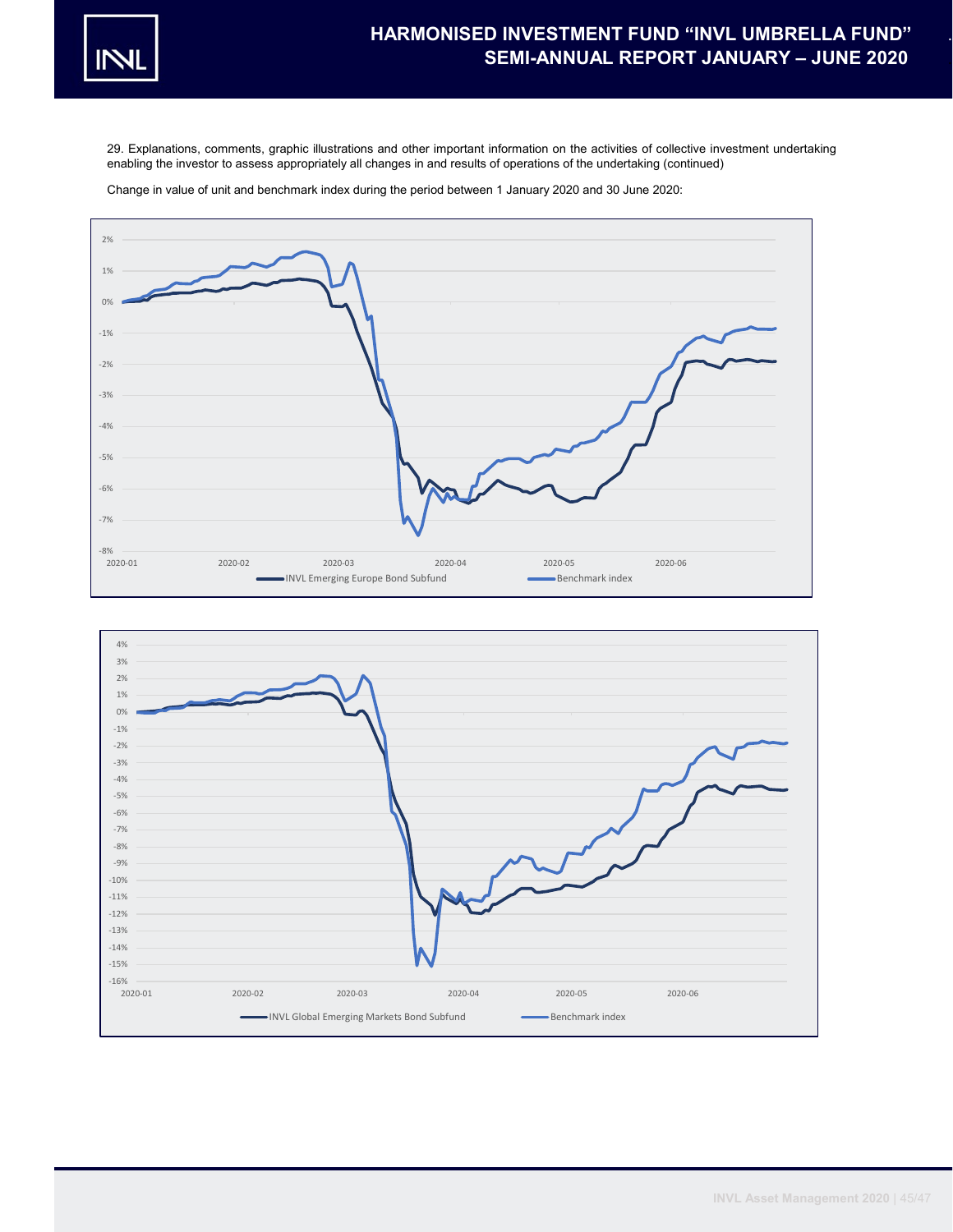29. Explanations, comments, graphic illustrations and other important information on the activities of collective investment undertaking enabling the investor to assess appropriately all changes in and results of operations of the undertaking (continued)

Change in value of unit and benchmark index during the period between 1 January 2020 and 30 June 2020:

INVL Emerging Europe Bond Subfund — Benchmark index

INVL Global Emerging Markets Bond Subfund — Benchmark index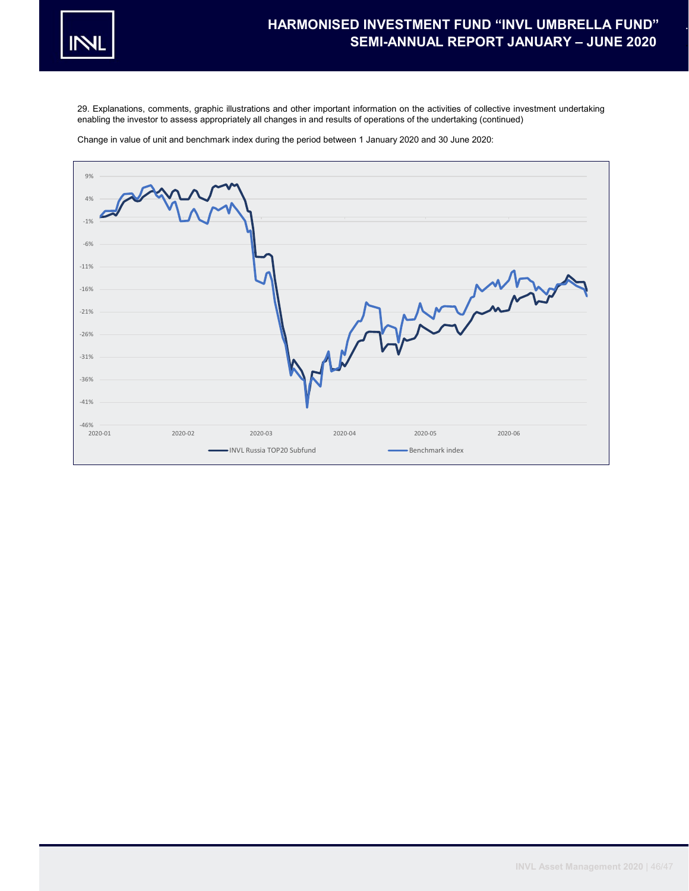29. Explanations, comments, graphic illustrations and other important information on the activities of collective investment undertaking enabling the investor to assess appropriately all changes in and results of operations of the undertaking (continued)

Change in value of unit and benchmark index during the period between 1 January 2020 and 30 June 2020:

9%
4%
-1%
-6%
-11%
-16%
-21%
-26%
-31%
-36%
-41%
-46%

2020-01 2020-02 2020-03 2020-04 2020-05 2020-06

INVL Russia TOP20 Subfund — Benchmark index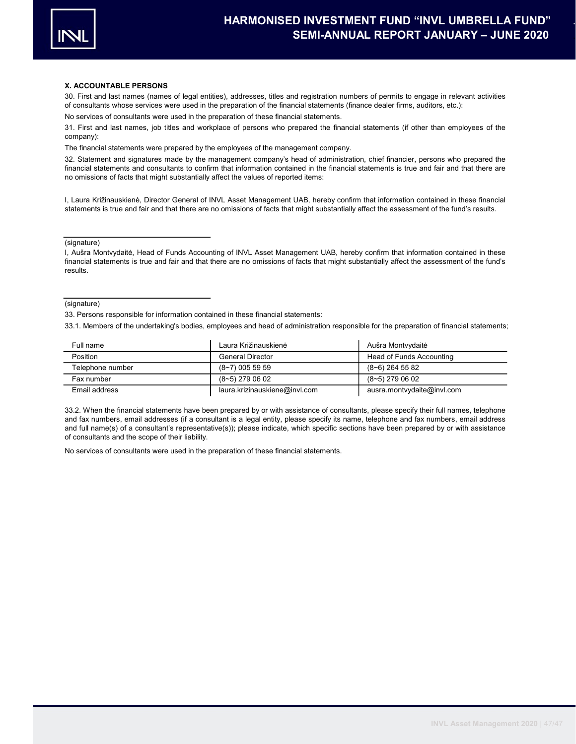**X. ACCOUNTABLE PERSONS**

30. First and last names (names of legal entities), addresses, titles and registration numbers of permits to engage in relevant activities of consultants whose services were used in the preparation of the financial statements (finance dealer firms, auditors, etc.):

No services of consultants were used in the preparation of these financial statements.

31. First and last names, job titles and workplace of persons who prepared the financial statements (if other than employees of the company):

The financial statements were prepared by the employees of the management company.

32. Statement and signatures made by the management company's head of administration, chief financier, persons who prepared the financial statements and consultants to confirm that information contained in the financial statements is true and fair and that there are no omissions of facts that might substantially affect the values of reported items:

I, Laura Križinauskienė, Director General of INVL Asset Management UAB, hereby confirm that information contained in these financial statements is true and fair and that there are no omissions of facts that might substantially affect the assessment of the fund's results.

\_\_\_\_\_\_\_\_\_\_\_\_\_\_\_\_\_\_\_\_\_\_\_\_\_\_\_\_\_\_\_\_

(signature)

I, Aušra Montvydaitė, Head of Funds Accounting of INVL Asset Management UAB, hereby confirm that information contained in these financial statements is true and fair and that there are no omissions of facts that might substantially affect the assessment of the fund's results.

\_\_\_\_\_\_\_\_\_\_\_\_\_\_\_\_\_\_\_\_\_\_\_\_\_\_\_\_\_\_\_\_

(signature)

33. Persons responsible for information contained in these financial statements:

33.1. Members of the undertaking's bodies, employees and head of administration responsible for the preparation of financial statements;

| Full name | Laura Križinauskienė | Aušra Montvydaitė |
|---|---|---|
| Position | General Director | Head of Funds Accounting |
| Telephone number | (8~7) 005 59 59 | (8~6) 264 55 82 |
| Fax number | (8~5) 279 06 02 | (8~5) 279 06 02 |
| Email address | laura.krizinauskiene@invl.com | ausra.montvydaite@invl.com |

33.2. When the financial statements have been prepared by or with assistance of consultants, please specify their full names, telephone and fax numbers, email addresses (if a consultant is a legal entity, please specify its name, telephone and fax numbers, email address and full name(s) of a consultant's representative(s)); please indicate, which specific sections have been prepared by or with assistance of consultants and the scope of their liability.

No services of consultants were used in the preparation of these financial statements.